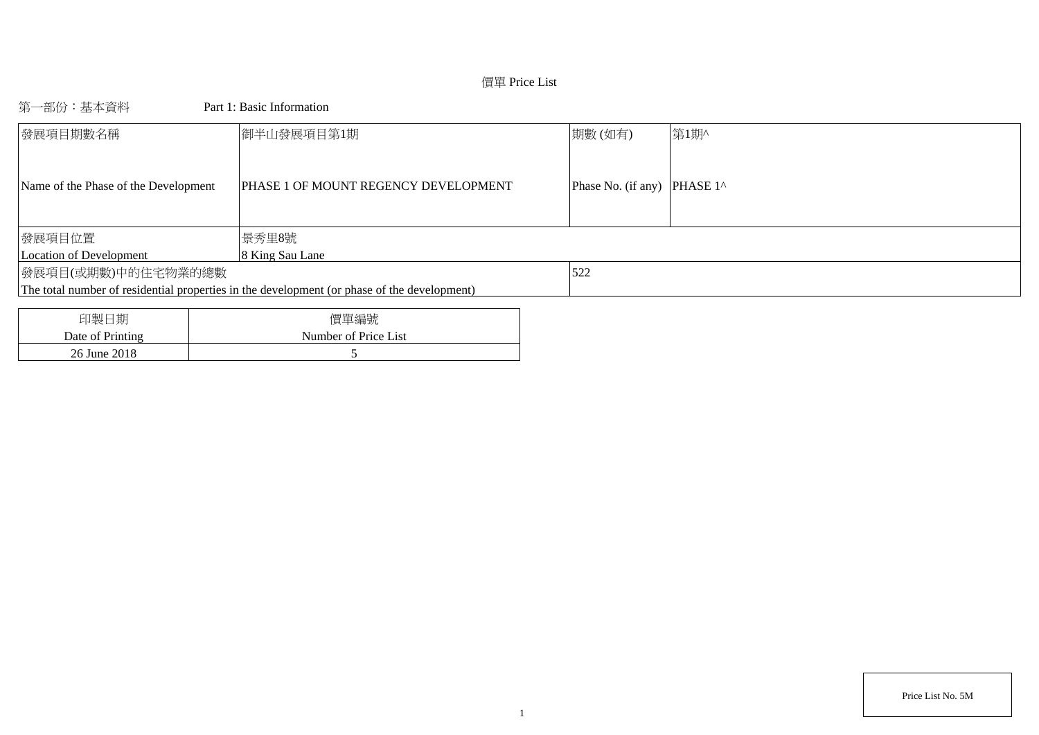# 價單 Price List

第一部份：基本資料　　　　Part 1: Basic Information

| 發展項目期數名稱<br><br>Name of the Phase of the Development | 御半山發展項目第1期<br><br>PHASE 1 OF MOUNT REGENCY DEVELOPMENT | 期數 (如有)<br><br>Phase No. (if any) | 第1期^<br><br>PHASE 1^ |
|---|---|---|---|
| 發展項目位置<br>Location of Development | 景秀里8號<br>8 King Sau Lane | | |
| 發展項目(或期數)中的住宅物業的總數<br>The total number of residential properties in the development (or phase of the development) | | 522 | |

| 印製日期<br>Date of Printing | 價單編號<br>Number of Price List |
|---|---|
| 26 June 2018 | 5 |

Price List No. 5M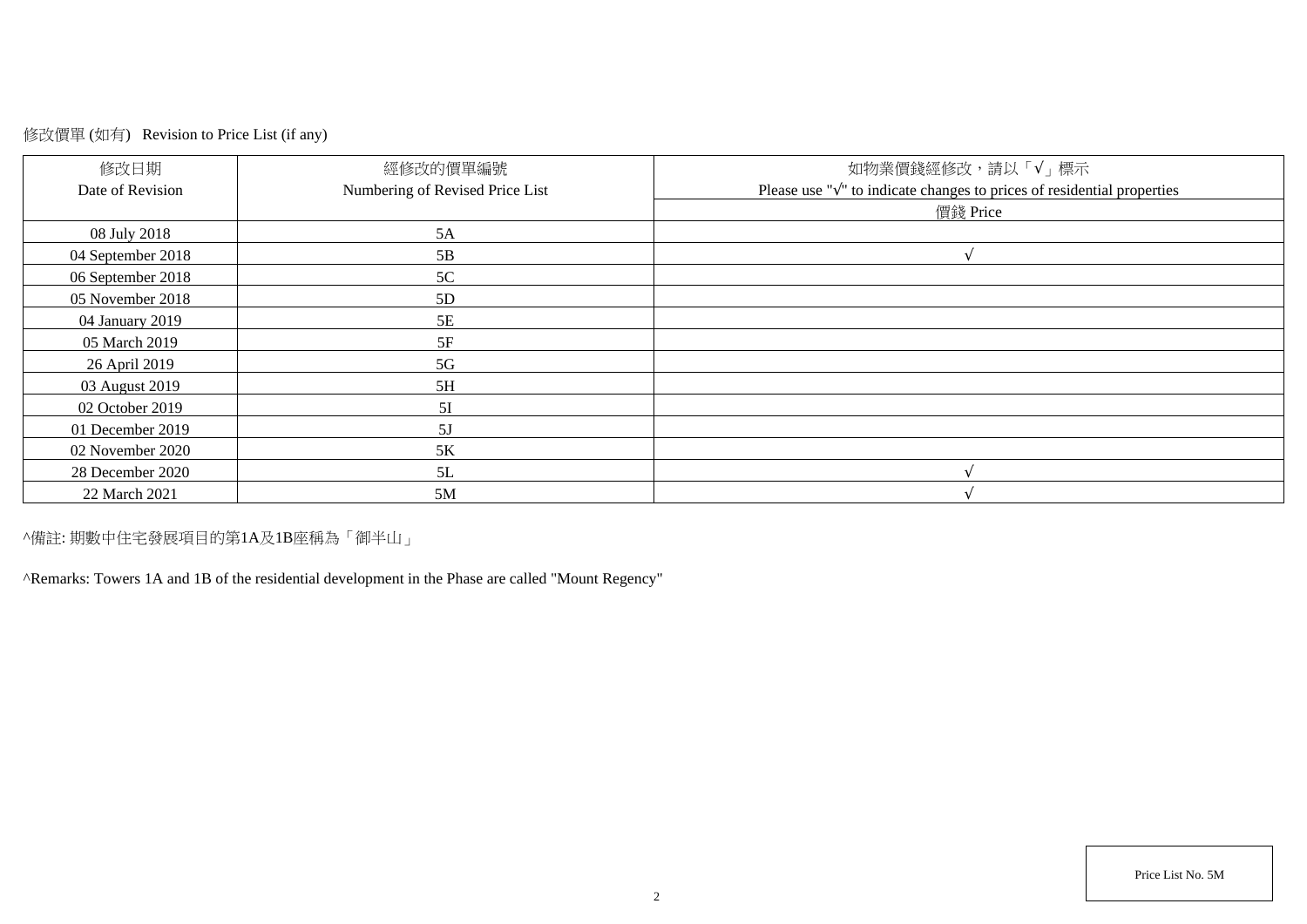修改價單 (如有) Revision to Price List (if any)

| 修改日期<br>Date of Revision | 經修改的價單編號<br>Numbering of Revised Price List | 如物業價錢經修改，請以「√」標示<br>Please use "√" to indicate changes to prices of residential properties |
|---|---|---|
| | | 價錢 Price |
| 08 July 2018 | 5A | |
| 04 September 2018 | 5B | √ |
| 06 September 2018 | 5C | |
| 05 November 2018 | 5D | |
| 04 January 2019 | 5E | |
| 05 March 2019 | 5F | |
| 26 April 2019 | 5G | |
| 03 August 2019 | 5H | |
| 02 October 2019 | 5I | |
| 01 December 2019 | 5J | |
| 02 November 2020 | 5K | |
| 28 December 2020 | 5L | √ |
| 22 March 2021 | 5M | √ |

^備註: 期數中住宅發展項目的第1A及1B座稱為「御半山」

^Remarks: Towers 1A and 1B of the residential development in the Phase are called "Mount Regency"

Price List No. 5M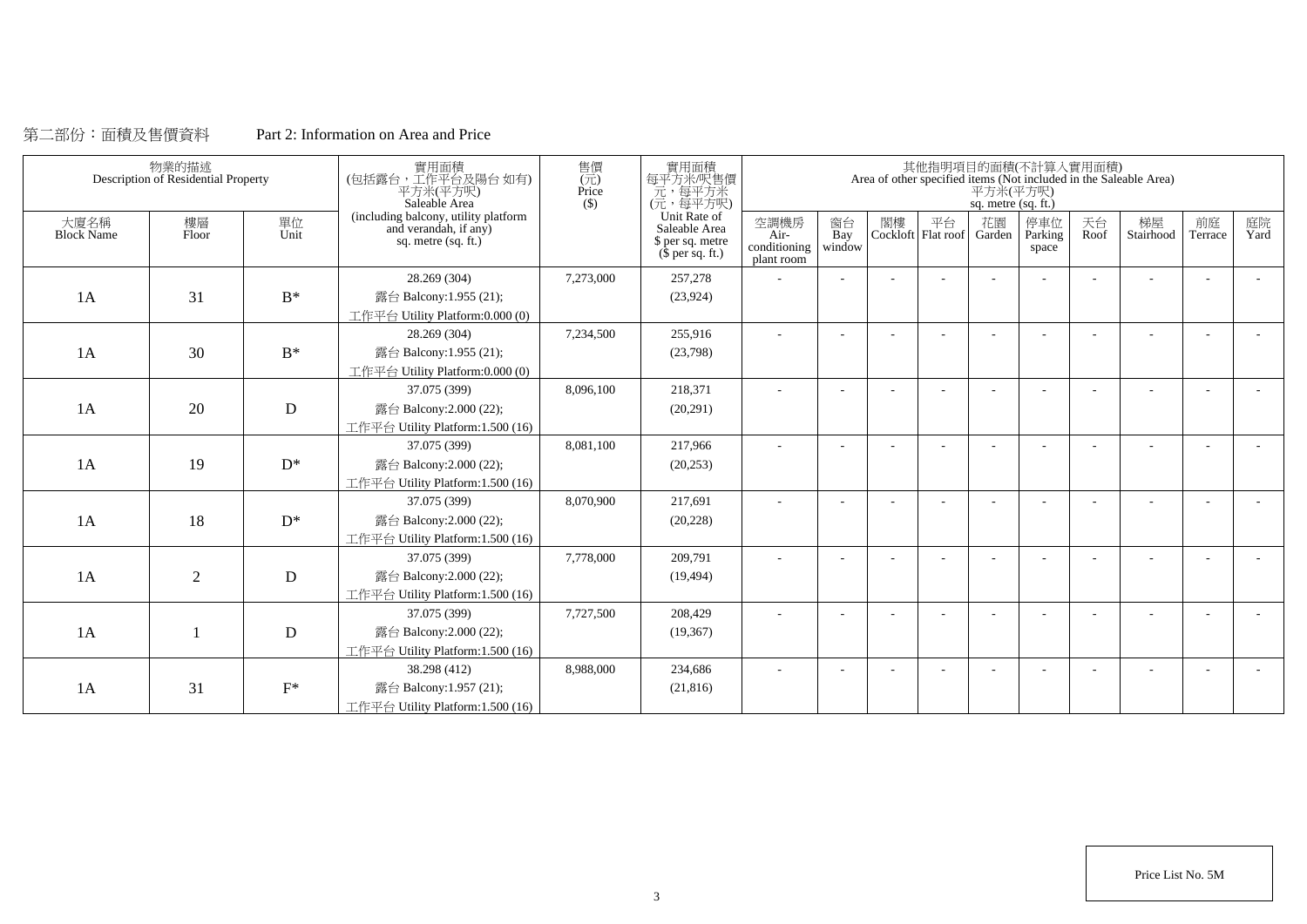第二部份：面積及售價資料　　　Part 2: Information on Area and Price

| 物業的描述 Description of Residential Property | | | 實用面積 (包括露台，工作平台及陽台 如有) 平方米(平方呎) Saleable Area (including balcony, utility platform and verandah, if any) sq. metre (sq. ft.) | 售價 (元) Price ($) | 實用面積 每平方米/呎售價 元，每平方米 (元，每平方呎) Unit Rate of Saleable Area $ per sq. metre ($ per sq. ft.) | 其他指明項目的面積(不計算入實用面積) Area of other specified items (Not included in the Saleable Area) 平方米(平方呎) sq. metre (sq. ft.) | | | | | | | | | |
|---|---|---|---|---|---|---|---|---|---|---|---|---|---|---|---|
| 大廈名稱 Block Name | 樓層 Floor | 單位 Unit | | | | 空調機房 Air-conditioning plant room | 窗台 Bay window | 閣樓 Cockloft | 平台 Flat roof | 花園 Garden | 停車位 Parking space | 天台 Roof | 梯屋 Stairhood | 前庭 Terrace | 庭院 Yard |
| 1A | 31 | B* | 28.269 (304) 露台 Balcony:1.955 (21); 工作平台 Utility Platform:0.000 (0) | 7,273,000 | 257,278 (23,924) | - | - | - | - | - | - | - | - | - | - |
| 1A | 30 | B* | 28.269 (304) 露台 Balcony:1.955 (21); 工作平台 Utility Platform:0.000 (0) | 7,234,500 | 255,916 (23,798) | - | - | - | - | - | - | - | - | - | - |
| 1A | 20 | D | 37.075 (399) 露台 Balcony:2.000 (22); 工作平台 Utility Platform:1.500 (16) | 8,096,100 | 218,371 (20,291) | - | - | - | - | - | - | - | - | - | - |
| 1A | 19 | D* | 37.075 (399) 露台 Balcony:2.000 (22); 工作平台 Utility Platform:1.500 (16) | 8,081,100 | 217,966 (20,253) | - | - | - | - | - | - | - | - | - | - |
| 1A | 18 | D* | 37.075 (399) 露台 Balcony:2.000 (22); 工作平台 Utility Platform:1.500 (16) | 8,070,900 | 217,691 (20,228) | - | - | - | - | - | - | - | - | - | - |
| 1A | 2 | D | 37.075 (399) 露台 Balcony:2.000 (22); 工作平台 Utility Platform:1.500 (16) | 7,778,000 | 209,791 (19,494) | - | - | - | - | - | - | - | - | - | - |
| 1A | 1 | D | 37.075 (399) 露台 Balcony:2.000 (22); 工作平台 Utility Platform:1.500 (16) | 7,727,500 | 208,429 (19,367) | - | - | - | - | - | - | - | - | - | - |
| 1A | 31 | F* | 38.298 (412) 露台 Balcony:1.957 (21); 工作平台 Utility Platform:1.500 (16) | 8,988,000 | 234,686 (21,816) | - | - | - | - | - | - | - | - | - | - |

Price List No. 5M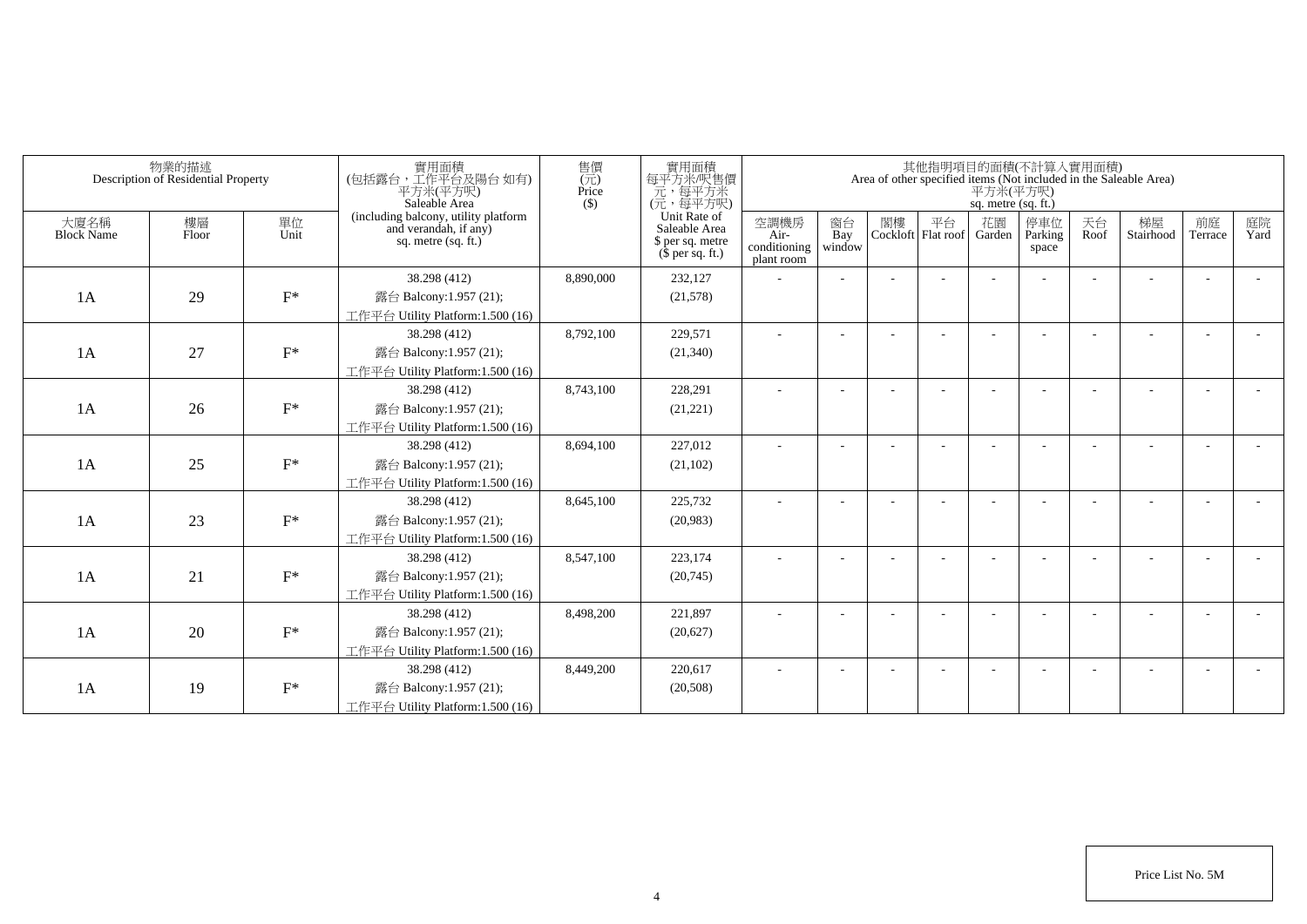| 物業的描述 Description of Residential Property | | | 實用面積 (包括露台，工作平台及陽台 如有) 平方米(平方呎) Saleable Area (including balcony, utility platform and verandah, if any) sq. metre (sq. ft.) | 售價 (元) Price ($) | 實用面積 每平方米/呎售價 元，每平方米 (元，每平方呎) Unit Rate of Saleable Area $ per sq. metre ($ per sq. ft.) | 其他指明項目的面積(不計算入實用面積) Area of other specified items (Not included in the Saleable Area) 平方米(平方呎) sq. metre (sq. ft.) | | | | | | | | | |
|---|---|---|---|---|---|---|---|---|---|---|---|---|---|---|---|
| 大廈名稱 Block Name | 樓層 Floor | 單位 Unit | | | | 空調機房 Air-conditioning plant room | 窗台 Bay window | 閣樓 Cockloft | 平台 Flat roof | 花園 Garden | 停車位 Parking space | 天台 Roof | 梯屋 Stairhood | 前庭 Terrace | 庭院 Yard |
| 1A | 29 | F* | 38.298 (412) 露台 Balcony:1.957 (21); 工作平台 Utility Platform:1.500 (16) | 8,890,000 | 232,127 (21,578) | - | - | - | - | - | - | - | - | - | - |
| 1A | 27 | F* | 38.298 (412) 露台 Balcony:1.957 (21); 工作平台 Utility Platform:1.500 (16) | 8,792,100 | 229,571 (21,340) | - | - | - | - | - | - | - | - | - | - |
| 1A | 26 | F* | 38.298 (412) 露台 Balcony:1.957 (21); 工作平台 Utility Platform:1.500 (16) | 8,743,100 | 228,291 (21,221) | - | - | - | - | - | - | - | - | - | - |
| 1A | 25 | F* | 38.298 (412) 露台 Balcony:1.957 (21); 工作平台 Utility Platform:1.500 (16) | 8,694,100 | 227,012 (21,102) | - | - | - | - | - | - | - | - | - | - |
| 1A | 23 | F* | 38.298 (412) 露台 Balcony:1.957 (21); 工作平台 Utility Platform:1.500 (16) | 8,645,100 | 225,732 (20,983) | - | - | - | - | - | - | - | - | - | - |
| 1A | 21 | F* | 38.298 (412) 露台 Balcony:1.957 (21); 工作平台 Utility Platform:1.500 (16) | 8,547,100 | 223,174 (20,745) | - | - | - | - | - | - | - | - | - | - |
| 1A | 20 | F* | 38.298 (412) 露台 Balcony:1.957 (21); 工作平台 Utility Platform:1.500 (16) | 8,498,200 | 221,897 (20,627) | - | - | - | - | - | - | - | - | - | - |
| 1A | 19 | F* | 38.298 (412) 露台 Balcony:1.957 (21); 工作平台 Utility Platform:1.500 (16) | 8,449,200 | 220,617 (20,508) | - | - | - | - | - | - | - | - | - | - |

Price List No. 5M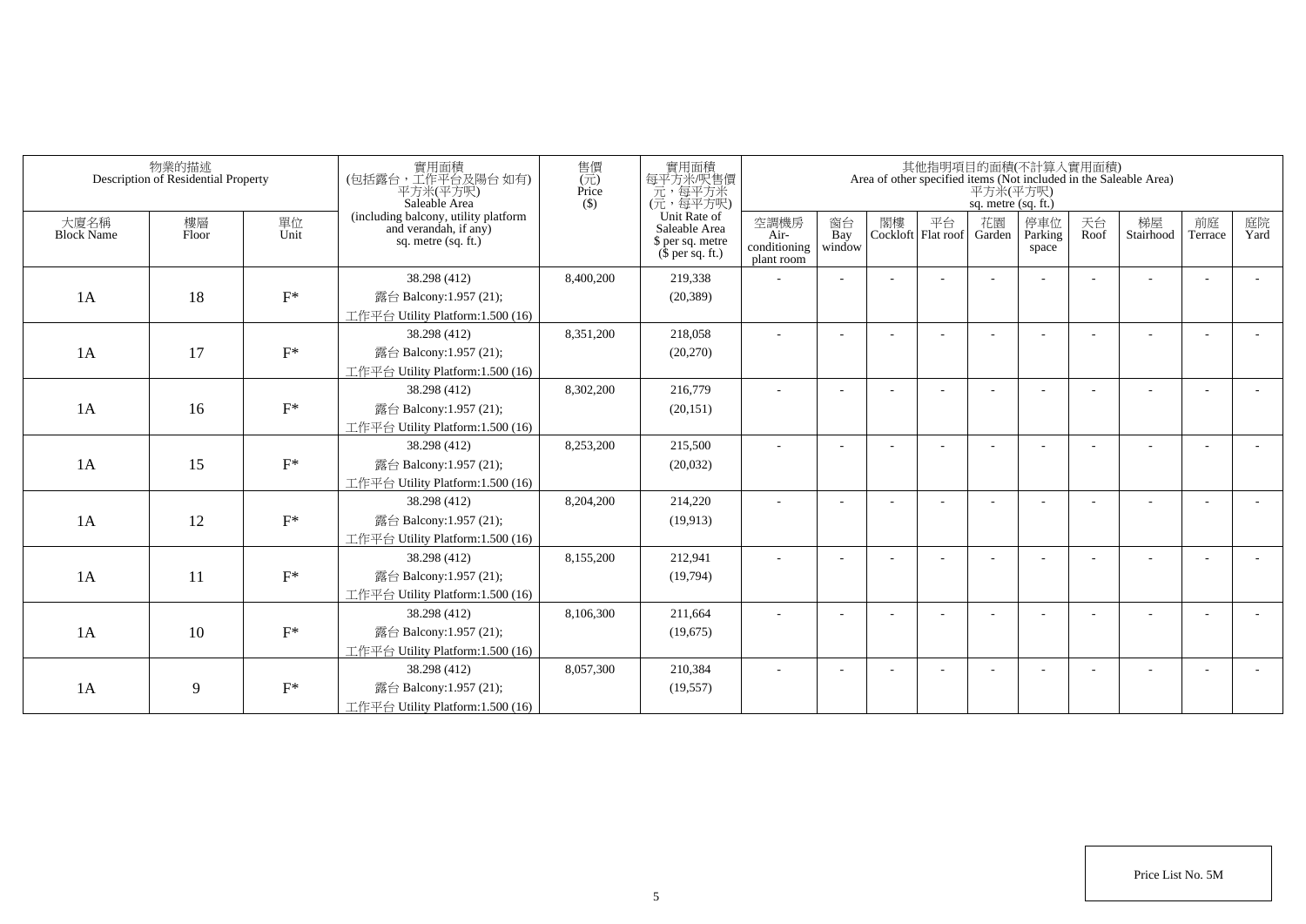| 物業的描述 Description of Residential Property | | | 實用面積 (包括露台，工作平台及陽台 如有) 平方米(平方呎) Saleable Area (including balcony, utility platform and verandah, if any) sq. metre (sq. ft.) | 售價 (元) Price ($) | 實用面積 每平方米/呎售價 元，每平方米 (元，每平方呎) Unit Rate of Saleable Area $ per sq. metre ($ per sq. ft.) | 其他指明項目的面積(不計算入實用面積) Area of other specified items (Not included in the Saleable Area) 平方米(平方呎) sq. metre (sq. ft.) | | | | | | | | | |
|---|---|---|---|---|---|---|---|---|---|---|---|---|---|---|---|
| 大廈名稱 Block Name | 樓層 Floor | 單位 Unit | | | | 空調機房 Air-conditioning plant room | 窗台 Bay window | 閣樓 Cockloft | 平台 Flat roof | 花園 Garden | 停車位 Parking space | 天台 Roof | 梯屋 Stairhood | 前庭 Terrace | 庭院 Yard |
| 1A | 18 | F* | 38.298 (412)<br>露台 Balcony:1.957 (21);<br>工作平台 Utility Platform:1.500 (16) | 8,400,200 | 219,338<br>(20,389) | - | - | - | - | - | - | - | - | - | - |
| 1A | 17 | F* | 38.298 (412)<br>露台 Balcony:1.957 (21);<br>工作平台 Utility Platform:1.500 (16) | 8,351,200 | 218,058<br>(20,270) | - | - | - | - | - | - | - | - | - | - |
| 1A | 16 | F* | 38.298 (412)<br>露台 Balcony:1.957 (21);<br>工作平台 Utility Platform:1.500 (16) | 8,302,200 | 216,779<br>(20,151) | - | - | - | - | - | - | - | - | - | - |
| 1A | 15 | F* | 38.298 (412)<br>露台 Balcony:1.957 (21);<br>工作平台 Utility Platform:1.500 (16) | 8,253,200 | 215,500<br>(20,032) | - | - | - | - | - | - | - | - | - | - |
| 1A | 12 | F* | 38.298 (412)<br>露台 Balcony:1.957 (21);<br>工作平台 Utility Platform:1.500 (16) | 8,204,200 | 214,220<br>(19,913) | - | - | - | - | - | - | - | - | - | - |
| 1A | 11 | F* | 38.298 (412)<br>露台 Balcony:1.957 (21);<br>工作平台 Utility Platform:1.500 (16) | 8,155,200 | 212,941<br>(19,794) | - | - | - | - | - | - | - | - | - | - |
| 1A | 10 | F* | 38.298 (412)<br>露台 Balcony:1.957 (21);<br>工作平台 Utility Platform:1.500 (16) | 8,106,300 | 211,664<br>(19,675) | - | - | - | - | - | - | - | - | - | - |
| 1A | 9 | F* | 38.298 (412)<br>露台 Balcony:1.957 (21);<br>工作平台 Utility Platform:1.500 (16) | 8,057,300 | 210,384<br>(19,557) | - | - | - | - | - | - | - | - | - | - |

Price List No. 5M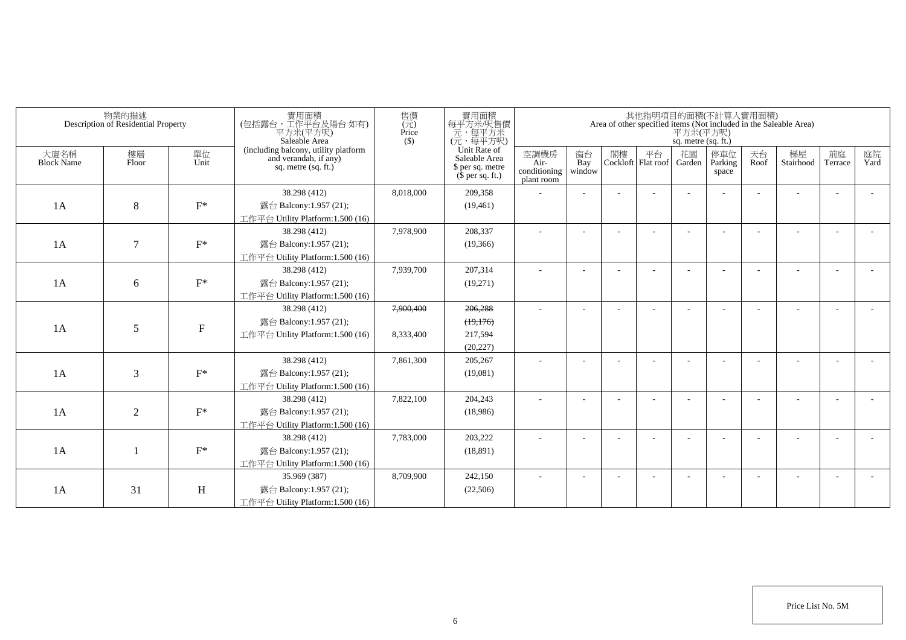| 物業的描述 Description of Residential Property | | | 實用面積 (包括露台，工作平台及陽台 如有) 平方米(平方呎) Saleable Area (including balcony, utility platform and verandah, if any) sq. metre (sq. ft.) | 售價 (元) Price ($) | 實用面積 每平方米/呎售價 元，每平方米 (元，每平方呎) Unit Rate of Saleable Area $ per sq. metre ($ per sq. ft.) | 其他指明項目的面積(不計算入實用面積) Area of other specified items (Not included in the Saleable Area) 平方米(平方呎) sq. metre (sq. ft.) | | | | | | | | | |
|---|---|---|---|---|---|---|---|---|---|---|---|---|---|---|---|
| 大廈名稱 Block Name | 樓層 Floor | 單位 Unit | | | | 空調機房 Air-conditioning plant room | 窗台 Bay window | 閣樓 Cockloft | 平台 Flat roof | 花園 Garden | 停車位 Parking space | 天台 Roof | 梯屋 Stairhood | 前庭 Terrace | 庭院 Yard |
| 1A | 8 | F* | 38.298 (412) 露台 Balcony:1.957 (21); 工作平台 Utility Platform:1.500 (16) | 8,018,000 | 209,358 (19,461) | - | - | - | - | - | - | - | - | - | - |
| 1A | 7 | F* | 38.298 (412) 露台 Balcony:1.957 (21); 工作平台 Utility Platform:1.500 (16) | 7,978,900 | 208,337 (19,366) | - | - | - | - | - | - | - | - | - | - |
| 1A | 6 | F* | 38.298 (412) 露台 Balcony:1.957 (21); 工作平台 Utility Platform:1.500 (16) | 7,939,700 | 207,314 (19,271) | - | - | - | - | - | - | - | - | - | - |
| 1A | 5 | F | 38.298 (412) 露台 Balcony:1.957 (21); 工作平台 Utility Platform:1.500 (16) | ~~7,900,400~~ 8,333,400 | ~~206,288~~ ~~(19,176)~~ 217,594 (20,227) | - | - | - | - | - | - | - | - | - | - |
| 1A | 3 | F* | 38.298 (412) 露台 Balcony:1.957 (21); 工作平台 Utility Platform:1.500 (16) | 7,861,300 | 205,267 (19,081) | - | - | - | - | - | - | - | - | - | - |
| 1A | 2 | F* | 38.298 (412) 露台 Balcony:1.957 (21); 工作平台 Utility Platform:1.500 (16) | 7,822,100 | 204,243 (18,986) | - | - | - | - | - | - | - | - | - | - |
| 1A | 1 | F* | 38.298 (412) 露台 Balcony:1.957 (21); 工作平台 Utility Platform:1.500 (16) | 7,783,000 | 203,222 (18,891) | - | - | - | - | - | - | - | - | - | - |
| 1A | 31 | H | 35.969 (387) 露台 Balcony:1.957 (21); 工作平台 Utility Platform:1.500 (16) | 8,709,900 | 242,150 (22,506) | - | - | - | - | - | - | - | - | - | - |

Price List No. 5M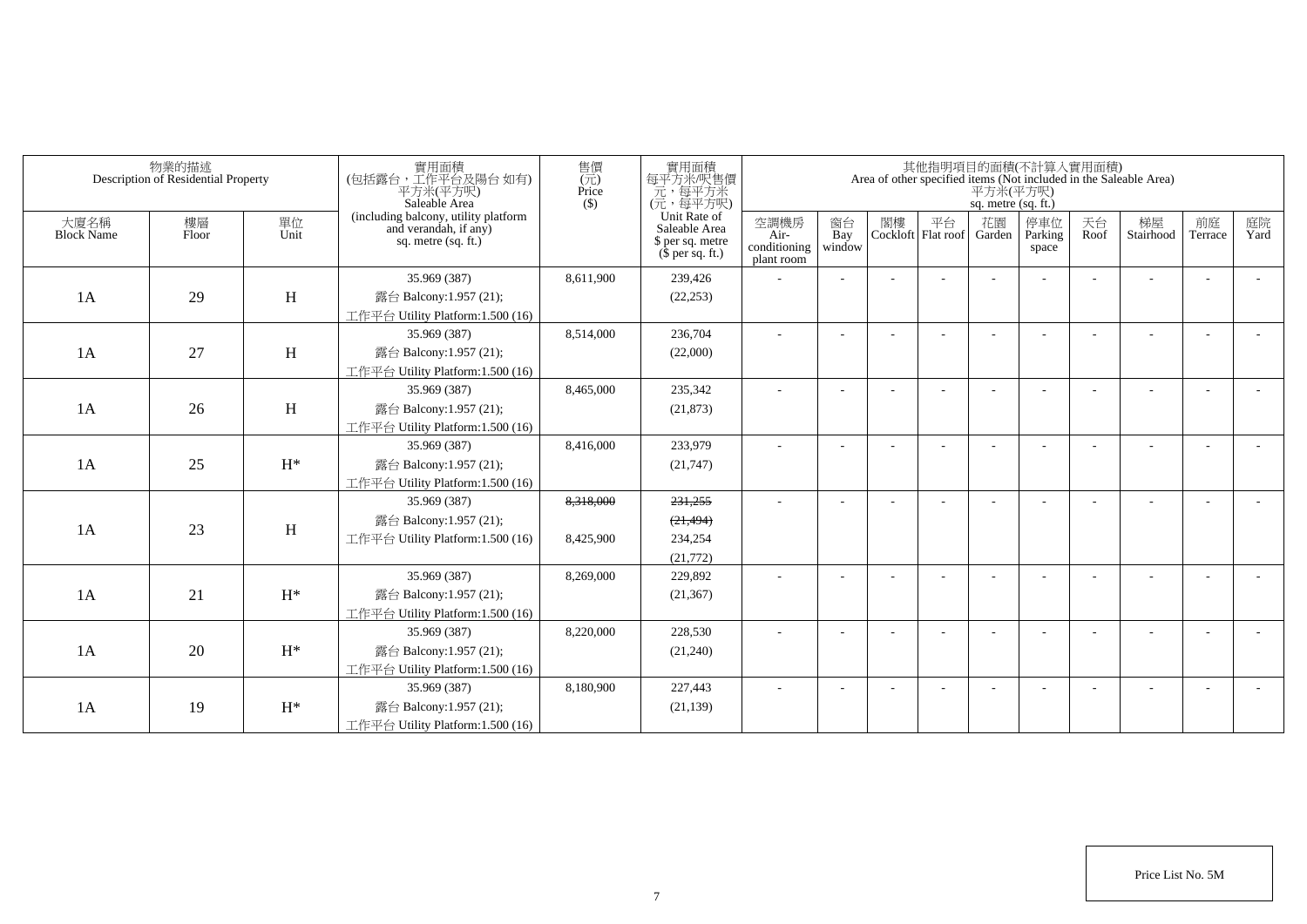| 物業的描述 Description of Residential Property | | | 實用面積 (包括露台，工作平台及陽台 如有) 平方米(平方呎) Saleable Area (including balcony, utility platform and verandah, if any) sq. metre (sq. ft.) | 售價 (元) Price ($) | 實用面積 每平方米/呎售價 元，每平方米 (元，每平方呎) Unit Rate of Saleable Area $ per sq. metre ($ per sq. ft.) | 其他指明項目的面積(不計算入實用面積) Area of other specified items (Not included in the Saleable Area) 平方米(平方呎) sq. metre (sq. ft.) | | | | | | | | | |
|---|---|---|---|---|---|---|---|---|---|---|---|---|---|---|---|
| 大廈名稱 Block Name | 樓層 Floor | 單位 Unit | | | | 空調機房 Air-conditioning plant room | 窗台 Bay window | 閣樓 Cockloft | 平台 Flat roof | 花園 Garden | 停車位 Parking space | 天台 Roof | 梯屋 Stairhood | 前庭 Terrace | 庭院 Yard |
| 1A | 29 | H | 35.969 (387) 露台 Balcony:1.957 (21); 工作平台 Utility Platform:1.500 (16) | 8,611,900 | 239,426 (22,253) | - | - | - | - | - | - | - | - | - | - |
| 1A | 27 | H | 35.969 (387) 露台 Balcony:1.957 (21); 工作平台 Utility Platform:1.500 (16) | 8,514,000 | 236,704 (22,000) | - | - | - | - | - | - | - | - | - | - |
| 1A | 26 | H | 35.969 (387) 露台 Balcony:1.957 (21); 工作平台 Utility Platform:1.500 (16) | 8,465,000 | 235,342 (21,873) | - | - | - | - | - | - | - | - | - | - |
| 1A | 25 | H* | 35.969 (387) 露台 Balcony:1.957 (21); 工作平台 Utility Platform:1.500 (16) | 8,416,000 | 233,979 (21,747) | - | - | - | - | - | - | - | - | - | - |
| 1A | 23 | H | 35.969 (387) 露台 Balcony:1.957 (21); 工作平台 Utility Platform:1.500 (16) | ~~8,318,000~~ 8,425,900 | ~~231,255~~ ~~(21,494)~~ 234,254 (21,772) | - | - | - | - | - | - | - | - | - | - |
| 1A | 21 | H* | 35.969 (387) 露台 Balcony:1.957 (21); 工作平台 Utility Platform:1.500 (16) | 8,269,000 | 229,892 (21,367) | - | - | - | - | - | - | - | - | - | - |
| 1A | 20 | H* | 35.969 (387) 露台 Balcony:1.957 (21); 工作平台 Utility Platform:1.500 (16) | 8,220,000 | 228,530 (21,240) | - | - | - | - | - | - | - | - | - | - |
| 1A | 19 | H* | 35.969 (387) 露台 Balcony:1.957 (21); 工作平台 Utility Platform:1.500 (16) | 8,180,900 | 227,443 (21,139) | - | - | - | - | - | - | - | - | - | - |

Price List No. 5M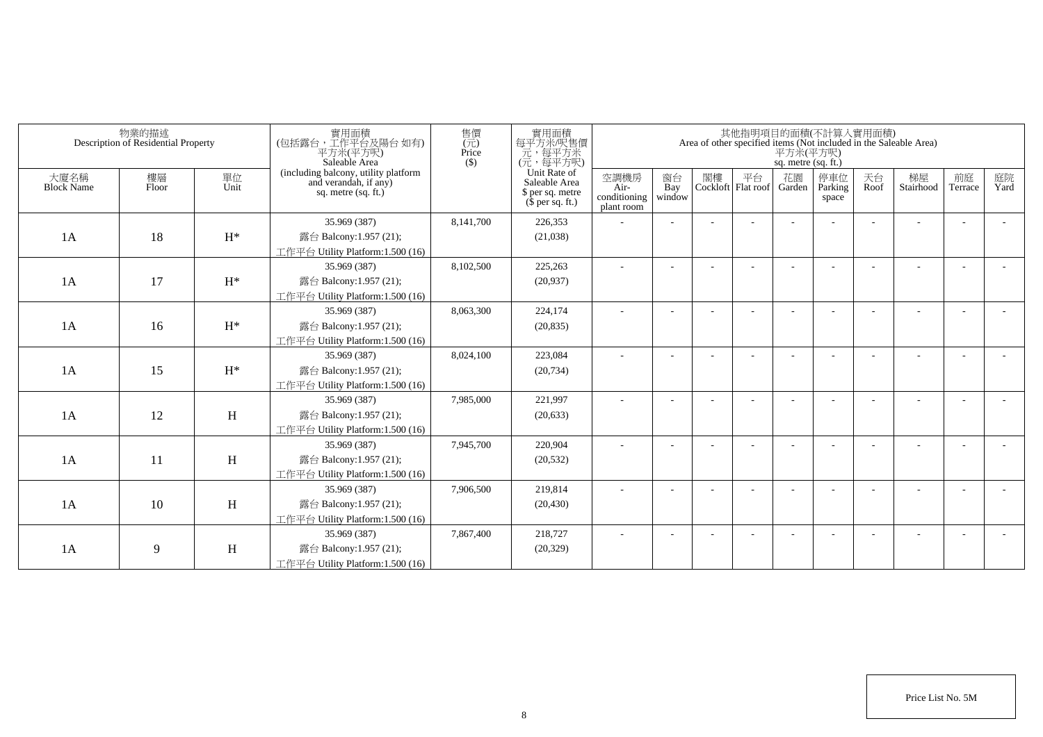| 物業的描述 Description of Residential Property | | | 實用面積 (包括露台，工作平台及陽台 如有) 平方米(平方呎) Saleable Area (including balcony, utility platform and verandah, if any) sq. metre (sq. ft.) | 售價 (元) Price ($) | 實用面積 每平方米/呎售價 元，每平方米 (元，每平方呎) Unit Rate of Saleable Area $ per sq. metre ($ per sq. ft.) | 其他指明項目的面積(不計算入實用面積) Area of other specified items (Not included in the Saleable Area) 平方米(平方呎) sq. metre (sq. ft.) | | | | | | | | | |
|---|---|---|---|---|---|---|---|---|---|---|---|---|---|---|---|
| 大廈名稱 Block Name | 樓層 Floor | 單位 Unit | | | | 空調機房 Air-conditioning plant room | 窗台 Bay window | 閣樓 Cockloft | 平台 Flat roof | 花園 Garden | 停車位 Parking space | 天台 Roof | 梯屋 Stairhood | 前庭 Terrace | 庭院 Yard |
| 1A | 18 | H* | 35.969 (387) 露台 Balcony:1.957 (21); 工作平台 Utility Platform:1.500 (16) | 8,141,700 | 226,353 (21,038) | - | - | - | - | - | - | - | - | - | - |
| 1A | 17 | H* | 35.969 (387) 露台 Balcony:1.957 (21); 工作平台 Utility Platform:1.500 (16) | 8,102,500 | 225,263 (20,937) | - | - | - | - | - | - | - | - | - | - |
| 1A | 16 | H* | 35.969 (387) 露台 Balcony:1.957 (21); 工作平台 Utility Platform:1.500 (16) | 8,063,300 | 224,174 (20,835) | - | - | - | - | - | - | - | - | - | - |
| 1A | 15 | H* | 35.969 (387) 露台 Balcony:1.957 (21); 工作平台 Utility Platform:1.500 (16) | 8,024,100 | 223,084 (20,734) | - | - | - | - | - | - | - | - | - | - |
| 1A | 12 | H | 35.969 (387) 露台 Balcony:1.957 (21); 工作平台 Utility Platform:1.500 (16) | 7,985,000 | 221,997 (20,633) | - | - | - | - | - | - | - | - | - | - |
| 1A | 11 | H | 35.969 (387) 露台 Balcony:1.957 (21); 工作平台 Utility Platform:1.500 (16) | 7,945,700 | 220,904 (20,532) | - | - | - | - | - | - | - | - | - | - |
| 1A | 10 | H | 35.969 (387) 露台 Balcony:1.957 (21); 工作平台 Utility Platform:1.500 (16) | 7,906,500 | 219,814 (20,430) | - | - | - | - | - | - | - | - | - | - |
| 1A | 9 | H | 35.969 (387) 露台 Balcony:1.957 (21); 工作平台 Utility Platform:1.500 (16) | 7,867,400 | 218,727 (20,329) | - | - | - | - | - | - | - | - | - | - |

Price List No. 5M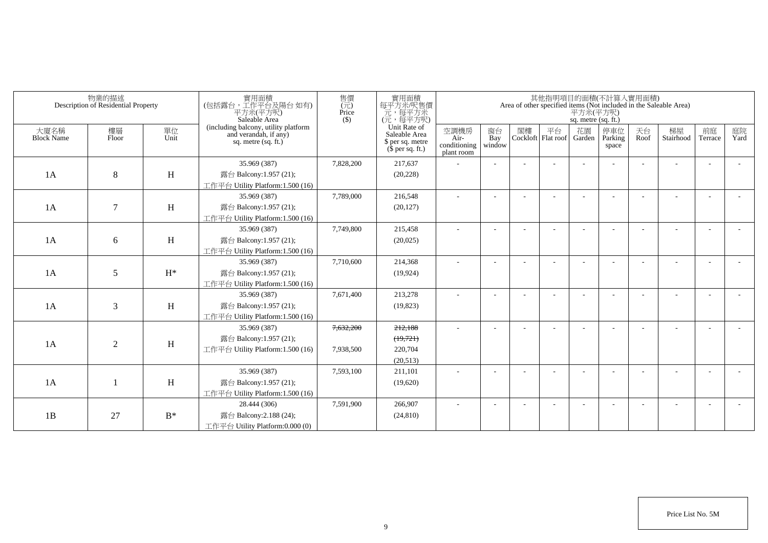| 物業的描述 Description of Residential Property | | | 實用面積 (包括露台，工作平台及陽台 如有) 平方米(平方呎) Saleable Area (including balcony, utility platform and verandah, if any) sq. metre (sq. ft.) | 售價 (元) Price ($) | 實用面積 每平方米/呎售價 元，每平方米 (元，每平方呎) Unit Rate of Saleable Area $ per sq. metre ($ per sq. ft.) | 其他指明項目的面積(不計算入實用面積) Area of other specified items (Not included in the Saleable Area) 平方米(平方呎) sq. metre (sq. ft.) | | | | | | | | | |
|---|---|---|---|---|---|---|---|---|---|---|---|---|---|---|---|
| 大廈名稱 Block Name | 樓層 Floor | 單位 Unit | | | | 空調機房 Air-conditioning plant room | 窗台 Bay window | 閣樓 Cockloft | 平台 Flat roof | 花園 Garden | 停車位 Parking space | 天台 Roof | 梯屋 Stairhood | 前庭 Terrace | 庭院 Yard |
| 1A | 8 | H | 35.969 (387)<br>露台 Balcony:1.957 (21);<br>工作平台 Utility Platform:1.500 (16) | 7,828,200 | 217,637<br>(20,228) | - | - | - | - | - | - | - | - | - | - |
| 1A | 7 | H | 35.969 (387)<br>露台 Balcony:1.957 (21);<br>工作平台 Utility Platform:1.500 (16) | 7,789,000 | 216,548<br>(20,127) | - | - | - | - | - | - | - | - | - | - |
| 1A | 6 | H | 35.969 (387)<br>露台 Balcony:1.957 (21);<br>工作平台 Utility Platform:1.500 (16) | 7,749,800 | 215,458<br>(20,025) | - | - | - | - | - | - | - | - | - | - |
| 1A | 5 | H* | 35.969 (387)<br>露台 Balcony:1.957 (21);<br>工作平台 Utility Platform:1.500 (16) | 7,710,600 | 214,368<br>(19,924) | - | - | - | - | - | - | - | - | - | - |
| 1A | 3 | H | 35.969 (387)<br>露台 Balcony:1.957 (21);<br>工作平台 Utility Platform:1.500 (16) | 7,671,400 | 213,278<br>(19,823) | - | - | - | - | - | - | - | - | - | - |
| 1A | 2 | H | 35.969 (387)<br>露台 Balcony:1.957 (21);<br>工作平台 Utility Platform:1.500 (16) | ~~7,632,200~~<br>7,938,500 | ~~212,188~~<br>~~(19,721)~~<br>220,704<br>(20,513) | - | - | - | - | - | - | - | - | - | - |
| 1A | 1 | H | 35.969 (387)<br>露台 Balcony:1.957 (21);<br>工作平台 Utility Platform:1.500 (16) | 7,593,100 | 211,101<br>(19,620) | - | - | - | - | - | - | - | - | - | - |
| 1B | 27 | B* | 28.444 (306)<br>露台 Balcony:2.188 (24);<br>工作平台 Utility Platform:0.000 (0) | 7,591,900 | 266,907<br>(24,810) | - | - | - | - | - | - | - | - | - | - |

Price List No. 5M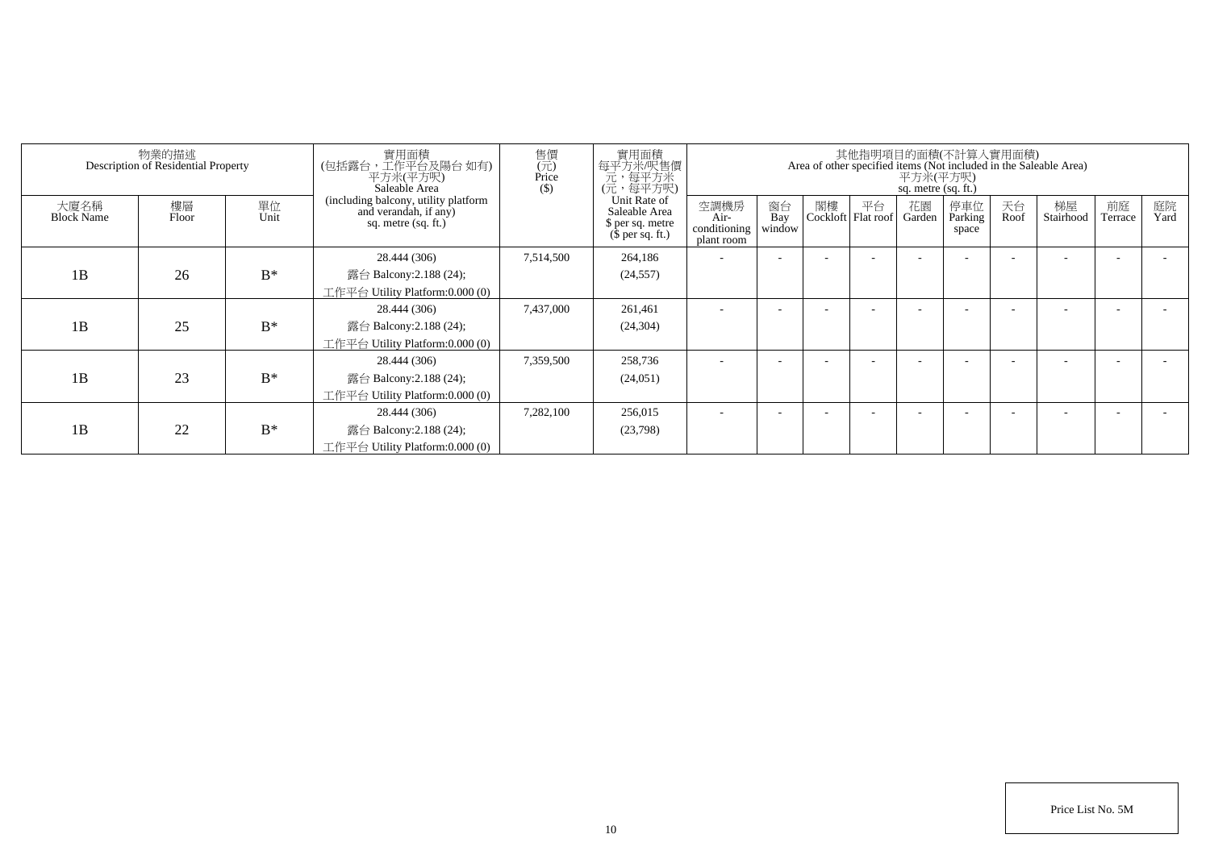| 物業的描述 Description of Residential Property | | | 實用面積 (包括露台，工作平台及陽台 如有) 平方米(平方呎) Saleable Area (including balcony, utility platform and verandah, if any) sq. metre (sq. ft.) | 售價 (元) Price ($) | 實用面積 每平方米/呎售價 元，每平方米 (元，每平方呎) Unit Rate of Saleable Area $ per sq. metre ($ per sq. ft.) | 其他指明項目的面積(不計算入實用面積) Area of other specified items (Not included in the Saleable Area) 平方米(平方呎) sq. metre (sq. ft.) | | | | | | | | | |
|---|---|---|---|---|---|---|---|---|---|---|---|---|---|---|---|
| 大廈名稱 Block Name | 樓層 Floor | 單位 Unit | | | | 空調機房 Air-conditioning plant room | 窗台 Bay window | 閣樓 Cockloft | 平台 Flat roof | 花園 Garden | 停車位 Parking space | 天台 Roof | 梯屋 Stairhood | 前庭 Terrace | 庭院 Yard |
| 1B | 26 | B* | 28.444 (306) 露台 Balcony:2.188 (24); 工作平台 Utility Platform:0.000 (0) | 7,514,500 | 264,186 (24,557) | - | - | - | - | - | - | - | - | - | - |
| 1B | 25 | B* | 28.444 (306) 露台 Balcony:2.188 (24); 工作平台 Utility Platform:0.000 (0) | 7,437,000 | 261,461 (24,304) | - | - | - | - | - | - | - | - | - | - |
| 1B | 23 | B* | 28.444 (306) 露台 Balcony:2.188 (24); 工作平台 Utility Platform:0.000 (0) | 7,359,500 | 258,736 (24,051) | - | - | - | - | - | - | - | - | - | - |
| 1B | 22 | B* | 28.444 (306) 露台 Balcony:2.188 (24); 工作平台 Utility Platform:0.000 (0) | 7,282,100 | 256,015 (23,798) | - | - | - | - | - | - | - | - | - | - |

Price List No. 5M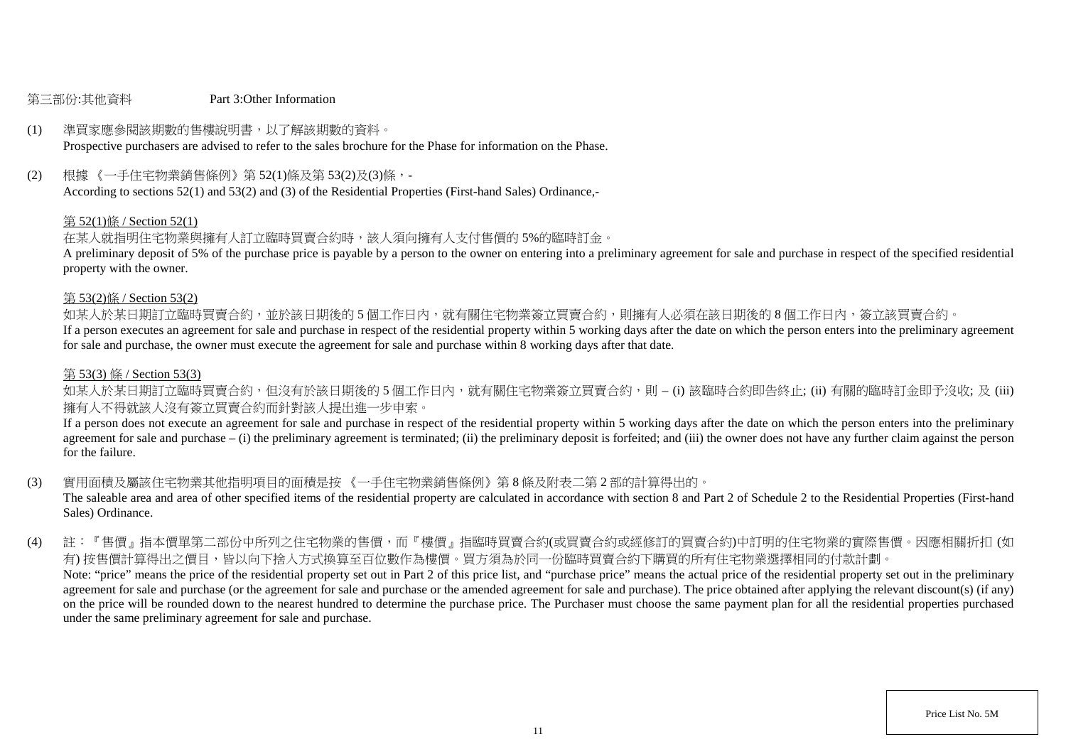## 第三部份:其他資料 Part 3:Other Information

(1) 準買家應參閱該期數的售樓說明書，以了解該期數的資料。
Prospective purchasers are advised to refer to the sales brochure for the Phase for information on the Phase.

(2) 根據 《一手住宅物業銷售條例》第 52(1)條及第 53(2)及(3)條，-
According to sections 52(1) and 53(2) and (3) of the Residential Properties (First-hand Sales) Ordinance,-

第 52(1)條 / Section 52(1)

在某人就指明住宅物業與擁有人訂立臨時買賣合約時，該人須向擁有人支付售價的 5%的臨時訂金。
A preliminary deposit of 5% of the purchase price is payable by a person to the owner on entering into a preliminary agreement for sale and purchase in respect of the specified residential property with the owner.

第 53(2)條 / Section 53(2)

如某人於某日期訂立臨時買賣合約，並於該日期後的 5 個工作日內，就有關住宅物業簽立買賣合約，則擁有人必須在該日期後的 8 個工作日內，簽立該買賣合約。
If a person executes an agreement for sale and purchase in respect of the residential property within 5 working days after the date on which the person enters into the preliminary agreement for sale and purchase, the owner must execute the agreement for sale and purchase within 8 working days after that date.

第 53(3) 條 / Section 53(3)

如某人於某日期訂立臨時買賣合約，但沒有於該日期後的 5 個工作日內，就有關住宅物業簽立買賣合約，則 – (i) 該臨時合約即告終止; (ii) 有關的臨時訂金即予沒收; 及 (iii) 擁有人不得就該人沒有簽立買賣合約而針對該人提出進一步申索。
If a person does not execute an agreement for sale and purchase in respect of the residential property within 5 working days after the date on which the person enters into the preliminary agreement for sale and purchase – (i) the preliminary agreement is terminated; (ii) the preliminary deposit is forfeited; and (iii) the owner does not have any further claim against the person for the failure.

(3) 實用面積及屬該住宅物業其他指明項目的面積是按 《一手住宅物業銷售條例》第 8 條及附表二第 2 部的計算得出的。
The saleable area and area of other specified items of the residential property are calculated in accordance with section 8 and Part 2 of Schedule 2 to the Residential Properties (First-hand Sales) Ordinance.

(4) 註：『售價』指本價單第二部份中所列之住宅物業的售價，而『樓價』指臨時買賣合約(或買賣合約或經修訂的買賣合約)中訂明的住宅物業的實際售價。因應相關折扣 (如有) 按售價計算得出之價目，皆以向下捨入方式換算至百位數作為樓價。買方須為於同一份臨時買賣合約下購買的所有住宅物業選擇相同的付款計劃。
Note: "price" means the price of the residential property set out in Part 2 of this price list, and "purchase price" means the actual price of the residential property set out in the preliminary agreement for sale and purchase (or the agreement for sale and purchase or the amended agreement for sale and purchase). The price obtained after applying the relevant discount(s) (if any) on the price will be rounded down to the nearest hundred to determine the purchase price. The Purchaser must choose the same payment plan for all the residential properties purchased under the same preliminary agreement for sale and purchase.

Price List No. 5M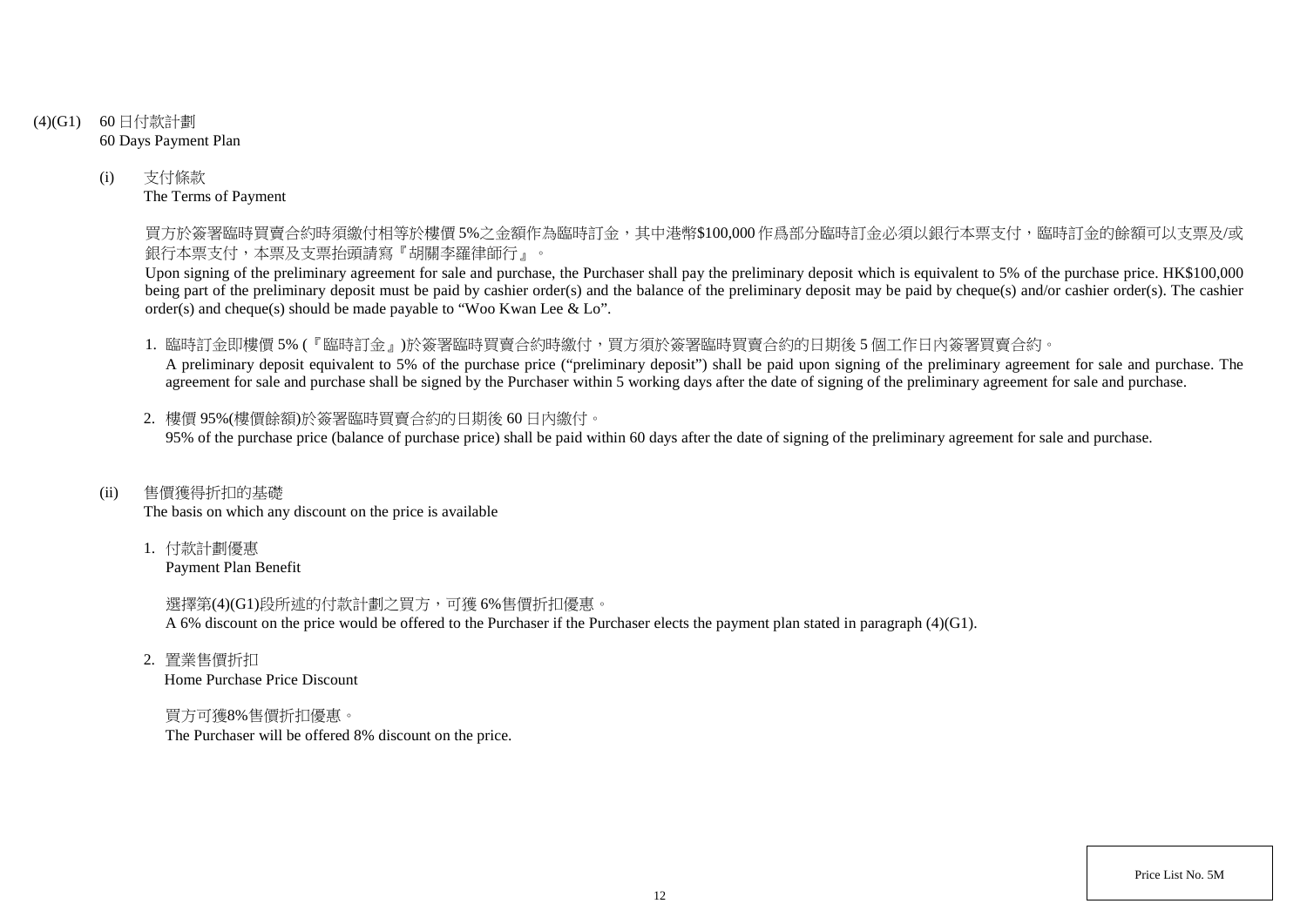(4)(G1) 60 日付款計劃
60 Days Payment Plan

(i) 支付條款
The Terms of Payment

買方於簽署臨時買賣合約時須繳付相等於樓價 5%之金額作為臨時訂金，其中港幣$100,000 作爲部分臨時訂金必須以銀行本票支付，臨時訂金的餘額可以支票及/或銀行本票支付，本票及支票抬頭請寫『胡關李羅律師行』。

Upon signing of the preliminary agreement for sale and purchase, the Purchaser shall pay the preliminary deposit which is equivalent to 5% of the purchase price. HK$100,000 being part of the preliminary deposit must be paid by cashier order(s) and the balance of the preliminary deposit may be paid by cheque(s) and/or cashier order(s). The cashier order(s) and cheque(s) should be made payable to "Woo Kwan Lee & Lo".

1. 臨時訂金即樓價 5% (『臨時訂金』)於簽署臨時買賣合約時繳付，買方須於簽署臨時買賣合約的日期後 5 個工作日內簽署買賣合約。
A preliminary deposit equivalent to 5% of the purchase price ("preliminary deposit") shall be paid upon signing of the preliminary agreement for sale and purchase. The agreement for sale and purchase shall be signed by the Purchaser within 5 working days after the date of signing of the preliminary agreement for sale and purchase.

2. 樓價 95%(樓價餘額)於簽署臨時買賣合約的日期後 60 日內繳付。
95% of the purchase price (balance of purchase price) shall be paid within 60 days after the date of signing of the preliminary agreement for sale and purchase.

(ii) 售價獲得折扣的基礎
The basis on which any discount on the price is available

1. 付款計劃優惠
Payment Plan Benefit

選擇第(4)(G1)段所述的付款計劃之買方，可獲 6%售價折扣優惠。
A 6% discount on the price would be offered to the Purchaser if the Purchaser elects the payment plan stated in paragraph (4)(G1).

2. 置業售價折扣
Home Purchase Price Discount

買方可獲8%售價折扣優惠。
The Purchaser will be offered 8% discount on the price.

Price List No. 5M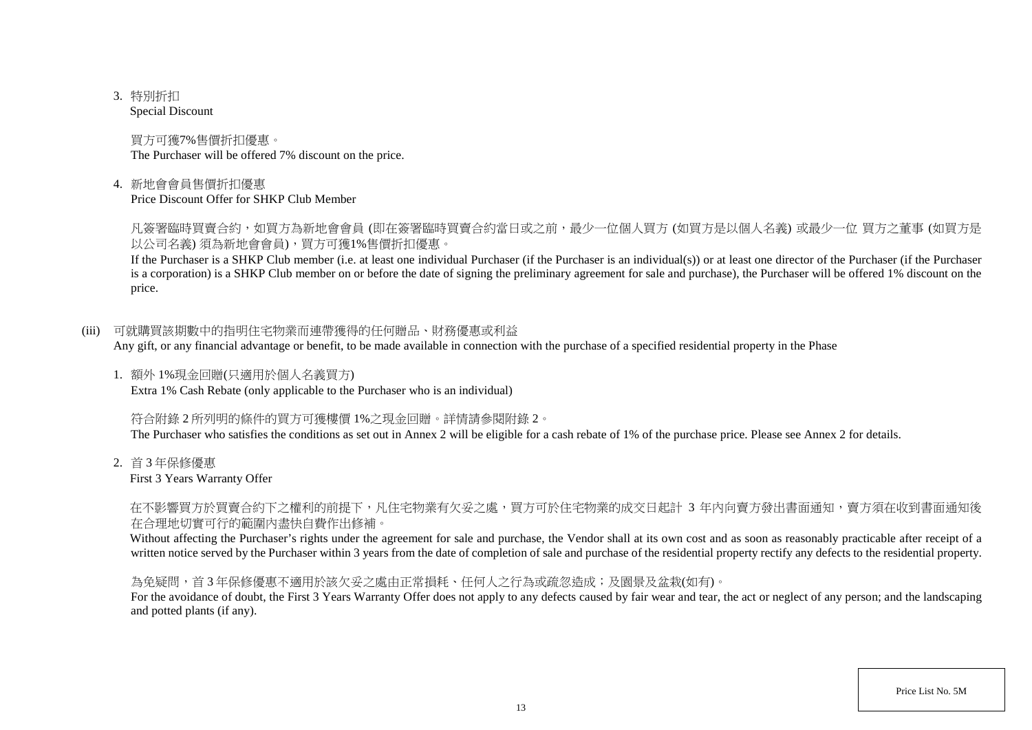3. 特別折扣
   Special Discount

   買方可獲7%售價折扣優惠。
   The Purchaser will be offered 7% discount on the price.

4. 新地會會員售價折扣優惠
   Price Discount Offer for SHKP Club Member

   凡簽署臨時買賣合約，如買方為新地會會員 (即在簽署臨時買賣合約當日或之前，最少一位個人買方 (如買方是以個人名義) 或最少一位 買方之董事 (如買方是以公司名義) 須為新地會會員)，買方可獲1%售價折扣優惠。
   If the Purchaser is a SHKP Club member (i.e. at least one individual Purchaser (if the Purchaser is an individual(s)) or at least one director of the Purchaser (if the Purchaser is a corporation) is a SHKP Club member on or before the date of signing the preliminary agreement for sale and purchase), the Purchaser will be offered 1% discount on the price.

(iii) 可就購買該期數中的指明住宅物業而連帶獲得的任何贈品、財務優惠或利益
Any gift, or any financial advantage or benefit, to be made available in connection with the purchase of a specified residential property in the Phase

1. 額外 1%現金回贈(只適用於個人名義買方)
   Extra 1% Cash Rebate (only applicable to the Purchaser who is an individual)

   符合附錄 2 所列明的條件的買方可獲樓價 1%之現金回贈。詳情請參閱附錄 2。
   The Purchaser who satisfies the conditions as set out in Annex 2 will be eligible for a cash rebate of 1% of the purchase price. Please see Annex 2 for details.

2. 首 3 年保修優惠
   First 3 Years Warranty Offer

   在不影響買方於買賣合約下之權利的前提下，凡住宅物業有欠妥之處，買方可於住宅物業的成交日起計 3 年內向賣方發出書面通知，賣方須在收到書面通知後在合理地切實可行的範圍內盡快自費作出修補。
   Without affecting the Purchaser's rights under the agreement for sale and purchase, the Vendor shall at its own cost and as soon as reasonably practicable after receipt of a written notice served by the Purchaser within 3 years from the date of completion of sale and purchase of the residential property rectify any defects to the residential property.

   為免疑問，首 3 年保修優惠不適用於該欠妥之處由正常損耗、任何人之行為或疏忽造成；及園景及盆栽(如有)。
   For the avoidance of doubt, the First 3 Years Warranty Offer does not apply to any defects caused by fair wear and tear, the act or neglect of any person; and the landscaping and potted plants (if any).

Price List No. 5M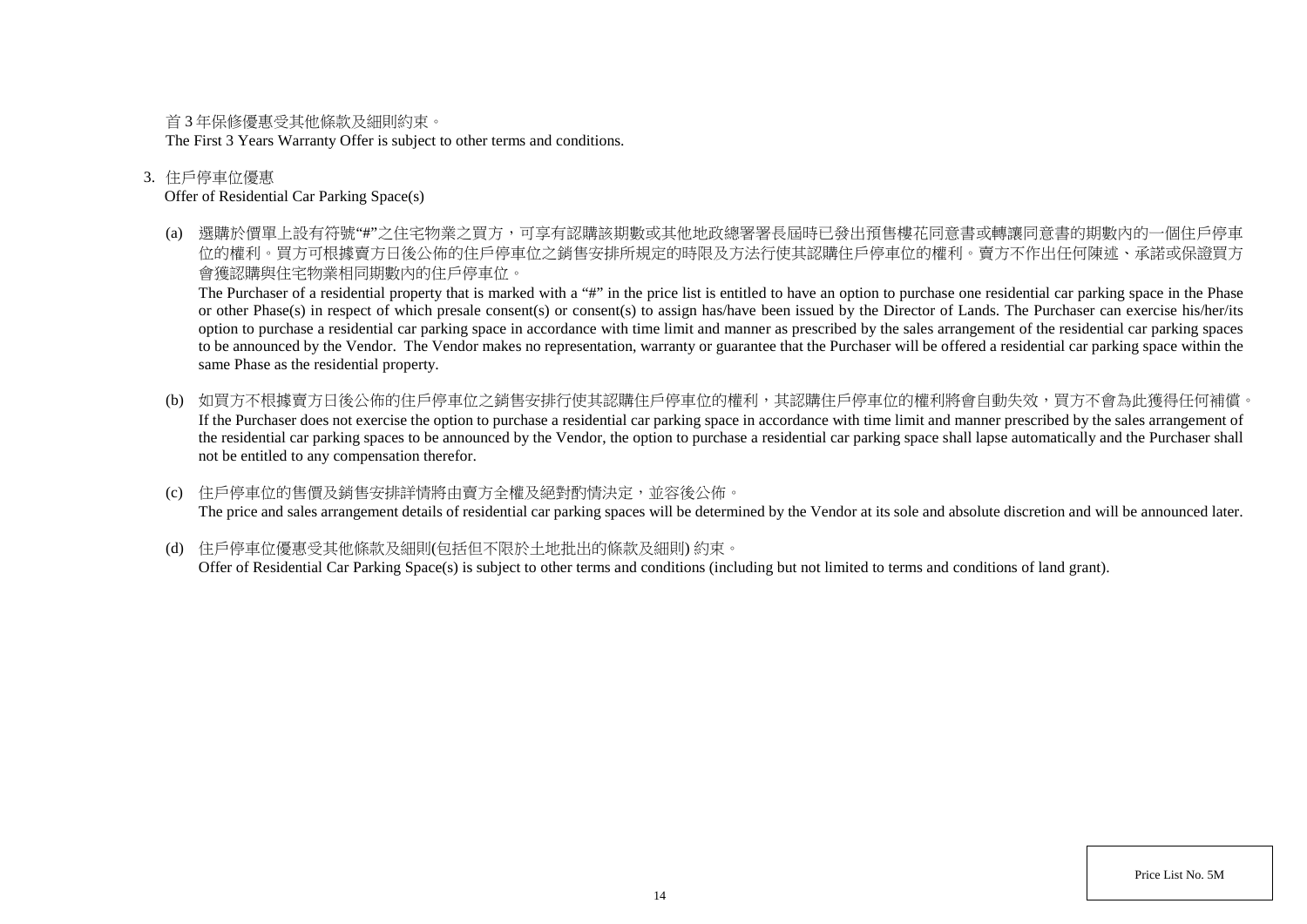首 3 年保修優惠受其他條款及細則約束。
The First 3 Years Warranty Offer is subject to other terms and conditions.

3. 住戶停車位優惠
Offer of Residential Car Parking Space(s)

(a) 選購於價單上設有符號"#"之住宅物業之買方，可享有認購該期數或其他地政總署署長屆時已發出預售樓花同意書或轉讓同意書的期數內的一個住戶停車位的權利。買方可根據賣方日後公佈的住戶停車位之銷售安排所規定的時限及方法行使其認購住戶停車位的權利。賣方不作出任何陳述、承諾或保證買方會獲認購與住宅物業相同期數內的住戶停車位。
The Purchaser of a residential property that is marked with a "#" in the price list is entitled to have an option to purchase one residential car parking space in the Phase or other Phase(s) in respect of which presale consent(s) or consent(s) to assign has/have been issued by the Director of Lands. The Purchaser can exercise his/her/its option to purchase a residential car parking space in accordance with time limit and manner as prescribed by the sales arrangement of the residential car parking spaces to be announced by the Vendor. The Vendor makes no representation, warranty or guarantee that the Purchaser will be offered a residential car parking space within the same Phase as the residential property.

(b) 如買方不根據賣方日後公佈的住戶停車位之銷售安排行使其認購住戶停車位的權利，其認購住戶停車位的權利將會自動失效，買方不會為此獲得任何補償。
If the Purchaser does not exercise the option to purchase a residential car parking space in accordance with time limit and manner prescribed by the sales arrangement of the residential car parking spaces to be announced by the Vendor, the option to purchase a residential car parking space shall lapse automatically and the Purchaser shall not be entitled to any compensation therefor.

(c) 住戶停車位的售價及銷售安排詳情將由賣方全權及絕對酌情決定，並容後公佈。
The price and sales arrangement details of residential car parking spaces will be determined by the Vendor at its sole and absolute discretion and will be announced later.

(d) 住戶停車位優惠受其他條款及細則(包括但不限於土地批出的條款及細則) 約束。
Offer of Residential Car Parking Space(s) is subject to other terms and conditions (including but not limited to terms and conditions of land grant).

Price List No. 5M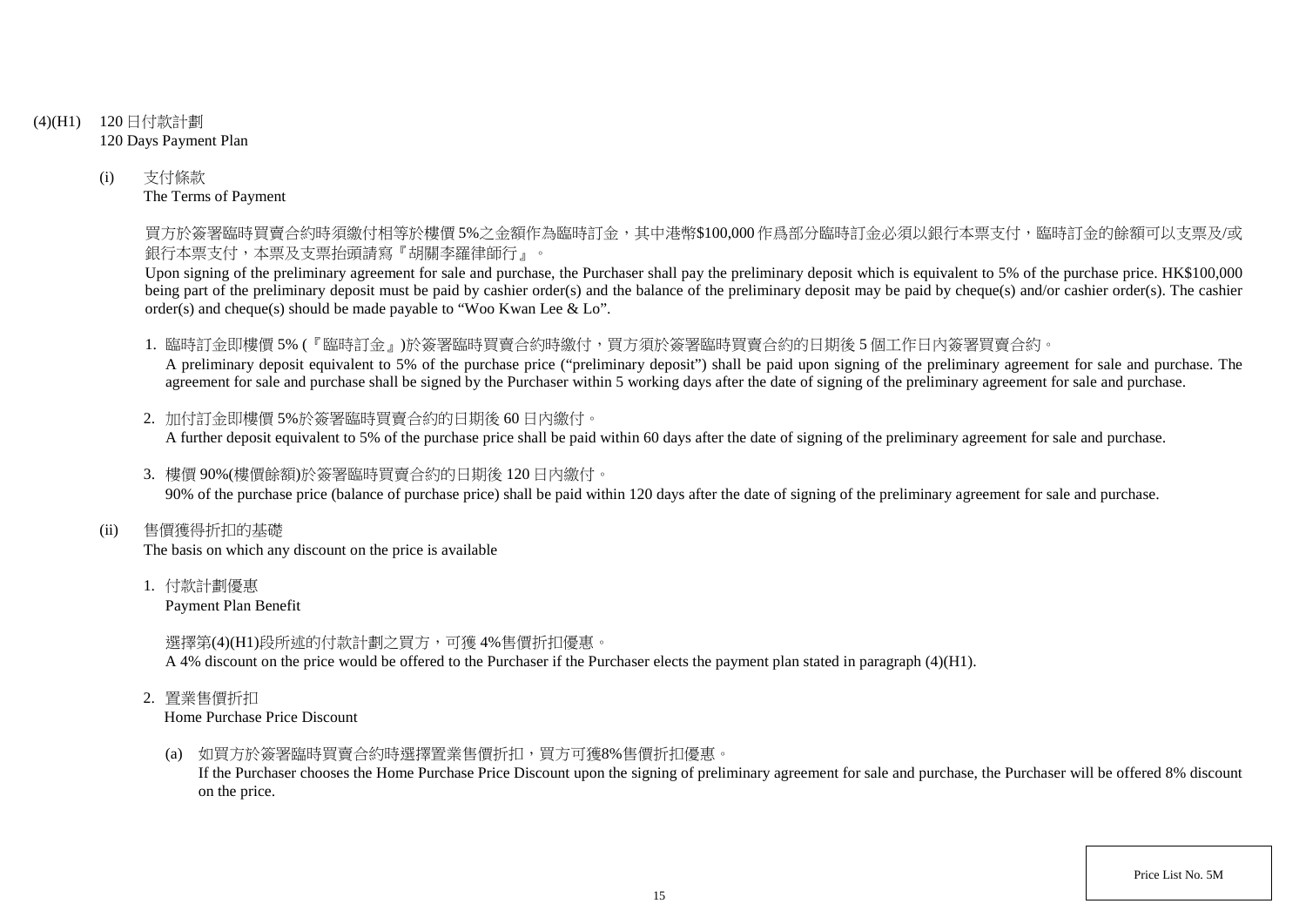(4)(H1) 120 日付款計劃
120 Days Payment Plan

(i) 支付條款
The Terms of Payment

買方於簽署臨時買賣合約時須繳付相等於樓價 5%之金額作為臨時訂金，其中港幣$100,000 作爲部分臨時訂金必須以銀行本票支付，臨時訂金的餘額可以支票及/或銀行本票支付，本票及支票抬頭請寫『胡關李羅律師行』。

Upon signing of the preliminary agreement for sale and purchase, the Purchaser shall pay the preliminary deposit which is equivalent to 5% of the purchase price. HK$100,000 being part of the preliminary deposit must be paid by cashier order(s) and the balance of the preliminary deposit may be paid by cheque(s) and/or cashier order(s). The cashier order(s) and cheque(s) should be made payable to "Woo Kwan Lee & Lo".

1. 臨時訂金即樓價 5% (『臨時訂金』)於簽署臨時買賣合約時繳付，買方須於簽署臨時買賣合約的日期後 5 個工作日內簽署買賣合約。
A preliminary deposit equivalent to 5% of the purchase price ("preliminary deposit") shall be paid upon signing of the preliminary agreement for sale and purchase. The agreement for sale and purchase shall be signed by the Purchaser within 5 working days after the date of signing of the preliminary agreement for sale and purchase.

2. 加付訂金即樓價 5%於簽署臨時買賣合約的日期後 60 日內繳付。
A further deposit equivalent to 5% of the purchase price shall be paid within 60 days after the date of signing of the preliminary agreement for sale and purchase.

3. 樓價 90%(樓價餘額)於簽署臨時買賣合約的日期後 120 日內繳付。
90% of the purchase price (balance of purchase price) shall be paid within 120 days after the date of signing of the preliminary agreement for sale and purchase.

(ii) 售價獲得折扣的基礎
The basis on which any discount on the price is available

1. 付款計劃優惠
Payment Plan Benefit

選擇第(4)(H1)段所述的付款計劃之買方，可獲 4%售價折扣優惠。
A 4% discount on the price would be offered to the Purchaser if the Purchaser elects the payment plan stated in paragraph (4)(H1).

2. 置業售價折扣
Home Purchase Price Discount

(a) 如買方於簽署臨時買賣合約時選擇置業售價折扣，買方可獲8%售價折扣優惠。
If the Purchaser chooses the Home Purchase Price Discount upon the signing of preliminary agreement for sale and purchase, the Purchaser will be offered 8% discount on the price.

Price List No. 5M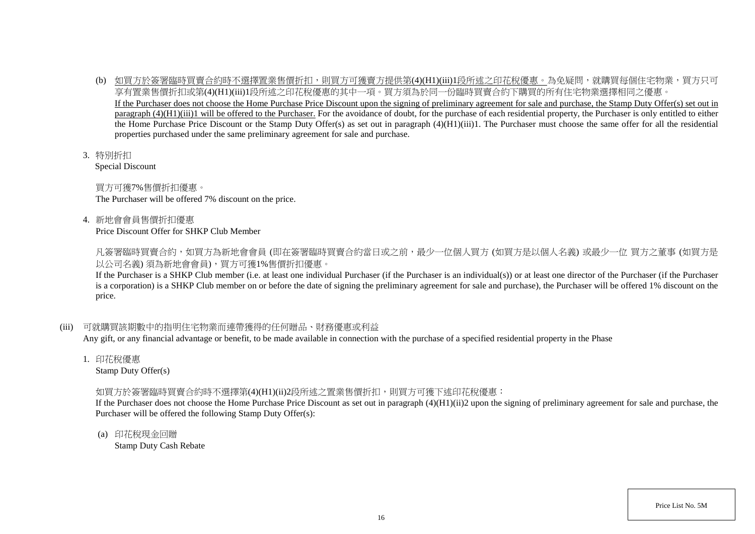(b) <u>如買方於簽署臨時買賣合約時不選擇置業售價折扣，則買方可獲賣方提供第(4)(H1)(iii)1段所述之印花稅優惠。</u>為免疑問，就購買每個住宅物業，買方只可享有置業售價折扣或第(4)(H1)(iii)1段所述之印花稅優惠的其中一項。買方須為於同一份臨時買賣合約下購買的所有住宅物業選擇相同之優惠。
<u>If the Purchaser does not choose the Home Purchase Price Discount upon the signing of preliminary agreement for sale and purchase, the Stamp Duty Offer(s) set out in paragraph (4)(H1)(iii)1 will be offered to the Purchaser.</u> For the avoidance of doubt, for the purchase of each residential property, the Purchaser is only entitled to either the Home Purchase Price Discount or the Stamp Duty Offer(s) as set out in paragraph (4)(H1)(iii)1. The Purchaser must choose the same offer for all the residential properties purchased under the same preliminary agreement for sale and purchase.

3. 特別折扣
Special Discount

買方可獲7%售價折扣優惠。
The Purchaser will be offered 7% discount on the price.

4. 新地會會員售價折扣優惠
Price Discount Offer for SHKP Club Member

凡簽署臨時買賣合約，如買方為新地會會員 (即在簽署臨時買賣合約當日或之前，最少一位個人買方 (如買方是以個人名義) 或最少一位 買方之董事 (如買方是以公司名義) 須為新地會會員)，買方可獲1%售價折扣優惠。
If the Purchaser is a SHKP Club member (i.e. at least one individual Purchaser (if the Purchaser is an individual(s)) or at least one director of the Purchaser (if the Purchaser is a corporation) is a SHKP Club member on or before the date of signing the preliminary agreement for sale and purchase), the Purchaser will be offered 1% discount on the price.

(iii) 可就購買該期數中的指明住宅物業而連帶獲得的任何贈品、財務優惠或利益
Any gift, or any financial advantage or benefit, to be made available in connection with the purchase of a specified residential property in the Phase

1. 印花稅優惠
Stamp Duty Offer(s)

如買方於簽署臨時買賣合約時不選擇第(4)(H1)(ii)2段所述之置業售價折扣，則買方可獲下述印花稅優惠：
If the Purchaser does not choose the Home Purchase Price Discount as set out in paragraph (4)(H1)(ii)2 upon the signing of preliminary agreement for sale and purchase, the Purchaser will be offered the following Stamp Duty Offer(s):

(a) 印花稅現金回贈
Stamp Duty Cash Rebate

Price List No. 5M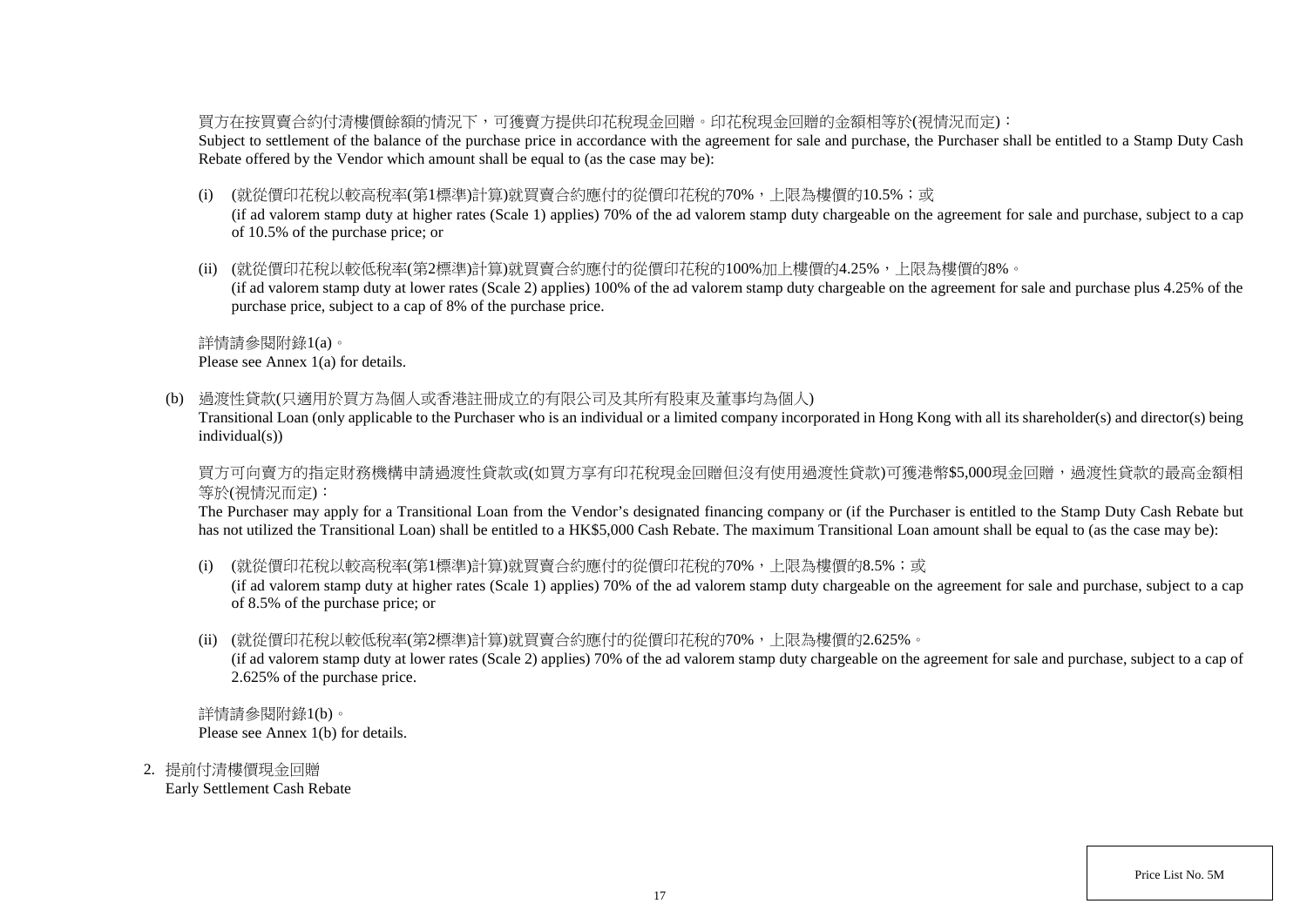買方在按買賣合約付清樓價餘額的情況下，可獲賣方提供印花稅現金回贈。印花稅現金回贈的金額相等於(視情況而定)：
Subject to settlement of the balance of the purchase price in accordance with the agreement for sale and purchase, the Purchaser shall be entitled to a Stamp Duty Cash Rebate offered by the Vendor which amount shall be equal to (as the case may be):

(i) (就從價印花稅以較高稅率(第1標準)計算)就買賣合約應付的從價印花稅的70%，上限為樓價的10.5%；或
(if ad valorem stamp duty at higher rates (Scale 1) applies) 70% of the ad valorem stamp duty chargeable on the agreement for sale and purchase, subject to a cap of 10.5% of the purchase price; or

(ii) (就從價印花稅以較低稅率(第2標準)計算)就買賣合約應付的從價印花稅的100%加上樓價的4.25%，上限為樓價的8%。
(if ad valorem stamp duty at lower rates (Scale 2) applies) 100% of the ad valorem stamp duty chargeable on the agreement for sale and purchase plus 4.25% of the purchase price, subject to a cap of 8% of the purchase price.

詳情請參閱附錄1(a)。
Please see Annex 1(a) for details.

(b) 過渡性貸款(只適用於買方為個人或香港註冊成立的有限公司及其所有股東及董事均為個人)
Transitional Loan (only applicable to the Purchaser who is an individual or a limited company incorporated in Hong Kong with all its shareholder(s) and director(s) being individual(s))

買方可向賣方的指定財務機構申請過渡性貸款或(如買方享有印花稅現金回贈但沒有使用過渡性貸款)可獲港幣$5,000現金回贈，過渡性貸款的最高金額相等於(視情況而定)：
The Purchaser may apply for a Transitional Loan from the Vendor's designated financing company or (if the Purchaser is entitled to the Stamp Duty Cash Rebate but has not utilized the Transitional Loan) shall be entitled to a HK$5,000 Cash Rebate. The maximum Transitional Loan amount shall be equal to (as the case may be):

(i) (就從價印花稅以較高稅率(第1標準)計算)就買賣合約應付的從價印花稅的70%，上限為樓價的8.5%；或
(if ad valorem stamp duty at higher rates (Scale 1) applies) 70% of the ad valorem stamp duty chargeable on the agreement for sale and purchase, subject to a cap of 8.5% of the purchase price; or

(ii) (就從價印花稅以較低稅率(第2標準)計算)就買賣合約應付的從價印花稅的70%，上限為樓價的2.625%。
(if ad valorem stamp duty at lower rates (Scale 2) applies) 70% of the ad valorem stamp duty chargeable on the agreement for sale and purchase, subject to a cap of 2.625% of the purchase price.

詳情請參閱附錄1(b)。
Please see Annex 1(b) for details.

2. 提前付清樓價現金回贈
Early Settlement Cash Rebate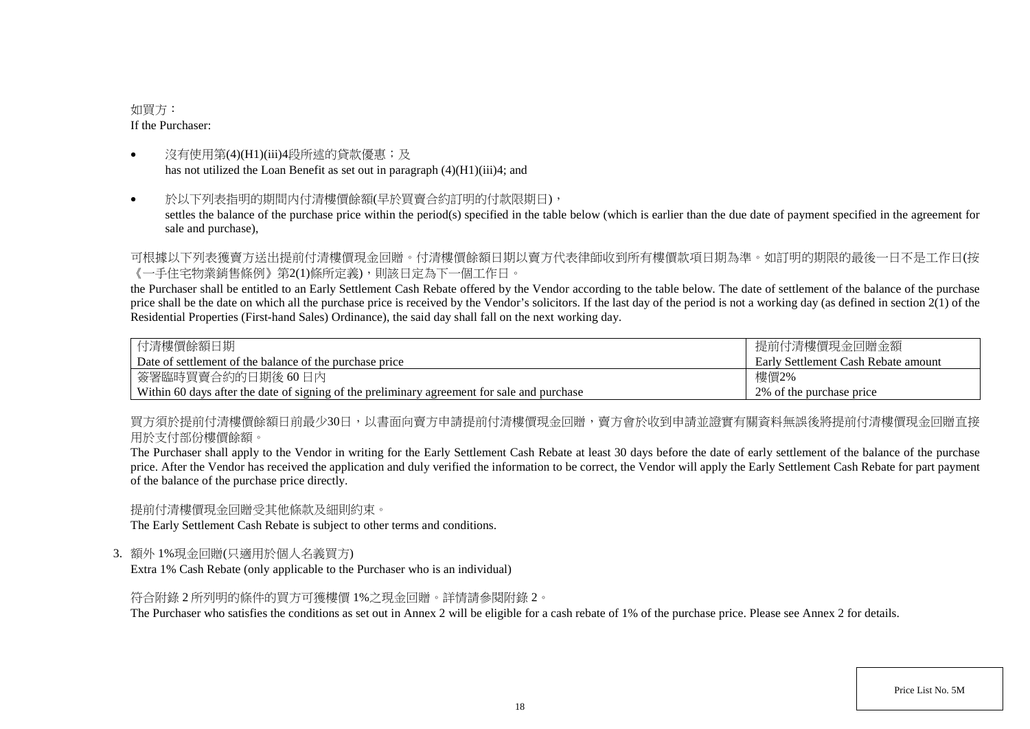如買方：
If the Purchaser:

- 沒有使用第(4)(H1)(iii)4段所述的貸款優惠；及
  has not utilized the Loan Benefit as set out in paragraph (4)(H1)(iii)4; and
- 於以下列表指明的期間內付清樓價餘額(早於買賣合約訂明的付款限期日)，
  settles the balance of the purchase price within the period(s) specified in the table below (which is earlier than the due date of payment specified in the agreement for sale and purchase),

可根據以下列表獲賣方送出提前付清樓價現金回贈。付清樓價餘額日期以賣方代表律師收到所有樓價款項日期為準。如訂明的期限的最後一日不是工作日(按《一手住宅物業銷售條例》第2(1)條所定義)，則該日定為下一個工作日。
the Purchaser shall be entitled to an Early Settlement Cash Rebate offered by the Vendor according to the table below. The date of settlement of the balance of the purchase price shall be the date on which all the purchase price is received by the Vendor's solicitors. If the last day of the period is not a working day (as defined in section 2(1) of the Residential Properties (First-hand Sales) Ordinance), the said day shall fall on the next working day.

| 付清樓價餘額日期<br>Date of settlement of the balance of the purchase price | 提前付清樓價現金回贈金額<br>Early Settlement Cash Rebate amount |
|---|---|
| 簽署臨時買賣合約的日期後 60 日內<br>Within 60 days after the date of signing of the preliminary agreement for sale and purchase | 樓價2%<br>2% of the purchase price |

買方須於提前付清樓價餘額日前最少30日，以書面向賣方申請提前付清樓價現金回贈，賣方會於收到申請並證實有關資料無誤後將提前付清樓價現金回贈直接用於支付部份樓價餘額。
The Purchaser shall apply to the Vendor in writing for the Early Settlement Cash Rebate at least 30 days before the date of early settlement of the balance of the purchase price. After the Vendor has received the application and duly verified the information to be correct, the Vendor will apply the Early Settlement Cash Rebate for part payment of the balance of the purchase price directly.

提前付清樓價現金回贈受其他條款及細則約束。
The Early Settlement Cash Rebate is subject to other terms and conditions.

3. 額外 1%現金回贈(只適用於個人名義買方)
   Extra 1% Cash Rebate (only applicable to the Purchaser who is an individual)

   符合附錄 2 所列明的條件的買方可獲樓價 1%之現金回贈。詳情請參閱附錄 2。
   The Purchaser who satisfies the conditions as set out in Annex 2 will be eligible for a cash rebate of 1% of the purchase price. Please see Annex 2 for details.

Price List No. 5M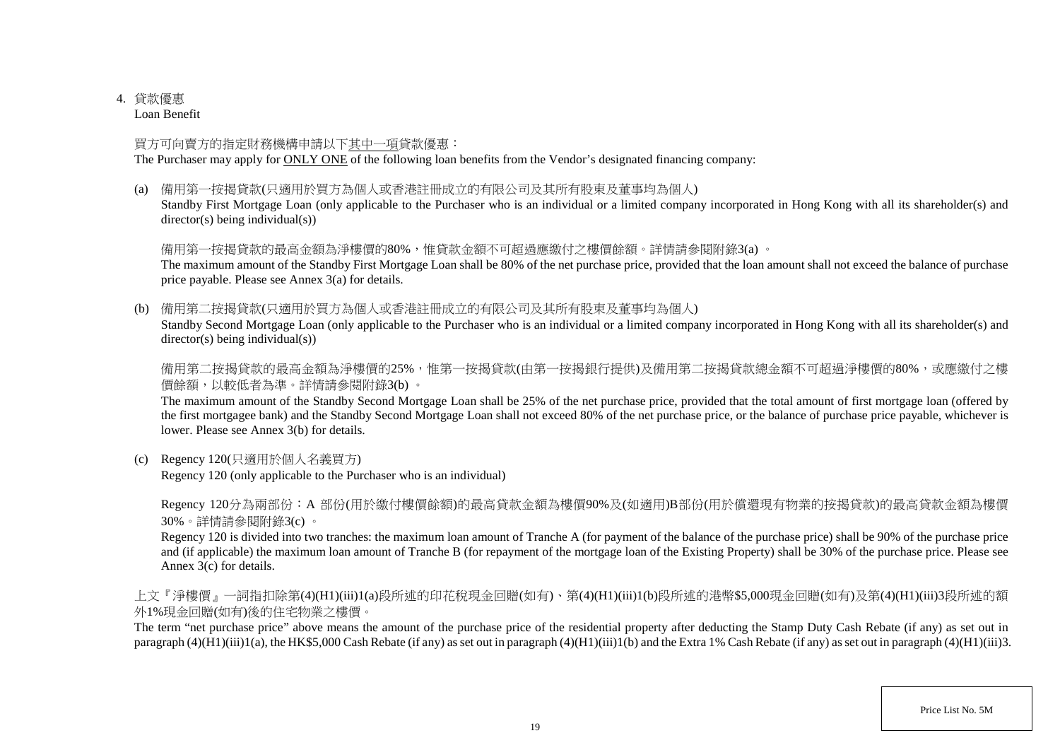4. 貸款優惠
   Loan Benefit

買方可向賣方的指定財務機構申請以下<u>其中一項</u>貸款優惠：
The Purchaser may apply for <u>ONLY ONE</u> of the following loan benefits from the Vendor's designated financing company:

(a) 備用第一按揭貸款(只適用於買方為個人或香港註冊成立的有限公司及其所有股東及董事均為個人)
Standby First Mortgage Loan (only applicable to the Purchaser who is an individual or a limited company incorporated in Hong Kong with all its shareholder(s) and director(s) being individual(s))

備用第一按揭貸款的最高金額為淨樓價的80%，惟貸款金額不可超過應繳付之樓價餘額。詳情請參閱附錄3(a) 。
The maximum amount of the Standby First Mortgage Loan shall be 80% of the net purchase price, provided that the loan amount shall not exceed the balance of purchase price payable. Please see Annex 3(a) for details.

(b) 備用第二按揭貸款(只適用於買方為個人或香港註冊成立的有限公司及其所有股東及董事均為個人)
Standby Second Mortgage Loan (only applicable to the Purchaser who is an individual or a limited company incorporated in Hong Kong with all its shareholder(s) and director(s) being individual(s))

備用第二按揭貸款的最高金額為淨樓價的25%，惟第一按揭貸款(由第一按揭銀行提供)及備用第二按揭貸款總金額不可超過淨樓價的80%，或應繳付之樓價餘額，以較低者為準。詳情請參閱附錄3(b) 。
The maximum amount of the Standby Second Mortgage Loan shall be 25% of the net purchase price, provided that the total amount of first mortgage loan (offered by the first mortgagee bank) and the Standby Second Mortgage Loan shall not exceed 80% of the net purchase price, or the balance of purchase price payable, whichever is lower. Please see Annex 3(b) for details.

(c) Regency 120(只適用於個人名義買方)
Regency 120 (only applicable to the Purchaser who is an individual)

Regency 120分為兩部份：A 部份(用於繳付樓價餘額)的最高貸款金額為樓價90%及(如適用)B部份(用於償還現有物業的按揭貸款)的最高貸款金額為樓價30%。詳情請參閱附錄3(c) 。
Regency 120 is divided into two tranches: the maximum loan amount of Tranche A (for payment of the balance of the purchase price) shall be 90% of the purchase price and (if applicable) the maximum loan amount of Tranche B (for repayment of the mortgage loan of the Existing Property) shall be 30% of the purchase price. Please see Annex 3(c) for details.

上文『淨樓價』一詞指扣除第(4)(H1)(iii)1(a)段所述的印花稅現金回贈(如有)、第(4)(H1)(iii)1(b)段所述的港幣$5,000現金回贈(如有)及第(4)(H1)(iii)3段所述的額外1%現金回贈(如有)後的住宅物業之樓價。
The term "net purchase price" above means the amount of the purchase price of the residential property after deducting the Stamp Duty Cash Rebate (if any) as set out in paragraph (4)(H1)(iii)1(a), the HK$5,000 Cash Rebate (if any) as set out in paragraph (4)(H1)(iii)1(b) and the Extra 1% Cash Rebate (if any) as set out in paragraph (4)(H1)(iii)3.

Price List No. 5M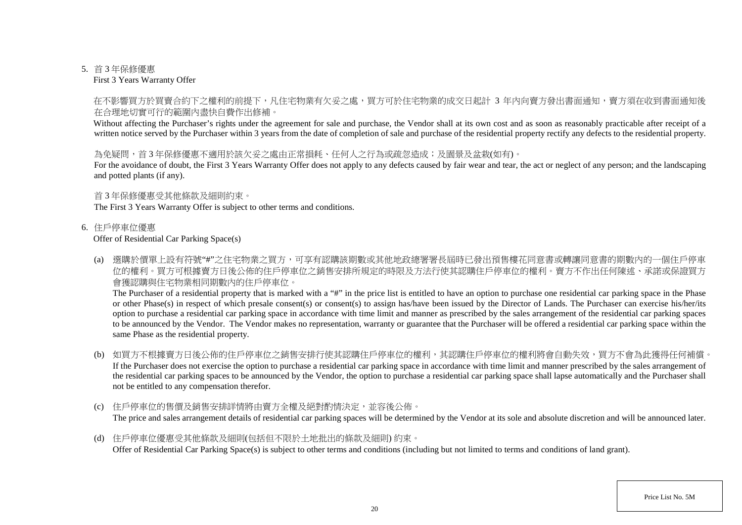5. 首 3 年保修優惠
   First 3 Years Warranty Offer

   在不影響買方於買賣合約下之權利的前提下，凡住宅物業有欠妥之處，買方可於住宅物業的成交日起計 3 年內向賣方發出書面通知，賣方須在收到書面通知後在合理地切實可行的範圍內盡快自費作出修補。
   Without affecting the Purchaser's rights under the agreement for sale and purchase, the Vendor shall at its own cost and as soon as reasonably practicable after receipt of a written notice served by the Purchaser within 3 years from the date of completion of sale and purchase of the residential property rectify any defects to the residential property.

   為免疑問，首 3 年保修優惠不適用於該欠妥之處由正常損耗、任何人之行為或疏忽造成；及園景及盆栽(如有)。
   For the avoidance of doubt, the First 3 Years Warranty Offer does not apply to any defects caused by fair wear and tear, the act or neglect of any person; and the landscaping and potted plants (if any).

   首 3 年保修優惠受其他條款及細則約束。
   The First 3 Years Warranty Offer is subject to other terms and conditions.

6. 住戶停車位優惠
   Offer of Residential Car Parking Space(s)

   (a) 選購於價單上設有符號"#"之住宅物業之買方，可享有認購該期數或其他地政總署署長屆時已發出預售樓花同意書或轉讓同意書的期數內的一個住戶停車位的權利。買方可根據賣方日後公佈的住戶停車位之銷售安排所規定的時限及方法行使其認購住戶停車位的權利。賣方不作出任何陳述、承諾或保證買方會獲認購與住宅物業相同期數內的住戶停車位。
   The Purchaser of a residential property that is marked with a "#" in the price list is entitled to have an option to purchase one residential car parking space in the Phase or other Phase(s) in respect of which presale consent(s) or consent(s) to assign has/have been issued by the Director of Lands. The Purchaser can exercise his/her/its option to purchase a residential car parking space in accordance with time limit and manner as prescribed by the sales arrangement of the residential car parking spaces to be announced by the Vendor. The Vendor makes no representation, warranty or guarantee that the Purchaser will be offered a residential car parking space within the same Phase as the residential property.

   (b) 如買方不根據賣方日後公佈的住戶停車位之銷售安排行使其認購住戶停車位的權利，其認購住戶停車位的權利將會自動失效，買方不會為此獲得任何補償。
   If the Purchaser does not exercise the option to purchase a residential car parking space in accordance with time limit and manner prescribed by the sales arrangement of the residential car parking spaces to be announced by the Vendor, the option to purchase a residential car parking space shall lapse automatically and the Purchaser shall not be entitled to any compensation therefor.

   (c) 住戶停車位的售價及銷售安排詳情將由賣方全權及絕對酌情決定，並容後公佈。
   The price and sales arrangement details of residential car parking spaces will be determined by the Vendor at its sole and absolute discretion and will be announced later.

   (d) 住戶停車位優惠受其他條款及細則(包括但不限於土地批出的條款及細則) 約束。
   Offer of Residential Car Parking Space(s) is subject to other terms and conditions (including but not limited to terms and conditions of land grant).

Price List No. 5M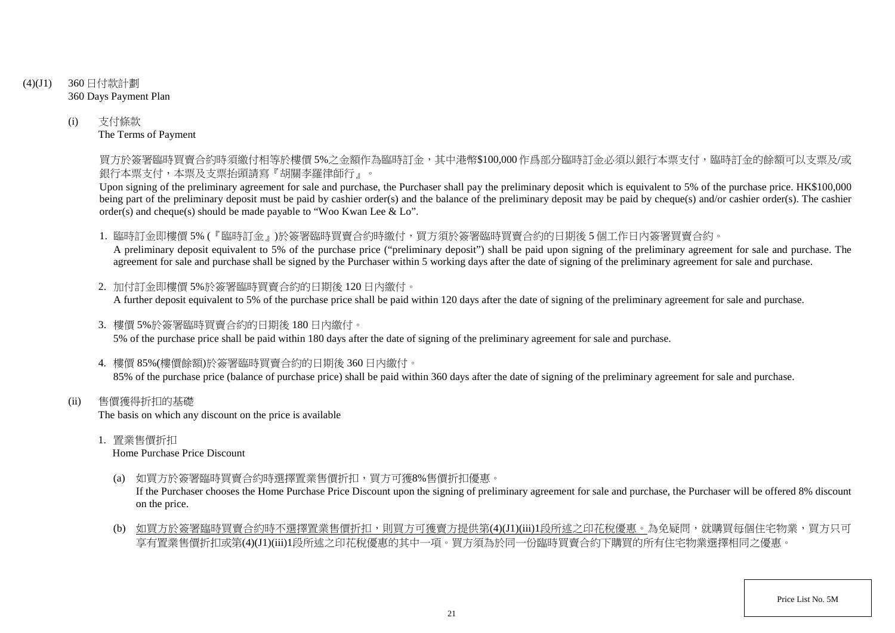(4)(J1) 360 日付款計劃
360 Days Payment Plan

(i) 支付條款
The Terms of Payment

買方於簽署臨時買賣合約時須繳付相等於樓價 5%之金額作為臨時訂金，其中港幣$100,000 作爲部分臨時訂金必須以銀行本票支付，臨時訂金的餘額可以支票及/或銀行本票支付，本票及支票抬頭請寫『胡關李羅律師行』。

Upon signing of the preliminary agreement for sale and purchase, the Purchaser shall pay the preliminary deposit which is equivalent to 5% of the purchase price. HK$100,000 being part of the preliminary deposit must be paid by cashier order(s) and the balance of the preliminary deposit may be paid by cheque(s) and/or cashier order(s). The cashier order(s) and cheque(s) should be made payable to "Woo Kwan Lee & Lo".

1. 臨時訂金即樓價 5% (『臨時訂金』)於簽署臨時買賣合約時繳付，買方須於簽署臨時買賣合約的日期後 5 個工作日內簽署買賣合約。
A preliminary deposit equivalent to 5% of the purchase price ("preliminary deposit") shall be paid upon signing of the preliminary agreement for sale and purchase. The agreement for sale and purchase shall be signed by the Purchaser within 5 working days after the date of signing of the preliminary agreement for sale and purchase.

2. 加付訂金即樓價 5%於簽署臨時買賣合約的日期後 120 日內繳付。
A further deposit equivalent to 5% of the purchase price shall be paid within 120 days after the date of signing of the preliminary agreement for sale and purchase.

3. 樓價 5%於簽署臨時買賣合約的日期後 180 日內繳付。
5% of the purchase price shall be paid within 180 days after the date of signing of the preliminary agreement for sale and purchase.

4. 樓價 85%(樓價餘額)於簽署臨時買賣合約的日期後 360 日內繳付。
85% of the purchase price (balance of purchase price) shall be paid within 360 days after the date of signing of the preliminary agreement for sale and purchase.

(ii) 售價獲得折扣的基礎
The basis on which any discount on the price is available

1. 置業售價折扣
Home Purchase Price Discount

(a) 如買方於簽署臨時買賣合約時選擇置業售價折扣，買方可獲8%售價折扣優惠。
If the Purchaser chooses the Home Purchase Price Discount upon the signing of preliminary agreement for sale and purchase, the Purchaser will be offered 8% discount on the price.

(b) 如買方於簽署臨時買賣合約時不選擇置業售價折扣，則買方可獲賣方提供第(4)(J1)(iii)1段所述之印花稅優惠。為免疑問，就購買每個住宅物業，買方只可享有置業售價折扣或第(4)(J1)(iii)1段所述之印花稅優惠的其中一項。買方須為於同一份臨時買賣合約下購買的所有住宅物業選擇相同之優惠。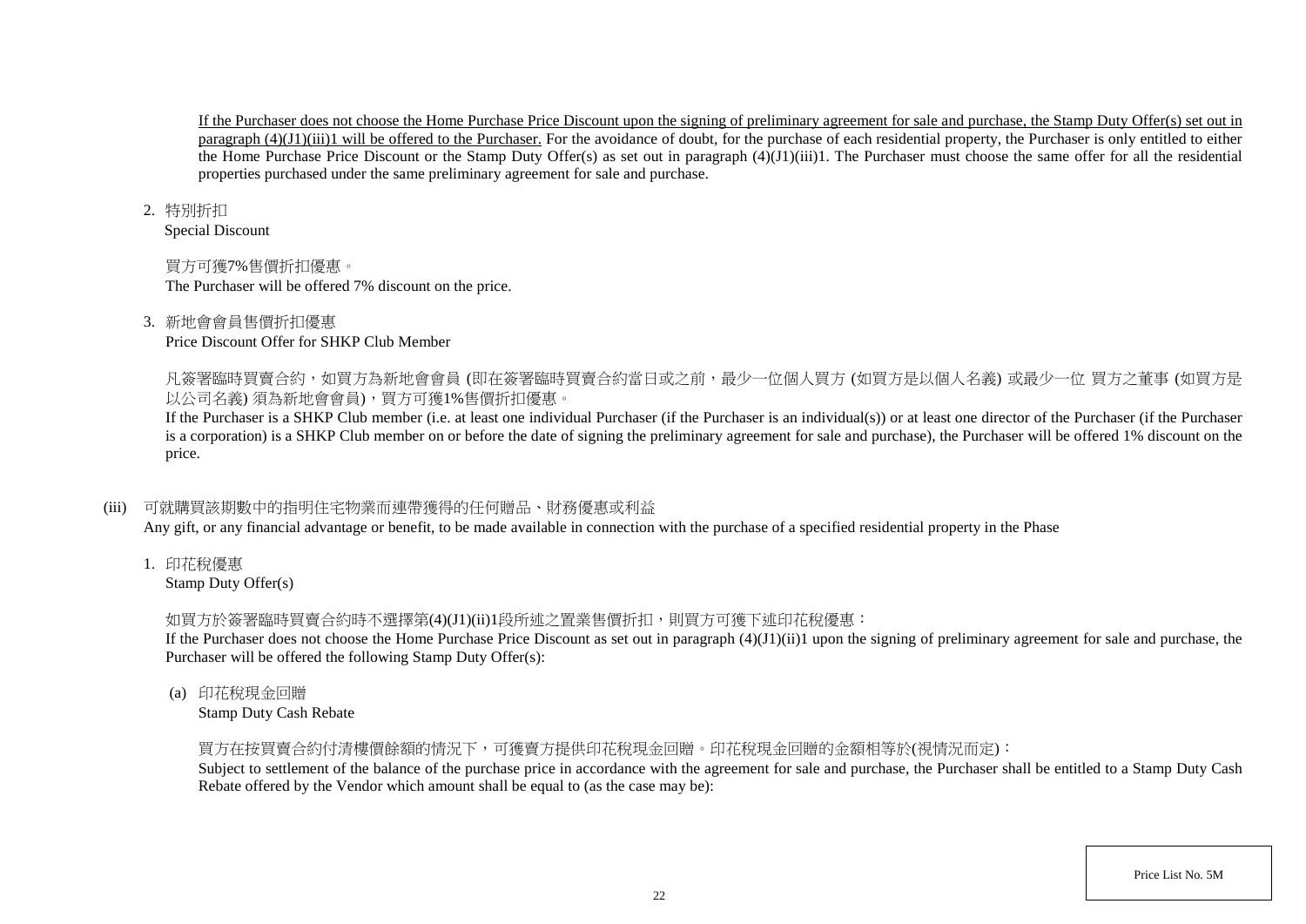If the Purchaser does not choose the Home Purchase Price Discount upon the signing of preliminary agreement for sale and purchase, the Stamp Duty Offer(s) set out in paragraph (4)(J1)(iii)1 will be offered to the Purchaser. For the avoidance of doubt, for the purchase of each residential property, the Purchaser is only entitled to either the Home Purchase Price Discount or the Stamp Duty Offer(s) as set out in paragraph (4)(J1)(iii)1. The Purchaser must choose the same offer for all the residential properties purchased under the same preliminary agreement for sale and purchase.

2. 特別折扣
   Special Discount

   買方可獲7%售價折扣優惠。
   The Purchaser will be offered 7% discount on the price.

3. 新地會會員售價折扣優惠
   Price Discount Offer for SHKP Club Member

   凡簽署臨時買賣合約，如買方為新地會會員 (即在簽署臨時買賣合約當日或之前，最少一位個人買方 (如買方是以個人名義) 或最少一位 買方之董事 (如買方是以公司名義) 須為新地會會員)，買方可獲1%售價折扣優惠。
   If the Purchaser is a SHKP Club member (i.e. at least one individual Purchaser (if the Purchaser is an individual(s)) or at least one director of the Purchaser (if the Purchaser is a corporation) is a SHKP Club member on or before the date of signing the preliminary agreement for sale and purchase), the Purchaser will be offered 1% discount on the price.

(iii) 可就購買該期數中的指明住宅物業而連帶獲得的任何贈品、財務優惠或利益
Any gift, or any financial advantage or benefit, to be made available in connection with the purchase of a specified residential property in the Phase

1. 印花稅優惠
   Stamp Duty Offer(s)

   如買方於簽署臨時買賣合約時不選擇第(4)(J1)(ii)1段所述之置業售價折扣，則買方可獲下述印花稅優惠：
   If the Purchaser does not choose the Home Purchase Price Discount as set out in paragraph (4)(J1)(ii)1 upon the signing of preliminary agreement for sale and purchase, the Purchaser will be offered the following Stamp Duty Offer(s):

   (a) 印花稅現金回贈
       Stamp Duty Cash Rebate

       買方在按買賣合約付清樓價餘額的情況下，可獲賣方提供印花稅現金回贈。印花稅現金回贈的金額相等於(視情況而定)：
       Subject to settlement of the balance of the purchase price in accordance with the agreement for sale and purchase, the Purchaser shall be entitled to a Stamp Duty Cash Rebate offered by the Vendor which amount shall be equal to (as the case may be):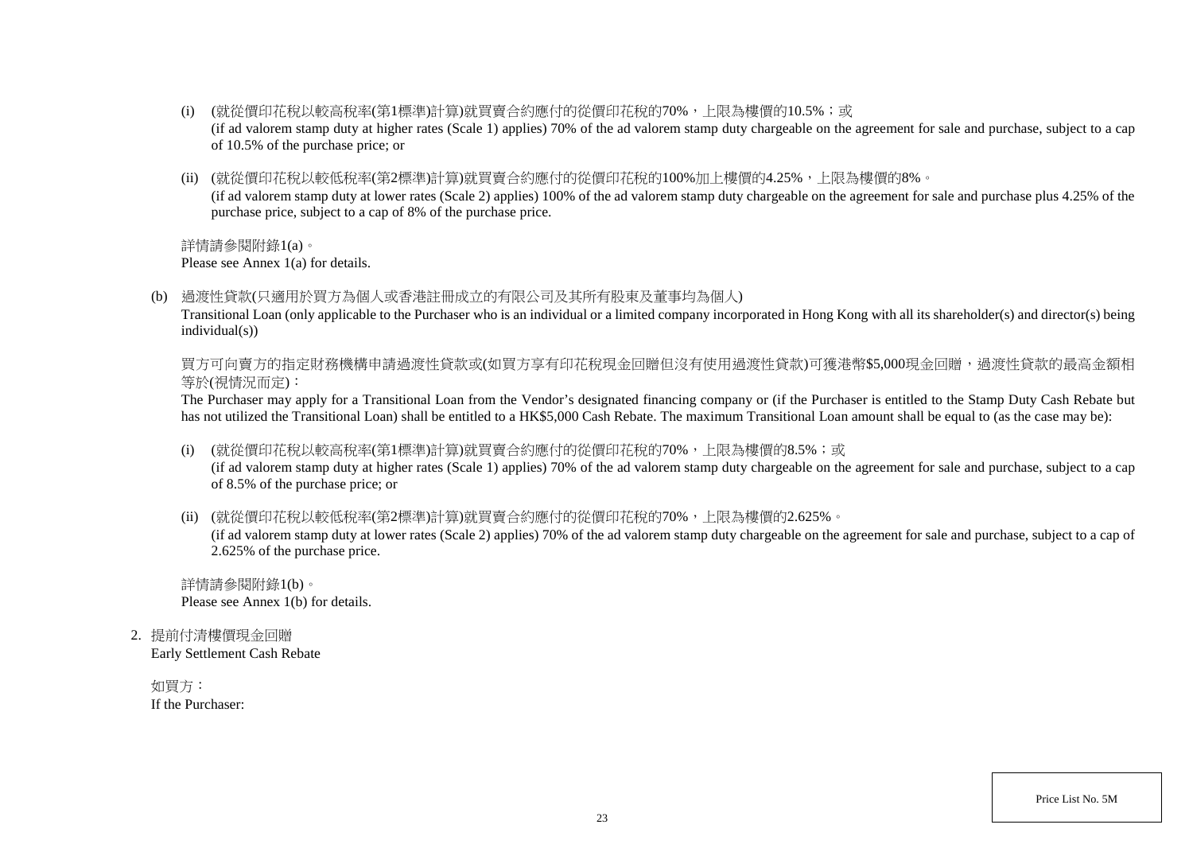(i) (就從價印花稅以較高稅率(第1標準)計算)就買賣合約應付的從價印花稅的70%，上限為樓價的10.5%；或
(if ad valorem stamp duty at higher rates (Scale 1) applies) 70% of the ad valorem stamp duty chargeable on the agreement for sale and purchase, subject to a cap of 10.5% of the purchase price; or

(ii) (就從價印花稅以較低稅率(第2標準)計算)就買賣合約應付的從價印花稅的100%加上樓價的4.25%，上限為樓價的8%。
(if ad valorem stamp duty at lower rates (Scale 2) applies) 100% of the ad valorem stamp duty chargeable on the agreement for sale and purchase plus 4.25% of the purchase price, subject to a cap of 8% of the purchase price.

詳情請參閱附錄1(a)。
Please see Annex 1(a) for details.

(b) 過渡性貸款(只適用於買方為個人或香港註冊成立的有限公司及其所有股東及董事均為個人)
Transitional Loan (only applicable to the Purchaser who is an individual or a limited company incorporated in Hong Kong with all its shareholder(s) and director(s) being individual(s))

買方可向賣方的指定財務機構申請過渡性貸款或(如買方享有印花稅現金回贈但沒有使用過渡性貸款)可獲港幣$5,000現金回贈，過渡性貸款的最高金額相等於(視情況而定)：
The Purchaser may apply for a Transitional Loan from the Vendor's designated financing company or (if the Purchaser is entitled to the Stamp Duty Cash Rebate but has not utilized the Transitional Loan) shall be entitled to a HK$5,000 Cash Rebate. The maximum Transitional Loan amount shall be equal to (as the case may be):

(i) (就從價印花稅以較高稅率(第1標準)計算)就買賣合約應付的從價印花稅的70%，上限為樓價的8.5%；或
(if ad valorem stamp duty at higher rates (Scale 1) applies) 70% of the ad valorem stamp duty chargeable on the agreement for sale and purchase, subject to a cap of 8.5% of the purchase price; or

(ii) (就從價印花稅以較低稅率(第2標準)計算)就買賣合約應付的從價印花稅的70%，上限為樓價的2.625%。
(if ad valorem stamp duty at lower rates (Scale 2) applies) 70% of the ad valorem stamp duty chargeable on the agreement for sale and purchase, subject to a cap of 2.625% of the purchase price.

詳情請參閱附錄1(b)。
Please see Annex 1(b) for details.

2. 提前付清樓價現金回贈
Early Settlement Cash Rebate

如買方：
If the Purchaser:

Price List No. 5M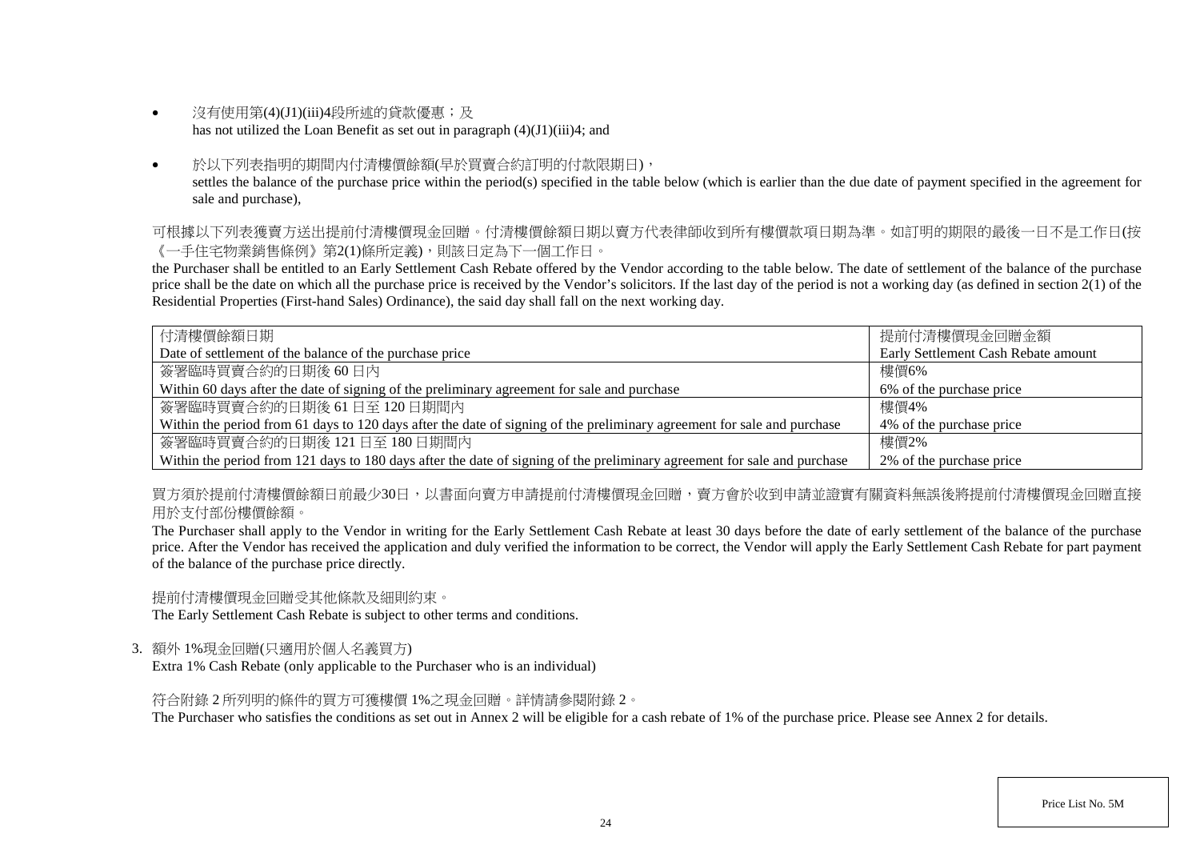- 沒有使用第(4)(J1)(iii)4段所述的貸款優惠；及
  has not utilized the Loan Benefit as set out in paragraph (4)(J1)(iii)4; and

- 於以下列表指明的期間內付清樓價餘額(早於買賣合約訂明的付款限期日)，
  settles the balance of the purchase price within the period(s) specified in the table below (which is earlier than the due date of payment specified in the agreement for sale and purchase),

可根據以下列表獲賣方送出提前付清樓價現金回贈。付清樓價餘額日期以賣方代表律師收到所有樓價款項日期為準。如訂明的期限的最後一日不是工作日(按《一手住宅物業銷售條例》第2(1)條所定義)，則該日定為下一個工作日。

the Purchaser shall be entitled to an Early Settlement Cash Rebate offered by the Vendor according to the table below. The date of settlement of the balance of the purchase price shall be the date on which all the purchase price is received by the Vendor's solicitors. If the last day of the period is not a working day (as defined in section 2(1) of the Residential Properties (First-hand Sales) Ordinance), the said day shall fall on the next working day.

| 付清樓價餘額日期<br>Date of settlement of the balance of the purchase price | 提前付清樓價現金回贈金額<br>Early Settlement Cash Rebate amount |
|---|---|
| 簽署臨時買賣合約的日期後 60 日內<br>Within 60 days after the date of signing of the preliminary agreement for sale and purchase | 樓價6%<br>6% of the purchase price |
| 簽署臨時買賣合約的日期後 61 日至 120 日期間內<br>Within the period from 61 days to 120 days after the date of signing of the preliminary agreement for sale and purchase | 樓價4%<br>4% of the purchase price |
| 簽署臨時買賣合約的日期後 121 日至 180 日期間內<br>Within the period from 121 days to 180 days after the date of signing of the preliminary agreement for sale and purchase | 樓價2%<br>2% of the purchase price |

買方須於提前付清樓價餘額日前最少30日，以書面向賣方申請提前付清樓價現金回贈，賣方會於收到申請並證實有關資料無誤後將提前付清樓價現金回贈直接用於支付部份樓價餘額。

The Purchaser shall apply to the Vendor in writing for the Early Settlement Cash Rebate at least 30 days before the date of early settlement of the balance of the purchase price. After the Vendor has received the application and duly verified the information to be correct, the Vendor will apply the Early Settlement Cash Rebate for part payment of the balance of the purchase price directly.

提前付清樓價現金回贈受其他條款及細則約束。
The Early Settlement Cash Rebate is subject to other terms and conditions.

3. 額外 1%現金回贈(只適用於個人名義買方)
   Extra 1% Cash Rebate (only applicable to the Purchaser who is an individual)

   符合附錄 2 所列明的條件的買方可獲樓價 1%之現金回贈。詳情請參閱附錄 2。
   The Purchaser who satisfies the conditions as set out in Annex 2 will be eligible for a cash rebate of 1% of the purchase price. Please see Annex 2 for details.

Price List No. 5M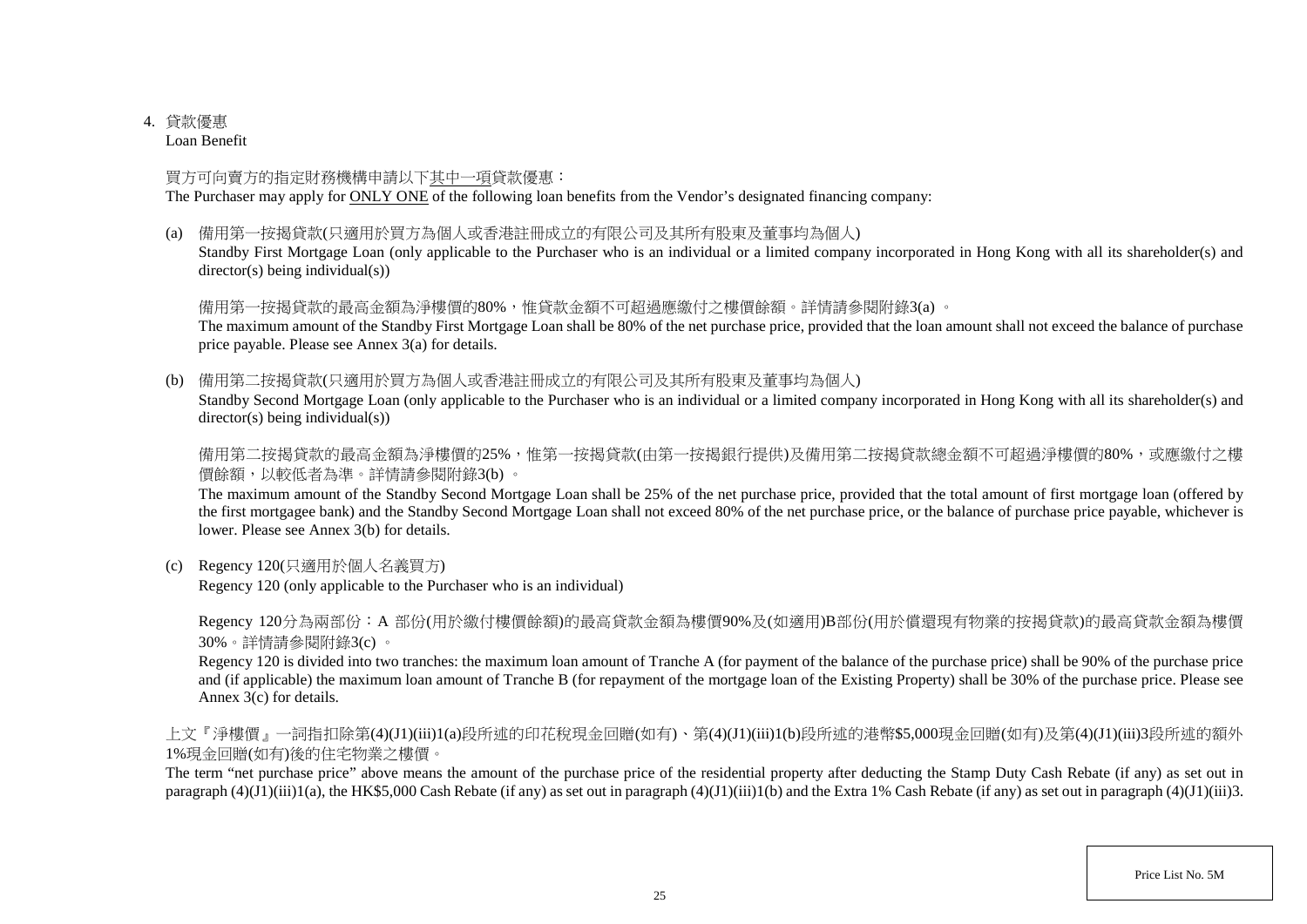4. 貸款優惠
Loan Benefit

買方可向賣方的指定財務機構申請以下其中一項貸款優惠：
The Purchaser may apply for ONLY ONE of the following loan benefits from the Vendor's designated financing company:

(a) 備用第一按揭貸款(只適用於買方為個人或香港註冊成立的有限公司及其所有股東及董事均為個人)
Standby First Mortgage Loan (only applicable to the Purchaser who is an individual or a limited company incorporated in Hong Kong with all its shareholder(s) and director(s) being individual(s))

備用第一按揭貸款的最高金額為淨樓價的80%，惟貸款金額不可超過應繳付之樓價餘額。詳情請參閱附錄3(a) 。
The maximum amount of the Standby First Mortgage Loan shall be 80% of the net purchase price, provided that the loan amount shall not exceed the balance of purchase price payable. Please see Annex 3(a) for details.

(b) 備用第二按揭貸款(只適用於買方為個人或香港註冊成立的有限公司及其所有股東及董事均為個人)
Standby Second Mortgage Loan (only applicable to the Purchaser who is an individual or a limited company incorporated in Hong Kong with all its shareholder(s) and director(s) being individual(s))

備用第二按揭貸款的最高金額為淨樓價的25%，惟第一按揭貸款(由第一按揭銀行提供)及備用第二按揭貸款總金額不可超過淨樓價的80%，或應繳付之樓價餘額，以較低者為準。詳情請參閱附錄3(b) 。
The maximum amount of the Standby Second Mortgage Loan shall be 25% of the net purchase price, provided that the total amount of first mortgage loan (offered by the first mortgagee bank) and the Standby Second Mortgage Loan shall not exceed 80% of the net purchase price, or the balance of purchase price payable, whichever is lower. Please see Annex 3(b) for details.

(c) Regency 120(只適用於個人名義買方)
Regency 120 (only applicable to the Purchaser who is an individual)

Regency 120分為兩部份：A 部份(用於繳付樓價餘額)的最高貸款金額為樓價90%及(如適用)B部份(用於償還現有物業的按揭貸款)的最高貸款金額為樓價30%。詳情請參閱附錄3(c) 。
Regency 120 is divided into two tranches: the maximum loan amount of Tranche A (for payment of the balance of the purchase price) shall be 90% of the purchase price and (if applicable) the maximum loan amount of Tranche B (for repayment of the mortgage loan of the Existing Property) shall be 30% of the purchase price. Please see Annex 3(c) for details.

上文『淨樓價』一詞指扣除第(4)(J1)(iii)1(a)段所述的印花稅現金回贈(如有)、第(4)(J1)(iii)1(b)段所述的港幣$5,000現金回贈(如有)及第(4)(J1)(iii)3段所述的額外1%現金回贈(如有)後的住宅物業之樓價。
The term "net purchase price" above means the amount of the purchase price of the residential property after deducting the Stamp Duty Cash Rebate (if any) as set out in paragraph (4)(J1)(iii)1(a), the HK$5,000 Cash Rebate (if any) as set out in paragraph (4)(J1)(iii)1(b) and the Extra 1% Cash Rebate (if any) as set out in paragraph (4)(J1)(iii)3.

Price List No. 5M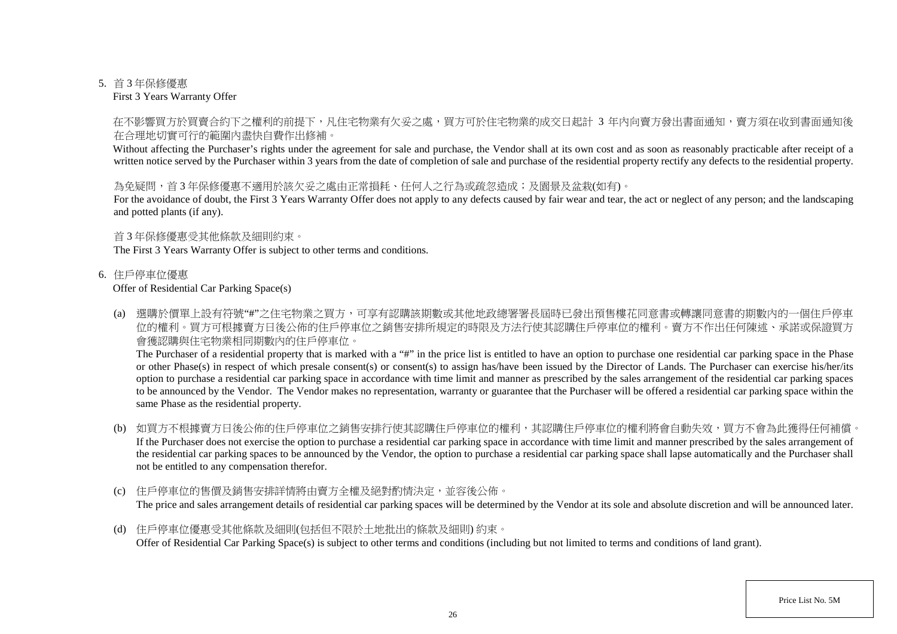5. 首 3 年保修優惠
   First 3 Years Warranty Offer

   在不影響買方於買賣合約下之權利的前提下，凡住宅物業有欠妥之處，買方可於住宅物業的成交日起計 3 年內向賣方發出書面通知，賣方須在收到書面通知後在合理地切實可行的範圍內盡快自費作出修補。
   Without affecting the Purchaser's rights under the agreement for sale and purchase, the Vendor shall at its own cost and as soon as reasonably practicable after receipt of a written notice served by the Purchaser within 3 years from the date of completion of sale and purchase of the residential property rectify any defects to the residential property.

   為免疑問，首 3 年保修優惠不適用於該欠妥之處由正常損耗、任何人之行為或疏忽造成；及園景及盆栽(如有)。
   For the avoidance of doubt, the First 3 Years Warranty Offer does not apply to any defects caused by fair wear and tear, the act or neglect of any person; and the landscaping and potted plants (if any).

   首 3 年保修優惠受其他條款及細則約束。
   The First 3 Years Warranty Offer is subject to other terms and conditions.

6. 住戶停車位優惠
   Offer of Residential Car Parking Space(s)

   (a) 選購於價單上設有符號"#"之住宅物業之買方，可享有認購該期數或其他地政總署署長屆時已發出預售樓花同意書或轉讓同意書的期數內的一個住戶停車位的權利。買方可根據賣方日後公佈的住戶停車位之銷售安排所規定的時限及方法行使其認購住戶停車位的權利。賣方不作出任何陳述、承諾或保證買方會獲認購與住宅物業相同期數內的住戶停車位。
   The Purchaser of a residential property that is marked with a "#" in the price list is entitled to have an option to purchase one residential car parking space in the Phase or other Phase(s) in respect of which presale consent(s) or consent(s) to assign has/have been issued by the Director of Lands. The Purchaser can exercise his/her/its option to purchase a residential car parking space in accordance with time limit and manner as prescribed by the sales arrangement of the residential car parking spaces to be announced by the Vendor. The Vendor makes no representation, warranty or guarantee that the Purchaser will be offered a residential car parking space within the same Phase as the residential property.

   (b) 如買方不根據賣方日後公佈的住戶停車位之銷售安排行使其認購住戶停車位的權利，其認購住戶停車位的權利將會自動失效，買方不會為此獲得任何補償。
   If the Purchaser does not exercise the option to purchase a residential car parking space in accordance with time limit and manner prescribed by the sales arrangement of the residential car parking spaces to be announced by the Vendor, the option to purchase a residential car parking space shall lapse automatically and the Purchaser shall not be entitled to any compensation therefor.

   (c) 住戶停車位的售價及銷售安排詳情將由賣方全權及絕對酌情決定，並容後公佈。
   The price and sales arrangement details of residential car parking spaces will be determined by the Vendor at its sole and absolute discretion and will be announced later.

   (d) 住戶停車位優惠受其他條款及細則(包括但不限於土地批出的條款及細則) 約束。
   Offer of Residential Car Parking Space(s) is subject to other terms and conditions (including but not limited to terms and conditions of land grant).

Price List No. 5M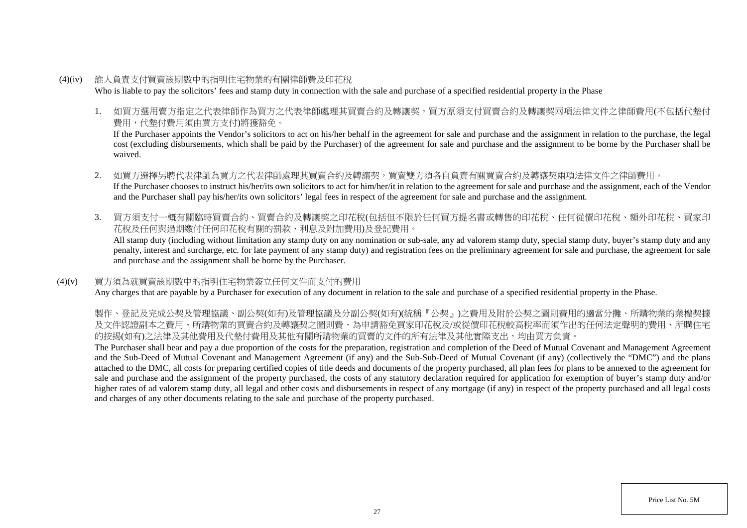(4)(iv) 誰人負責支付買賣該期數中的指明住宅物業的有關律師費及印花稅

Who is liable to pay the solicitors' fees and stamp duty in connection with the sale and purchase of a specified residential property in the Phase

1. 如買方選用賣方指定之代表律師作為買方之代表律師處理其買賣合約及轉讓契，買方原須支付買賣合約及轉讓契兩項法律文件之律師費用(不包括代墊付費用，代墊付費用須由買方支付)將獲豁免。

   If the Purchaser appoints the Vendor's solicitors to act on his/her behalf in the agreement for sale and purchase and the assignment in relation to the purchase, the legal cost (excluding disbursements, which shall be paid by the Purchaser) of the agreement for sale and purchase and the assignment to be borne by the Purchaser shall be waived.

2. 如買方選擇另聘代表律師為買方之代表律師處理其買賣合約及轉讓契，買賣雙方須各自負責有關買賣合約及轉讓契兩項法律文件之律師費用。

   If the Purchaser chooses to instruct his/her/its own solicitors to act for him/her/it in relation to the agreement for sale and purchase and the assignment, each of the Vendor and the Purchaser shall pay his/her/its own solicitors' legal fees in respect of the agreement for sale and purchase and the assignment.

3. 買方須支付一概有關臨時買賣合約、買賣合約及轉讓契之印花稅(包括但不限於任何買方提名書或轉售的印花稅、任何從價印花稅、額外印花稅、買家印花稅及任何與過期繳付任何印花稅有關的罰款、利息及附加費用)及登記費用。

   All stamp duty (including without limitation any stamp duty on any nomination or sub-sale, any ad valorem stamp duty, special stamp duty, buyer's stamp duty and any penalty, interest and surcharge, etc. for late payment of any stamp duty) and registration fees on the preliminary agreement for sale and purchase, the agreement for sale and purchase and the assignment shall be borne by the Purchaser.

(4)(v) 買方須為就買賣該期數中的指明住宅物業簽立任何文件而支付的費用

Any charges that are payable by a Purchaser for execution of any document in relation to the sale and purchase of a specified residential property in the Phase.

製作、登記及完成公契及管理協議、副公契(如有)及管理協議及分副公契(如有)(統稱『公契』)之費用及附於公契之圖則費用的適當分攤、所購物業的業權契據及文件認證副本之費用、所購物業的買賣合約及轉讓契之圖則費、為申請豁免買家印花稅及/或從價印花稅較高稅率而須作出的任何法定聲明的費用、所購住宅的按揭(如有)之法律及其他費用及代墊付費用及其他有關所購物業的買賣的文件的所有法律及其他實際支出，均由買方負責。

The Purchaser shall bear and pay a due proportion of the costs for the preparation, registration and completion of the Deed of Mutual Covenant and Management Agreement and the Sub-Deed of Mutual Covenant and Management Agreement (if any) and the Sub-Sub-Deed of Mutual Covenant (if any) (collectively the "DMC") and the plans attached to the DMC, all costs for preparing certified copies of title deeds and documents of the property purchased, all plan fees for plans to be annexed to the agreement for sale and purchase and the assignment of the property purchased, the costs of any statutory declaration required for application for exemption of buyer's stamp duty and/or higher rates of ad valorem stamp duty, all legal and other costs and disbursements in respect of any mortgage (if any) in respect of the property purchased and all legal costs and charges of any other documents relating to the sale and purchase of the property purchased.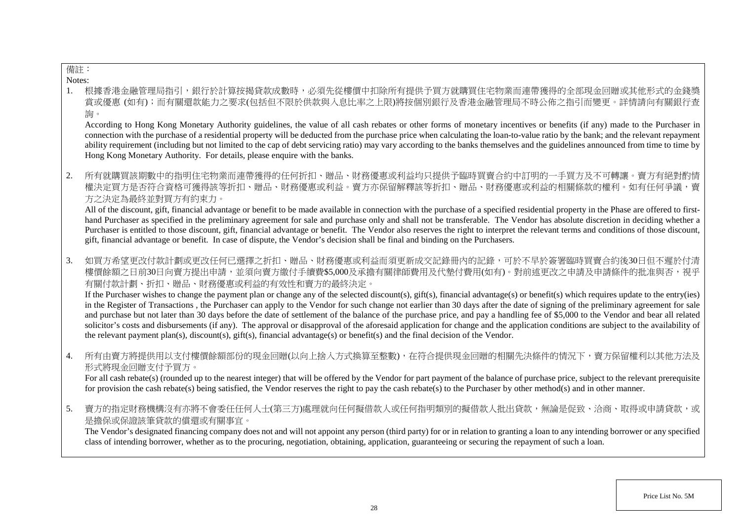備註：

Notes:

1. 根據香港金融管理局指引，銀行於計算按揭貸款成數時，必須先從樓價中扣除所有提供予買方就購買住宅物業而連帶獲得的全部現金回贈或其他形式的金錢獎賞或優惠 (如有)；而有關還款能力之要求(包括但不限於供款與入息比率之上限)將按個別銀行及香港金融管理局不時公佈之指引而變更。詳情請向有關銀行查詢。

   According to Hong Kong Monetary Authority guidelines, the value of all cash rebates or other forms of monetary incentives or benefits (if any) made to the Purchaser in connection with the purchase of a residential property will be deducted from the purchase price when calculating the loan-to-value ratio by the bank; and the relevant repayment ability requirement (including but not limited to the cap of debt servicing ratio) may vary according to the banks themselves and the guidelines announced from time to time by Hong Kong Monetary Authority. For details, please enquire with the banks.

2. 所有就購買該期數中的指明住宅物業而連帶獲得的任何折扣、贈品、財務優惠或利益均只提供予臨時買賣合約中訂明的一手買方及不可轉讓。賣方有絕對酌情權決定買方是否符合資格可獲得該等折扣、贈品、財務優惠或利益。賣方亦保留解釋該等折扣、贈品、財務優惠或利益的相關條款的權利。如有任何爭議，賣方之決定為最終並對買方有約束力。

   All of the discount, gift, financial advantage or benefit to be made available in connection with the purchase of a specified residential property in the Phase are offered to first-hand Purchaser as specified in the preliminary agreement for sale and purchase only and shall not be transferable. The Vendor has absolute discretion in deciding whether a Purchaser is entitled to those discount, gift, financial advantage or benefit. The Vendor also reserves the right to interpret the relevant terms and conditions of those discount, gift, financial advantage or benefit. In case of dispute, the Vendor's decision shall be final and binding on the Purchasers.

3. 如買方希望更改付款計劃或更改任何已選擇之折扣、贈品、財務優惠或利益而須更新成交記錄冊內的記錄，可於不早於簽署臨時買賣合約後30日但不遲於付清樓價餘額之日前30日向賣方提出申請，並須向賣方繳付手續費$5,000及承擔有關律師費用及代墊付費用(如有)。對前述更改之申請及申請條件的批准與否，視乎有關付款計劃、折扣、贈品、財務優惠或利益的有效性和賣方的最終決定。

   If the Purchaser wishes to change the payment plan or change any of the selected discount(s), gift(s), financial advantage(s) or benefit(s) which requires update to the entry(ies) in the Register of Transactions , the Purchaser can apply to the Vendor for such change not earlier than 30 days after the date of signing of the preliminary agreement for sale and purchase but not later than 30 days before the date of settlement of the balance of the purchase price, and pay a handling fee of $5,000 to the Vendor and bear all related solicitor's costs and disbursements (if any). The approval or disapproval of the aforesaid application for change and the application conditions are subject to the availability of the relevant payment plan(s), discount(s), gift(s), financial advantage(s) or benefit(s) and the final decision of the Vendor.

4. 所有由賣方將提供用以支付樓價餘額部份的現金回贈(以向上捨入方式換算至整數)，在符合提供現金回贈的相關先決條件的情況下，賣方保留權利以其他方法及形式將現金回贈支付予買方。

   For all cash rebate(s) (rounded up to the nearest integer) that will be offered by the Vendor for part payment of the balance of purchase price, subject to the relevant prerequisite for provision the cash rebate(s) being satisfied, the Vendor reserves the right to pay the cash rebate(s) to the Purchaser by other method(s) and in other manner.

5. 賣方的指定財務機構沒有亦將不會委任任何人士(第三方)處理就向任何擬借款人或任何指明類別的擬借款人批出貸款，無論是促致、洽商、取得或申請貸款，或是擔保或保證該筆貸款的償還或有關事宜。

   The Vendor's designated financing company does not and will not appoint any person (third party) for or in relation to granting a loan to any intending borrower or any specified class of intending borrower, whether as to the procuring, negotiation, obtaining, application, guaranteeing or securing the repayment of such a loan.

Price List No. 5M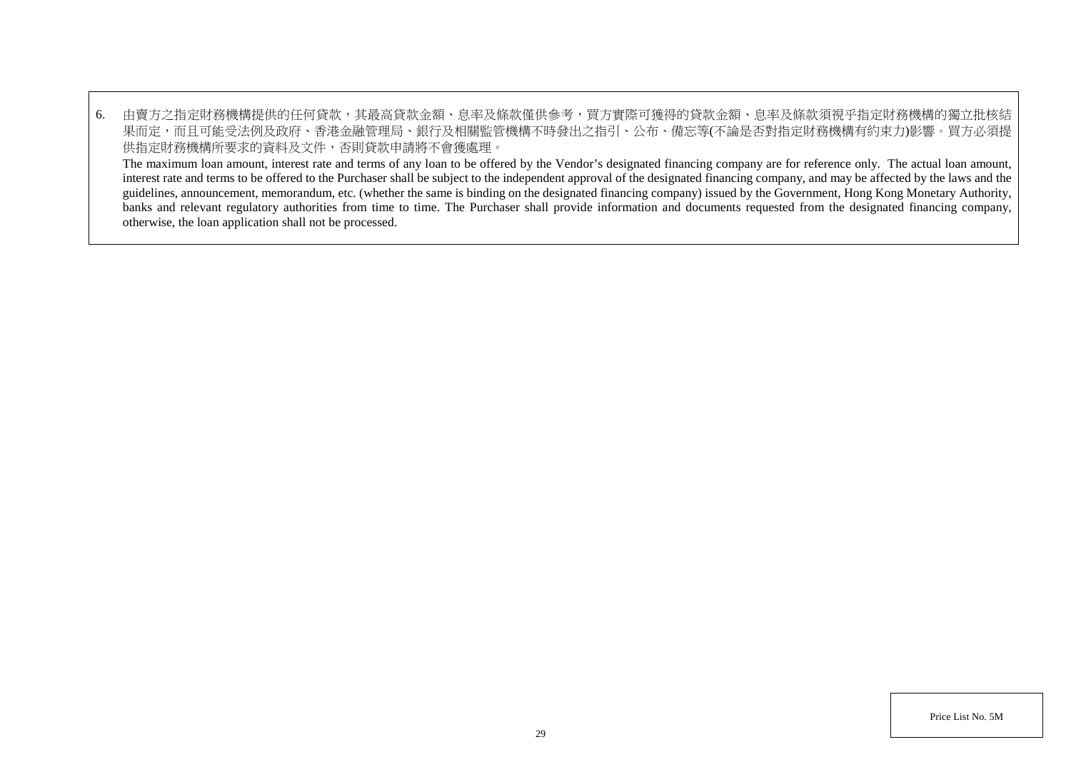6. 由賣方之指定財務機構提供的任何貸款，其最高貸款金額、息率及條款僅供參考，買方實際可獲得的貸款金額、息率及條款須視乎指定財務機構的獨立批核結果而定，而且可能受法例及政府、香港金融管理局、銀行及相關監管機構不時發出之指引、公布、備忘等(不論是否對指定財務機構有約束力)影響。買方必須提供指定財務機構所要求的資料及文件，否則貸款申請將不會獲處理。

   The maximum loan amount, interest rate and terms of any loan to be offered by the Vendor's designated financing company are for reference only. The actual loan amount, interest rate and terms to be offered to the Purchaser shall be subject to the independent approval of the designated financing company, and may be affected by the laws and the guidelines, announcement, memorandum, etc. (whether the same is binding on the designated financing company) issued by the Government, Hong Kong Monetary Authority, banks and relevant regulatory authorities from time to time. The Purchaser shall provide information and documents requested from the designated financing company, otherwise, the loan application shall not be processed.

Price List No. 5M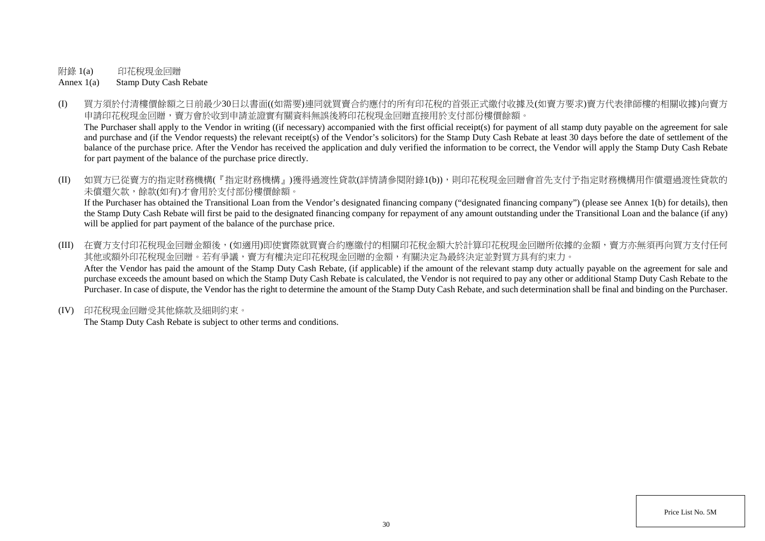附錄 1(a)　　印花稅現金回贈

Annex 1(a)　　Stamp Duty Cash Rebate

(I) 買方須於付清樓價餘額之日前最少30日以書面((如需要)連同就買賣合約應付的所有印花稅的首張正式繳付收據及(如賣方要求)賣方代表律師樓的相關收據)向賣方申請印花稅現金回贈，賣方會於收到申請並證實有關資料無誤後將印花稅現金回贈直接用於支付部份樓價餘額。

The Purchaser shall apply to the Vendor in writing ((if necessary) accompanied with the first official receipt(s) for payment of all stamp duty payable on the agreement for sale and purchase and (if the Vendor requests) the relevant receipt(s) of the Vendor's solicitors) for the Stamp Duty Cash Rebate at least 30 days before the date of settlement of the balance of the purchase price. After the Vendor has received the application and duly verified the information to be correct, the Vendor will apply the Stamp Duty Cash Rebate for part payment of the balance of the purchase price directly.

(II) 如買方已從賣方的指定財務機構(『指定財務機構』)獲得過渡性貸款(詳情請參閱附錄1(b))，則印花稅現金回贈會首先支付予指定財務機構用作償還過渡性貸款的未償還欠款，餘款(如有)才會用於支付部份樓價餘額。

If the Purchaser has obtained the Transitional Loan from the Vendor's designated financing company ("designated financing company") (please see Annex 1(b) for details), then the Stamp Duty Cash Rebate will first be paid to the designated financing company for repayment of any amount outstanding under the Transitional Loan and the balance (if any) will be applied for part payment of the balance of the purchase price.

(III) 在賣方支付印花稅現金回贈金額後，(如適用)即使實際就買賣合約應繳付的相關印花稅金額大於計算印花稅現金回贈所依據的金額，賣方亦無須再向買方支付任何其他或額外印花稅現金回贈。若有爭議，賣方有權決定印花稅現金回贈的金額，有關決定為最終決定並對買方具有約束力。

After the Vendor has paid the amount of the Stamp Duty Cash Rebate, (if applicable) if the amount of the relevant stamp duty actually payable on the agreement for sale and purchase exceeds the amount based on which the Stamp Duty Cash Rebate is calculated, the Vendor is not required to pay any other or additional Stamp Duty Cash Rebate to the Purchaser. In case of dispute, the Vendor has the right to determine the amount of the Stamp Duty Cash Rebate, and such determination shall be final and binding on the Purchaser.

(IV) 印花稅現金回贈受其他條款及細則約束。

The Stamp Duty Cash Rebate is subject to other terms and conditions.

Price List No. 5M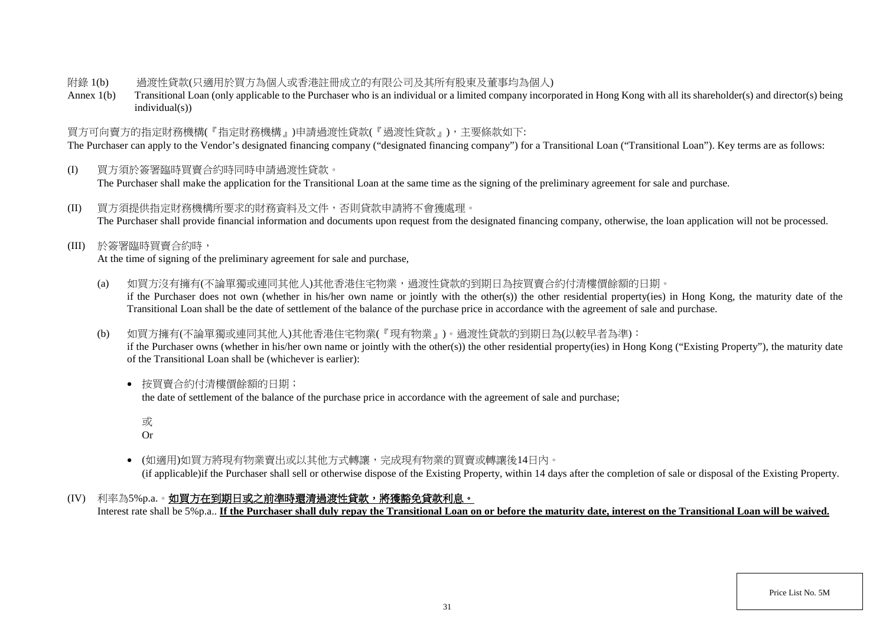附錄 1(b)　過渡性貸款(只適用於買方為個人或香港註冊成立的有限公司及其所有股東及董事均為個人)

Annex 1(b)　Transitional Loan (only applicable to the Purchaser who is an individual or a limited company incorporated in Hong Kong with all its shareholder(s) and director(s) being individual(s))

買方可向賣方的指定財務機構(『指定財務機構』)申請過渡性貸款(『過渡性貸款』)，主要條款如下:

The Purchaser can apply to the Vendor's designated financing company ("designated financing company") for a Transitional Loan ("Transitional Loan"). Key terms are as follows:

(I) 買方須於簽署臨時買賣合約時同時申請過渡性貸款。
The Purchaser shall make the application for the Transitional Loan at the same time as the signing of the preliminary agreement for sale and purchase.

(II) 買方須提供指定財務機構所要求的財務資料及文件，否則貸款申請將不會獲處理。
The Purchaser shall provide financial information and documents upon request from the designated financing company, otherwise, the loan application will not be processed.

(III) 於簽署臨時買賣合約時，
At the time of signing of the preliminary agreement for sale and purchase,

(a) 如買方沒有擁有(不論單獨或連同其他人)其他香港住宅物業，過渡性貸款的到期日為按買賣合約付清樓價餘額的日期。
if the Purchaser does not own (whether in his/her own name or jointly with the other(s)) the other residential property(ies) in Hong Kong, the maturity date of the Transitional Loan shall be the date of settlement of the balance of the purchase price in accordance with the agreement of sale and purchase.

(b) 如買方擁有(不論單獨或連同其他人)其他香港住宅物業(『現有物業』)。過渡性貸款的到期日為(以較早者為準)：
if the Purchaser owns (whether in his/her own name or jointly with the other(s)) the other residential property(ies) in Hong Kong ("Existing Property"), the maturity date of the Transitional Loan shall be (whichever is earlier):

- 按買賣合約付清樓價餘額的日期；
  the date of settlement of the balance of the purchase price in accordance with the agreement of sale and purchase;

  或
  Or

- (如適用)如買方將現有物業賣出或以其他方式轉讓，完成現有物業的買賣或轉讓後14日內。
  (if applicable)if the Purchaser shall sell or otherwise dispose of the Existing Property, within 14 days after the completion of sale or disposal of the Existing Property.

(IV) 利率為5%p.a.。**<u>如買方在到期日或之前準時還清過渡性貸款，將獲豁免貸款利息。</u>**
Interest rate shall be 5%p.a.. **<u>If the Purchaser shall duly repay the Transitional Loan on or before the maturity date, interest on the Transitional Loan will be waived.</u>**

Price List No. 5M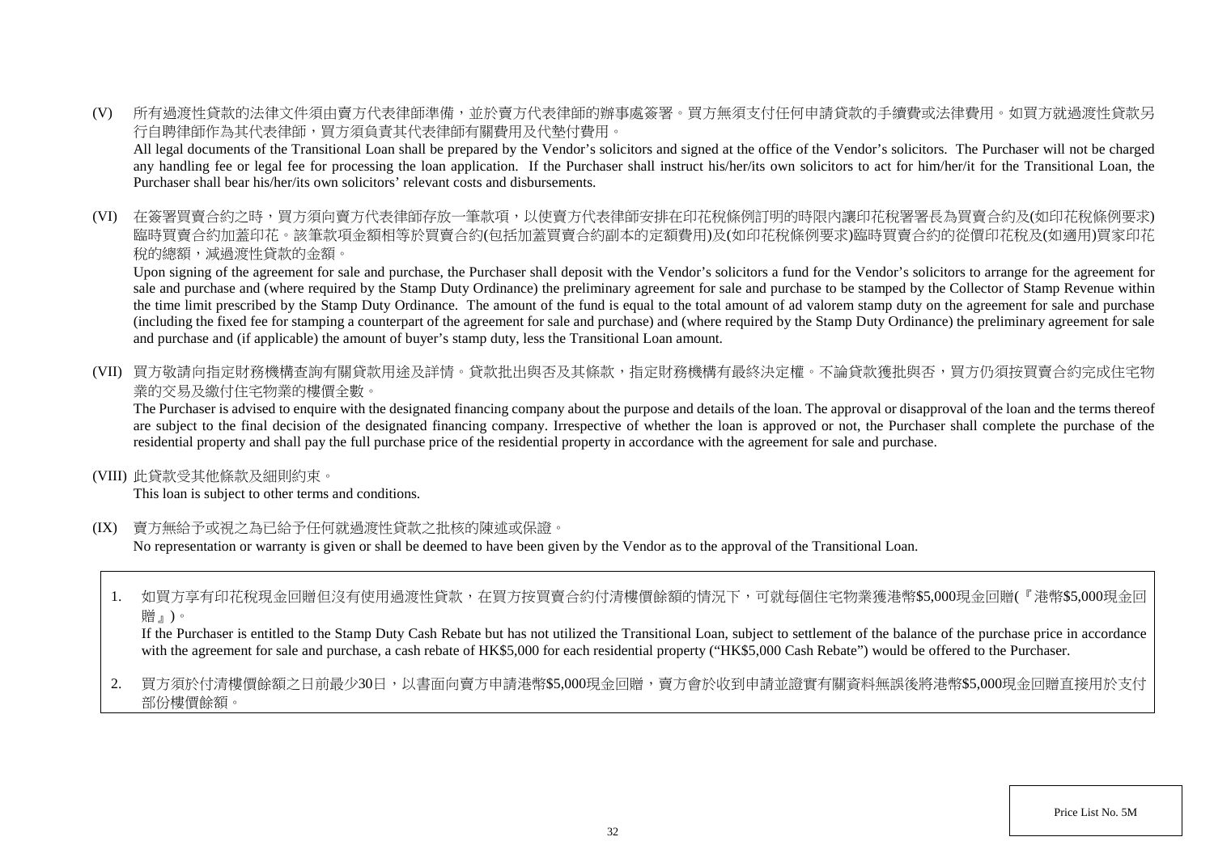(V) 所有過渡性貸款的法律文件須由賣方代表律師準備，並於賣方代表律師的辦事處簽署。買方無須支付任何申請貸款的手續費或法律費用。如買方就過渡性貸款另行自聘律師作為其代表律師，買方須負責其代表律師有關費用及代墊付費用。

All legal documents of the Transitional Loan shall be prepared by the Vendor's solicitors and signed at the office of the Vendor's solicitors. The Purchaser will not be charged any handling fee or legal fee for processing the loan application. If the Purchaser shall instruct his/her/its own solicitors to act for him/her/it for the Transitional Loan, the Purchaser shall bear his/her/its own solicitors' relevant costs and disbursements.

(VI) 在簽署買賣合約之時，買方須向賣方代表律師存放一筆款項，以使賣方代表律師安排在印花稅條例訂明的時限內讓印花稅署署長為買賣合約及(如印花稅條例要求)臨時買賣合約加蓋印花。該筆款項金額相等於買賣合約(包括加蓋買賣合約副本的定額費用)及(如印花稅條例要求)臨時買賣合約的從價印花稅及(如適用)買家印花稅的總額，減過渡性貸款的金額。

Upon signing of the agreement for sale and purchase, the Purchaser shall deposit with the Vendor's solicitors a fund for the Vendor's solicitors to arrange for the agreement for sale and purchase and (where required by the Stamp Duty Ordinance) the preliminary agreement for sale and purchase to be stamped by the Collector of Stamp Revenue within the time limit prescribed by the Stamp Duty Ordinance. The amount of the fund is equal to the total amount of ad valorem stamp duty on the agreement for sale and purchase (including the fixed fee for stamping a counterpart of the agreement for sale and purchase) and (where required by the Stamp Duty Ordinance) the preliminary agreement for sale and purchase and (if applicable) the amount of buyer's stamp duty, less the Transitional Loan amount.

(VII) 買方敬請向指定財務機構查詢有關貸款用途及詳情。貸款批出與否及其條款，指定財務機構有最終決定權。不論貸款獲批與否，買方仍須按買賣合約完成住宅物業的交易及繳付住宅物業的樓價全數。

The Purchaser is advised to enquire with the designated financing company about the purpose and details of the loan. The approval or disapproval of the loan and the terms thereof are subject to the final decision of the designated financing company. Irrespective of whether the loan is approved or not, the Purchaser shall complete the purchase of the residential property and shall pay the full purchase price of the residential property in accordance with the agreement for sale and purchase.

(VIII) 此貸款受其他條款及細則約束。

This loan is subject to other terms and conditions.

(IX) 賣方無給予或視之為已給予任何就過渡性貸款之批核的陳述或保證。

No representation or warranty is given or shall be deemed to have been given by the Vendor as to the approval of the Transitional Loan.

1. 如買方享有印花稅現金回贈但沒有使用過渡性貸款，在買方按買賣合約付清樓價餘額的情況下，可就每個住宅物業獲港幣$5,000現金回贈(『港幣$5,000現金回贈』)。

   If the Purchaser is entitled to the Stamp Duty Cash Rebate but has not utilized the Transitional Loan, subject to settlement of the balance of the purchase price in accordance with the agreement for sale and purchase, a cash rebate of HK$5,000 for each residential property ("HK$5,000 Cash Rebate") would be offered to the Purchaser.

2. 買方須於付清樓價餘額之日前最少30日，以書面向賣方申請港幣$5,000現金回贈，賣方會於收到申請並證實有關資料無誤後將港幣$5,000現金回贈直接用於支付部份樓價餘額。

Price List No. 5M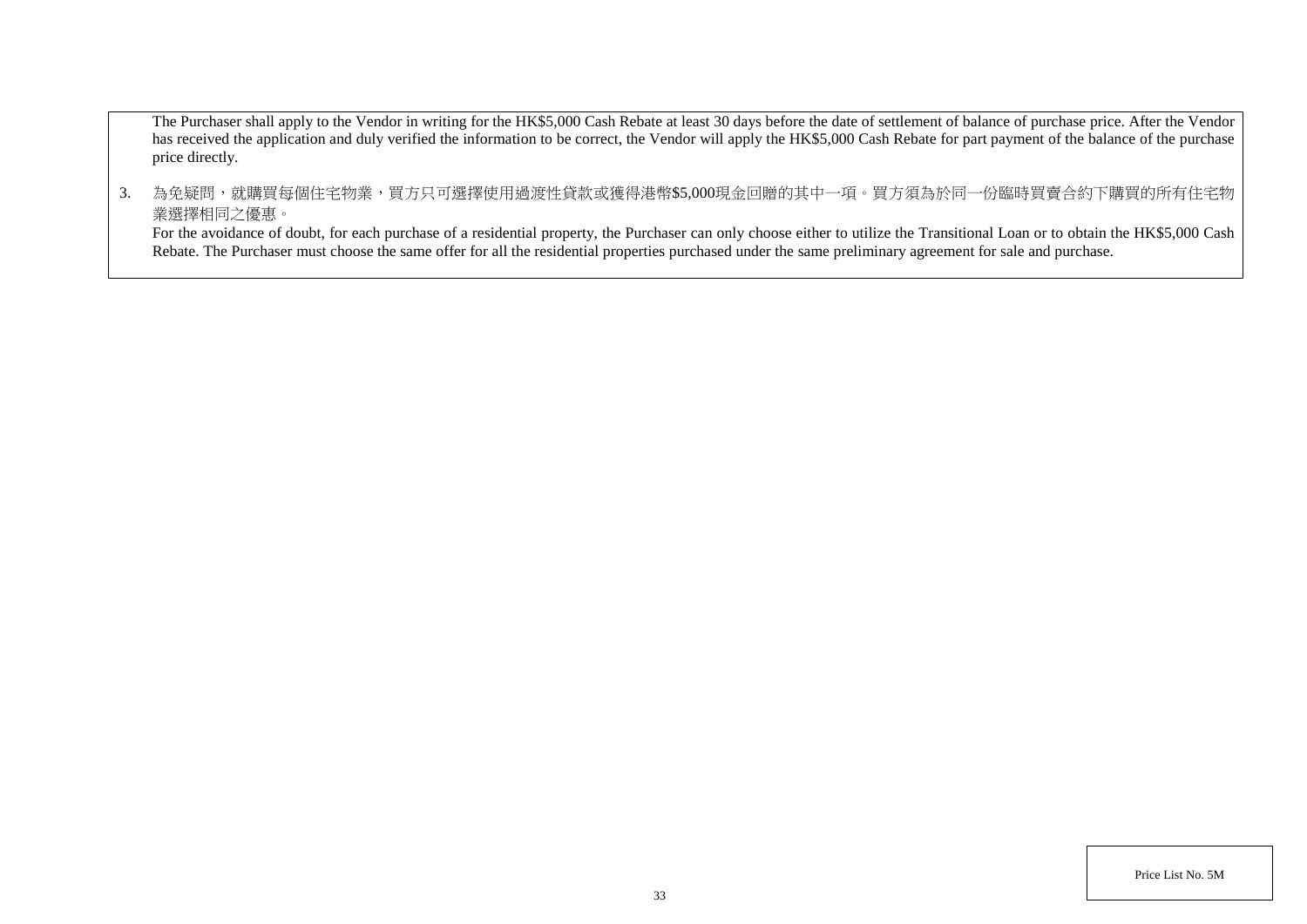The Purchaser shall apply to the Vendor in writing for the HK$5,000 Cash Rebate at least 30 days before the date of settlement of balance of purchase price. After the Vendor has received the application and duly verified the information to be correct, the Vendor will apply the HK$5,000 Cash Rebate for part payment of the balance of the purchase price directly.

3. 為免疑問，就購買每個住宅物業，買方只可選擇使用過渡性貸款或獲得港幣$5,000現金回贈的其中一項。買方須為於同一份臨時買賣合約下購買的所有住宅物業選擇相同之優惠。
   For the avoidance of doubt, for each purchase of a residential property, the Purchaser can only choose either to utilize the Transitional Loan or to obtain the HK$5,000 Cash Rebate. The Purchaser must choose the same offer for all the residential properties purchased under the same preliminary agreement for sale and purchase.

Price List No. 5M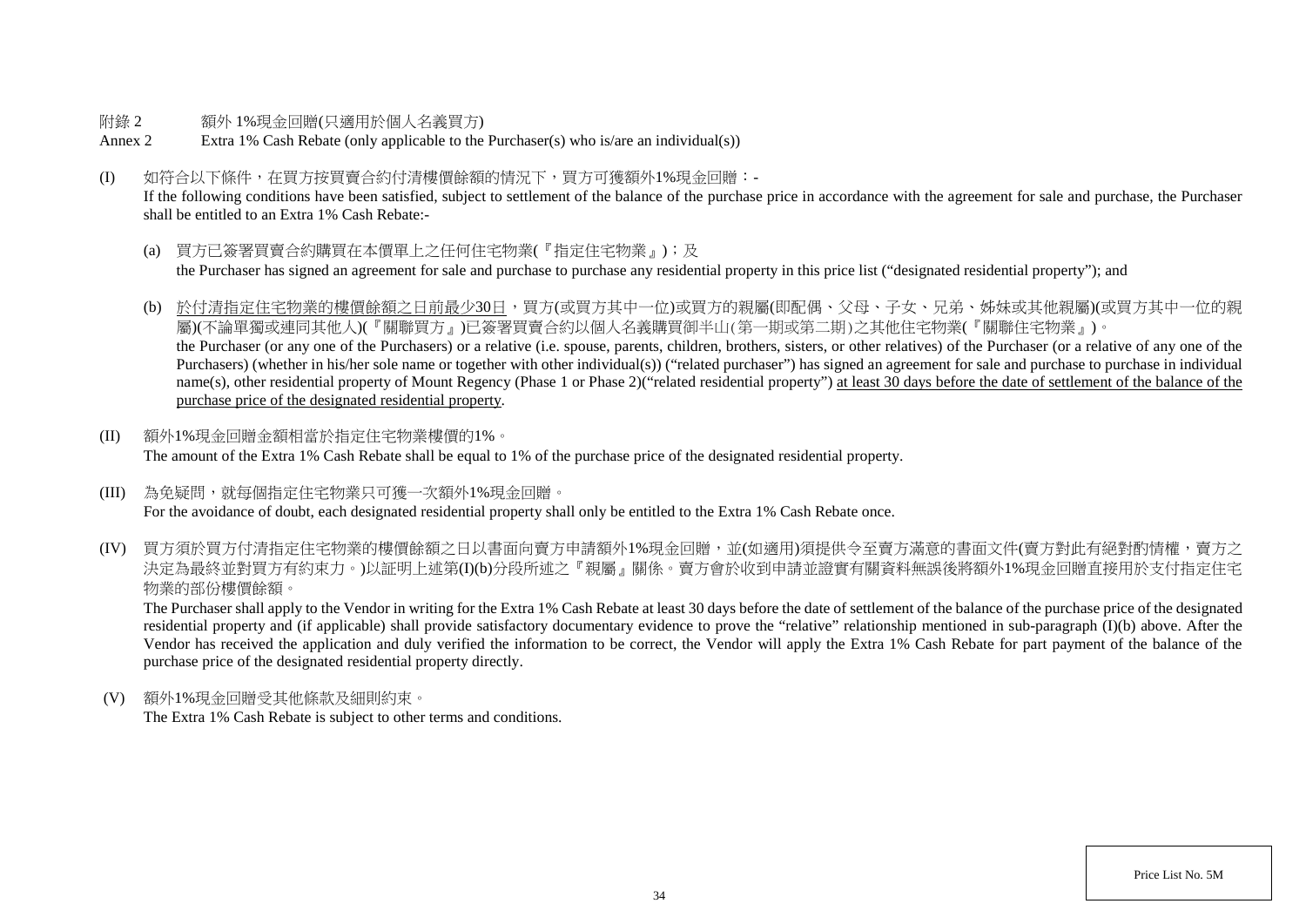附錄 2　額外 1%現金回贈(只適用於個人名義買方)

Annex 2　Extra 1% Cash Rebate (only applicable to the Purchaser(s) who is/are an individual(s))

(I) 如符合以下條件，在買方按買賣合約付清樓價餘額的情況下，買方可獲額外1%現金回贈：-
If the following conditions have been satisfied, subject to settlement of the balance of the purchase price in accordance with the agreement for sale and purchase, the Purchaser shall be entitled to an Extra 1% Cash Rebate:-

(a) 買方已簽署買賣合約購買在本價單上之任何住宅物業(『指定住宅物業』)；及
the Purchaser has signed an agreement for sale and purchase to purchase any residential property in this price list ("designated residential property"); and

(b) <u>於付清指定住宅物業的樓價餘額之日前最少30日</u>，買方(或買方其中一位)或買方的親屬(即配偶、父母、子女、兄弟、姊妹或其他親屬)(或買方其中一位的親屬)(不論單獨或連同其他人)(『關聯買方』)已簽署買賣合約以個人名義購買御半山(第一期或第二期)之其他住宅物業(『關聯住宅物業』)。
the Purchaser (or any one of the Purchasers) or a relative (i.e. spouse, parents, children, brothers, sisters, or other relatives) of the Purchaser (or a relative of any one of the Purchasers) (whether in his/her sole name or together with other individual(s)) ("related purchaser") has signed an agreement for sale and purchase to purchase in individual name(s), other residential property of Mount Regency (Phase 1 or Phase 2)("related residential property") <u>at least 30 days before the date of settlement of the balance of the purchase price of the designated residential property</u>.

(II) 額外1%現金回贈金額相當於指定住宅物業樓價的1%。
The amount of the Extra 1% Cash Rebate shall be equal to 1% of the purchase price of the designated residential property.

(III) 為免疑問，就每個指定住宅物業只可獲一次額外1%現金回贈。
For the avoidance of doubt, each designated residential property shall only be entitled to the Extra 1% Cash Rebate once.

(IV) 買方須於買方付清指定住宅物業的樓價餘額之日以書面向賣方申請額外1%現金回贈，並(如適用)須提供令至賣方滿意的書面文件(賣方對此有絕對酌情權，賣方之決定為最終並對買方有約束力。)以証明上述第(I)(b)分段所述之『親屬』關係。賣方會於收到申請並證實有關資料無誤後將額外1%現金回贈直接用於支付指定住宅物業的部份樓價餘額。
The Purchaser shall apply to the Vendor in writing for the Extra 1% Cash Rebate at least 30 days before the date of settlement of the balance of the purchase price of the designated residential property and (if applicable) shall provide satisfactory documentary evidence to prove the "relative" relationship mentioned in sub-paragraph (I)(b) above. After the Vendor has received the application and duly verified the information to be correct, the Vendor will apply the Extra 1% Cash Rebate for part payment of the balance of the purchase price of the designated residential property directly.

(V) 額外1%現金回贈受其他條款及細則約束。
The Extra 1% Cash Rebate is subject to other terms and conditions.

Price List No. 5M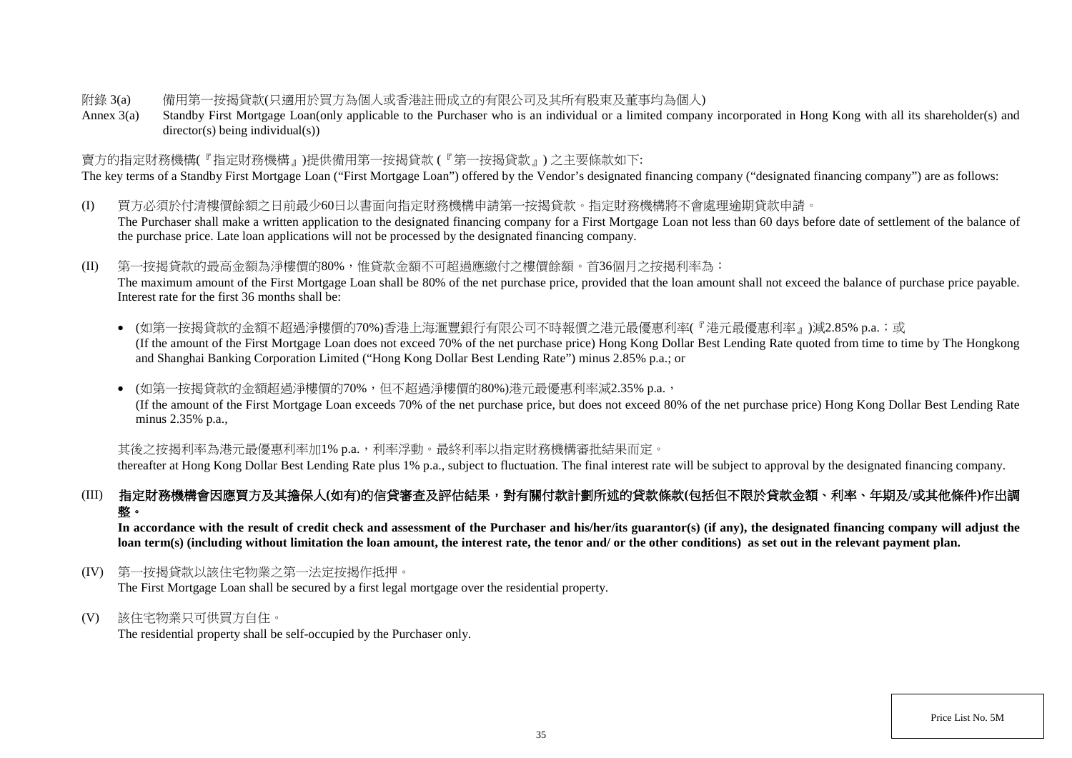附錄 3(a) 備用第一按揭貸款(只適用於買方為個人或香港註冊成立的有限公司及其所有股東及董事均為個人)

Annex 3(a) Standby First Mortgage Loan(only applicable to the Purchaser who is an individual or a limited company incorporated in Hong Kong with all its shareholder(s) and director(s) being individual(s))

賣方的指定財務機構(『指定財務機構』)提供備用第一按揭貸款 (『第一按揭貸款』) 之主要條款如下:

The key terms of a Standby First Mortgage Loan ("First Mortgage Loan") offered by the Vendor's designated financing company ("designated financing company") are as follows:

(I) 買方必須於付清樓價餘額之日前最少60日以書面向指定財務機構申請第一按揭貸款。指定財務機構將不會處理逾期貸款申請。
The Purchaser shall make a written application to the designated financing company for a First Mortgage Loan not less than 60 days before date of settlement of the balance of the purchase price. Late loan applications will not be processed by the designated financing company.

(II) 第一按揭貸款的最高金額為淨樓價的80%，惟貸款金額不可超過應繳付之樓價餘額。首36個月之按揭利率為：
The maximum amount of the First Mortgage Loan shall be 80% of the net purchase price, provided that the loan amount shall not exceed the balance of purchase price payable. Interest rate for the first 36 months shall be:

- (如第一按揭貸款的金額不超過淨樓價的70%)香港上海滙豐銀行有限公司不時報價之港元最優惠利率(『港元最優惠利率』)減2.85% p.a.；或
(If the amount of the First Mortgage Loan does not exceed 70% of the net purchase price) Hong Kong Dollar Best Lending Rate quoted from time to time by The Hongkong and Shanghai Banking Corporation Limited ("Hong Kong Dollar Best Lending Rate") minus 2.85% p.a.; or

- (如第一按揭貸款的金額超過淨樓價的70%，但不超過淨樓價的80%)港元最優惠利率減2.35% p.a.，
(If the amount of the First Mortgage Loan exceeds 70% of the net purchase price, but does not exceed 80% of the net purchase price) Hong Kong Dollar Best Lending Rate minus 2.35% p.a.,

其後之按揭利率為港元最優惠利率加1% p.a.，利率浮動。最終利率以指定財務機構審批結果而定。
thereafter at Hong Kong Dollar Best Lending Rate plus 1% p.a., subject to fluctuation. The final interest rate will be subject to approval by the designated financing company.

(III) **指定財務機構會因應買方及其擔保人(如有)的信貸審查及評估結果，對有關付款計劃所述的貸款條款(包括但不限於貸款金額、利率、年期及/或其他條件)作出調整。**
**In accordance with the result of credit check and assessment of the Purchaser and his/her/its guarantor(s) (if any), the designated financing company will adjust the loan term(s) (including without limitation the loan amount, the interest rate, the tenor and/ or the other conditions) as set out in the relevant payment plan.**

(IV) 第一按揭貸款以該住宅物業之第一法定按揭作抵押。
The First Mortgage Loan shall be secured by a first legal mortgage over the residential property.

(V) 該住宅物業只可供買方自住。
The residential property shall be self-occupied by the Purchaser only.

Price List No. 5M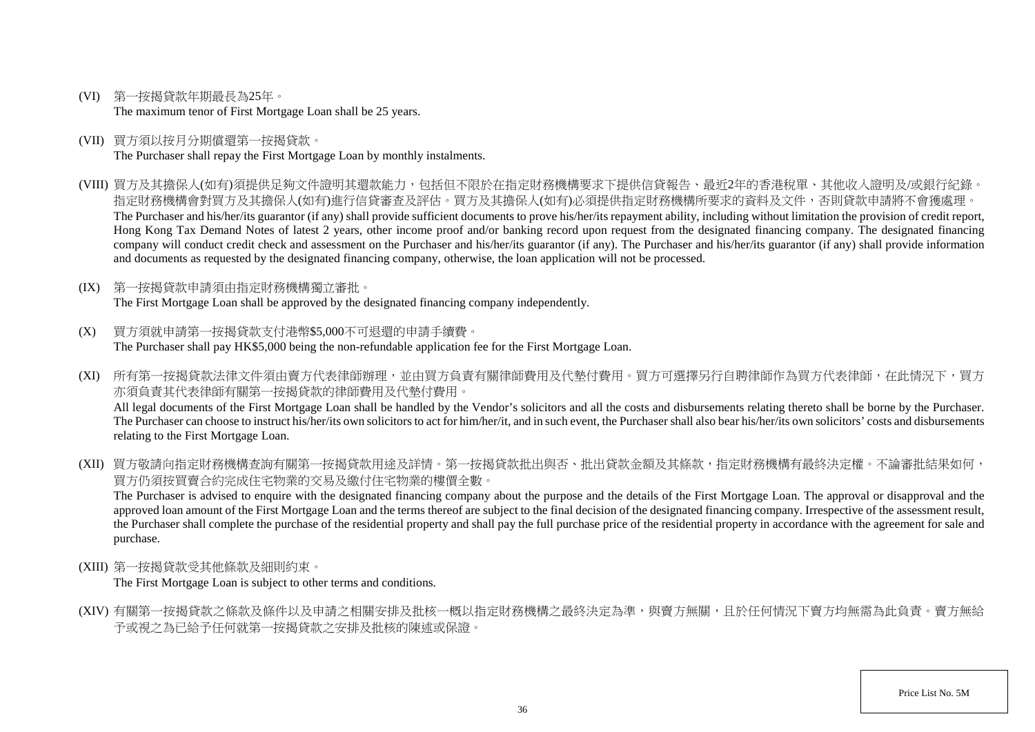(VI) 第一按揭貸款年期最長為25年。
The maximum tenor of First Mortgage Loan shall be 25 years.

(VII) 買方須以按月分期償還第一按揭貸款。
The Purchaser shall repay the First Mortgage Loan by monthly instalments.

(VIII) 買方及其擔保人(如有)須提供足夠文件證明其還款能力，包括但不限於在指定財務機構要求下提供信貸報告、最近2年的香港稅單、其他收入證明及/或銀行紀錄。指定財務機構會對買方及其擔保人(如有)進行信貸審查及評估。買方及其擔保人(如有)必須提供指定財務機構所要求的資料及文件，否則貸款申請將不會獲處理。
The Purchaser and his/her/its guarantor (if any) shall provide sufficient documents to prove his/her/its repayment ability, including without limitation the provision of credit report, Hong Kong Tax Demand Notes of latest 2 years, other income proof and/or banking record upon request from the designated financing company. The designated financing company will conduct credit check and assessment on the Purchaser and his/her/its guarantor (if any). The Purchaser and his/her/its guarantor (if any) shall provide information and documents as requested by the designated financing company, otherwise, the loan application will not be processed.

(IX) 第一按揭貸款申請須由指定財務機構獨立審批。
The First Mortgage Loan shall be approved by the designated financing company independently.

(X) 買方須就申請第一按揭貸款支付港幣$5,000不可退還的申請手續費。
The Purchaser shall pay HK$5,000 being the non-refundable application fee for the First Mortgage Loan.

(XI) 所有第一按揭貸款法律文件須由賣方代表律師辦理，並由買方負責有關律師費用及代墊付費用。買方可選擇另行自聘律師作為買方代表律師，在此情況下，買方亦須負責其代表律師有關第一按揭貸款的律師費用及代墊付費用。
All legal documents of the First Mortgage Loan shall be handled by the Vendor's solicitors and all the costs and disbursements relating thereto shall be borne by the Purchaser. The Purchaser can choose to instruct his/her/its own solicitors to act for him/her/it, and in such event, the Purchaser shall also bear his/her/its own solicitors' costs and disbursements relating to the First Mortgage Loan.

(XII) 買方敬請向指定財務機構查詢有關第一按揭貸款用途及詳情。第一按揭貸款批出與否、批出貸款金額及其條款，指定財務機構有最終決定權。不論審批結果如何，買方仍須按買賣合約完成住宅物業的交易及繳付住宅物業的樓價全數。
The Purchaser is advised to enquire with the designated financing company about the purpose and the details of the First Mortgage Loan. The approval or disapproval and the approved loan amount of the First Mortgage Loan and the terms thereof are subject to the final decision of the designated financing company. Irrespective of the assessment result, the Purchaser shall complete the purchase of the residential property and shall pay the full purchase price of the residential property in accordance with the agreement for sale and purchase.

(XIII) 第一按揭貸款受其他條款及細則約束。
The First Mortgage Loan is subject to other terms and conditions.

(XIV) 有關第一按揭貸款之條款及條件以及申請之相關安排及批核一概以指定財務機構之最終決定為準，與賣方無關，且於任何情況下賣方均無需為此負責。賣方無給予或視之為已給予任何就第一按揭貸款之安排及批核的陳述或保證。

Price List No. 5M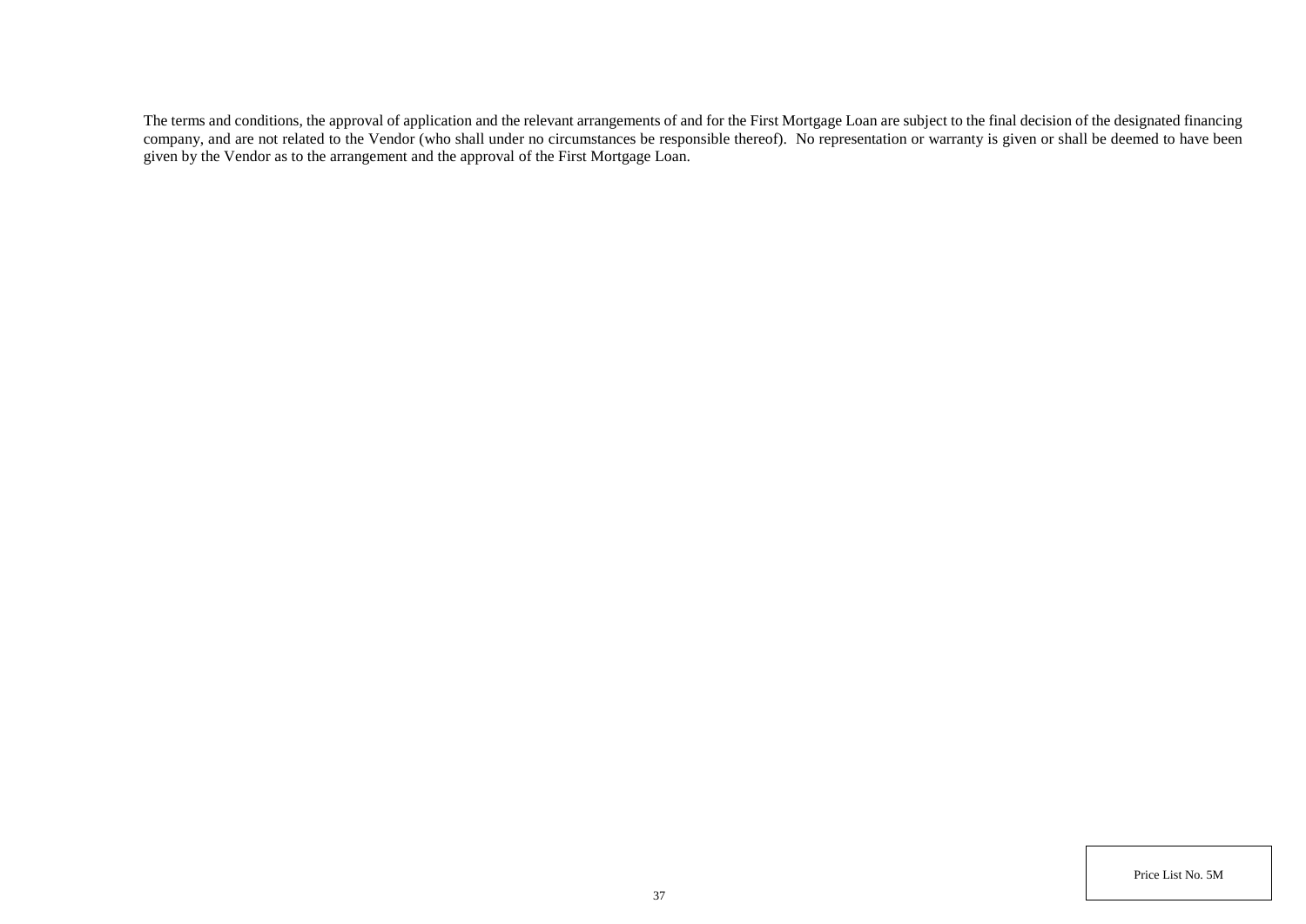The terms and conditions, the approval of application and the relevant arrangements of and for the First Mortgage Loan are subject to the final decision of the designated financing company, and are not related to the Vendor (who shall under no circumstances be responsible thereof). No representation or warranty is given or shall be deemed to have been given by the Vendor as to the arrangement and the approval of the First Mortgage Loan.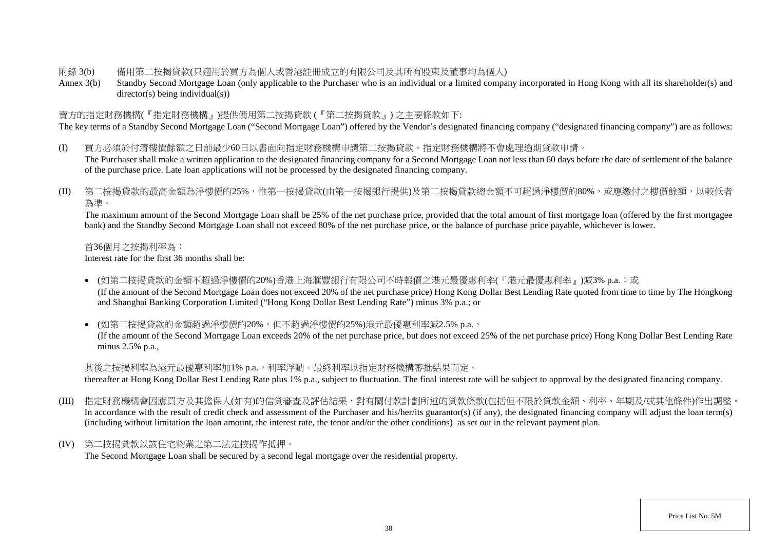附錄 3(b) 備用第二按揭貸款(只適用於買方為個人或香港註冊成立的有限公司及其所有股東及董事均為個人)

Annex 3(b) Standby Second Mortgage Loan (only applicable to the Purchaser who is an individual or a limited company incorporated in Hong Kong with all its shareholder(s) and director(s) being individual(s))

賣方的指定財務機構(『指定財務機構』)提供備用第二按揭貸款 (『第二按揭貸款』) 之主要條款如下:

The key terms of a Standby Second Mortgage Loan ("Second Mortgage Loan") offered by the Vendor's designated financing company ("designated financing company") are as follows:

(I) 買方必須於付清樓價餘額之日前最少60日以書面向指定財務機構申請第二按揭貸款。指定財務機構將不會處理逾期貸款申請。
The Purchaser shall make a written application to the designated financing company for a Second Mortgage Loan not less than 60 days before the date of settlement of the balance of the purchase price. Late loan applications will not be processed by the designated financing company.

(II) 第二按揭貸款的最高金額為淨樓價的25%，惟第一按揭貸款(由第一按揭銀行提供)及第二按揭貸款總金額不可超過淨樓價的80%，或應繳付之樓價餘額，以較低者為準。
The maximum amount of the Second Mortgage Loan shall be 25% of the net purchase price, provided that the total amount of first mortgage loan (offered by the first mortgagee bank) and the Standby Second Mortgage Loan shall not exceed 80% of the net purchase price, or the balance of purchase price payable, whichever is lower.

首36個月之按揭利率為：
Interest rate for the first 36 months shall be:

- (如第二按揭貸款的金額不超過淨樓價的20%)香港上海滙豐銀行有限公司不時報價之港元最優惠利率(『港元最優惠利率』)減3% p.a.；或
(If the amount of the Second Mortgage Loan does not exceed 20% of the net purchase price) Hong Kong Dollar Best Lending Rate quoted from time to time by The Hongkong and Shanghai Banking Corporation Limited ("Hong Kong Dollar Best Lending Rate") minus 3% p.a.; or

- (如第二按揭貸款的金額超過淨樓價的20%，但不超過淨樓價的25%)港元最優惠利率減2.5% p.a.，
(If the amount of the Second Mortgage Loan exceeds 20% of the net purchase price, but does not exceed 25% of the net purchase price) Hong Kong Dollar Best Lending Rate minus 2.5% p.a.,

其後之按揭利率為港元最優惠利率加1% p.a.，利率浮動。最終利率以指定財務機構審批結果而定。
thereafter at Hong Kong Dollar Best Lending Rate plus 1% p.a., subject to fluctuation. The final interest rate will be subject to approval by the designated financing company.

(III) 指定財務機構會因應買方及其擔保人(如有)的信貸審查及評估結果，對有關付款計劃所述的貸款條款(包括但不限於貸款金額、利率、年期及/或其他條件)作出調整。
In accordance with the result of credit check and assessment of the Purchaser and his/her/its guarantor(s) (if any), the designated financing company will adjust the loan term(s) (including without limitation the loan amount, the interest rate, the tenor and/or the other conditions) as set out in the relevant payment plan.

(IV) 第二按揭貸款以該住宅物業之第二法定按揭作抵押。
The Second Mortgage Loan shall be secured by a second legal mortgage over the residential property.

Price List No. 5M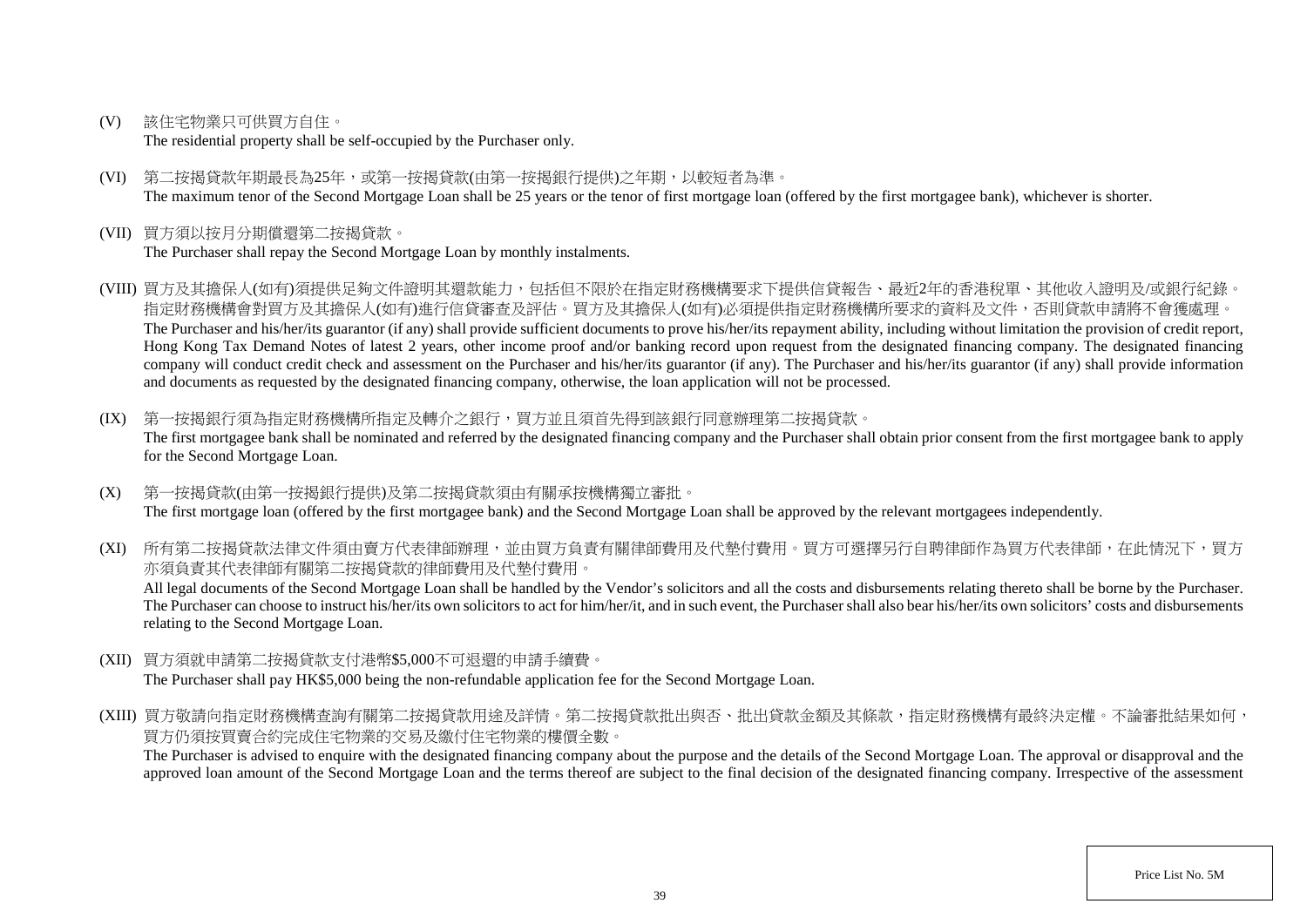(V) 該住宅物業只可供買方自住。
The residential property shall be self-occupied by the Purchaser only.

(VI) 第二按揭貸款年期最長為25年，或第一按揭貸款(由第一按揭銀行提供)之年期，以較短者為準。
The maximum tenor of the Second Mortgage Loan shall be 25 years or the tenor of first mortgage loan (offered by the first mortgagee bank), whichever is shorter.

(VII) 買方須以按月分期償還第二按揭貸款。
The Purchaser shall repay the Second Mortgage Loan by monthly instalments.

(VIII) 買方及其擔保人(如有)須提供足夠文件證明其還款能力，包括但不限於在指定財務機構要求下提供信貸報告、最近2年的香港稅單、其他收入證明及/或銀行紀錄。指定財務機構會對買方及其擔保人(如有)進行信貸審查及評估。買方及其擔保人(如有)必須提供指定財務機構所要求的資料及文件，否則貸款申請將不會獲處理。
The Purchaser and his/her/its guarantor (if any) shall provide sufficient documents to prove his/her/its repayment ability, including without limitation the provision of credit report, Hong Kong Tax Demand Notes of latest 2 years, other income proof and/or banking record upon request from the designated financing company. The designated financing company will conduct credit check and assessment on the Purchaser and his/her/its guarantor (if any). The Purchaser and his/her/its guarantor (if any) shall provide information and documents as requested by the designated financing company, otherwise, the loan application will not be processed.

(IX) 第一按揭銀行須為指定財務機構所指定及轉介之銀行，買方並且須首先得到該銀行同意辦理第二按揭貸款。
The first mortgagee bank shall be nominated and referred by the designated financing company and the Purchaser shall obtain prior consent from the first mortgagee bank to apply for the Second Mortgage Loan.

(X) 第一按揭貸款(由第一按揭銀行提供)及第二按揭貸款須由有關承按機構獨立審批。
The first mortgage loan (offered by the first mortgagee bank) and the Second Mortgage Loan shall be approved by the relevant mortgagees independently.

(XI) 所有第二按揭貸款法律文件須由賣方代表律師辦理，並由買方負責有關律師費用及代墊付費用。買方可選擇另行自聘律師作為買方代表律師，在此情況下，買方亦須負責其代表律師有關第二按揭貸款的律師費用及代墊付費用。
All legal documents of the Second Mortgage Loan shall be handled by the Vendor's solicitors and all the costs and disbursements relating thereto shall be borne by the Purchaser. The Purchaser can choose to instruct his/her/its own solicitors to act for him/her/it, and in such event, the Purchaser shall also bear his/her/its own solicitors' costs and disbursements relating to the Second Mortgage Loan.

(XII) 買方須就申請第二按揭貸款支付港幣$5,000不可退還的申請手續費。
The Purchaser shall pay HK$5,000 being the non-refundable application fee for the Second Mortgage Loan.

(XIII) 買方敬請向指定財務機構查詢有關第二按揭貸款用途及詳情。第二按揭貸款批出與否、批出貸款金額及其條款，指定財務機構有最終決定權。不論審批結果如何，買方仍須按買賣合約完成住宅物業的交易及繳付住宅物業的樓價全數。
The Purchaser is advised to enquire with the designated financing company about the purpose and the details of the Second Mortgage Loan. The approval or disapproval and the approved loan amount of the Second Mortgage Loan and the terms thereof are subject to the final decision of the designated financing company. Irrespective of the assessment

Price List No. 5M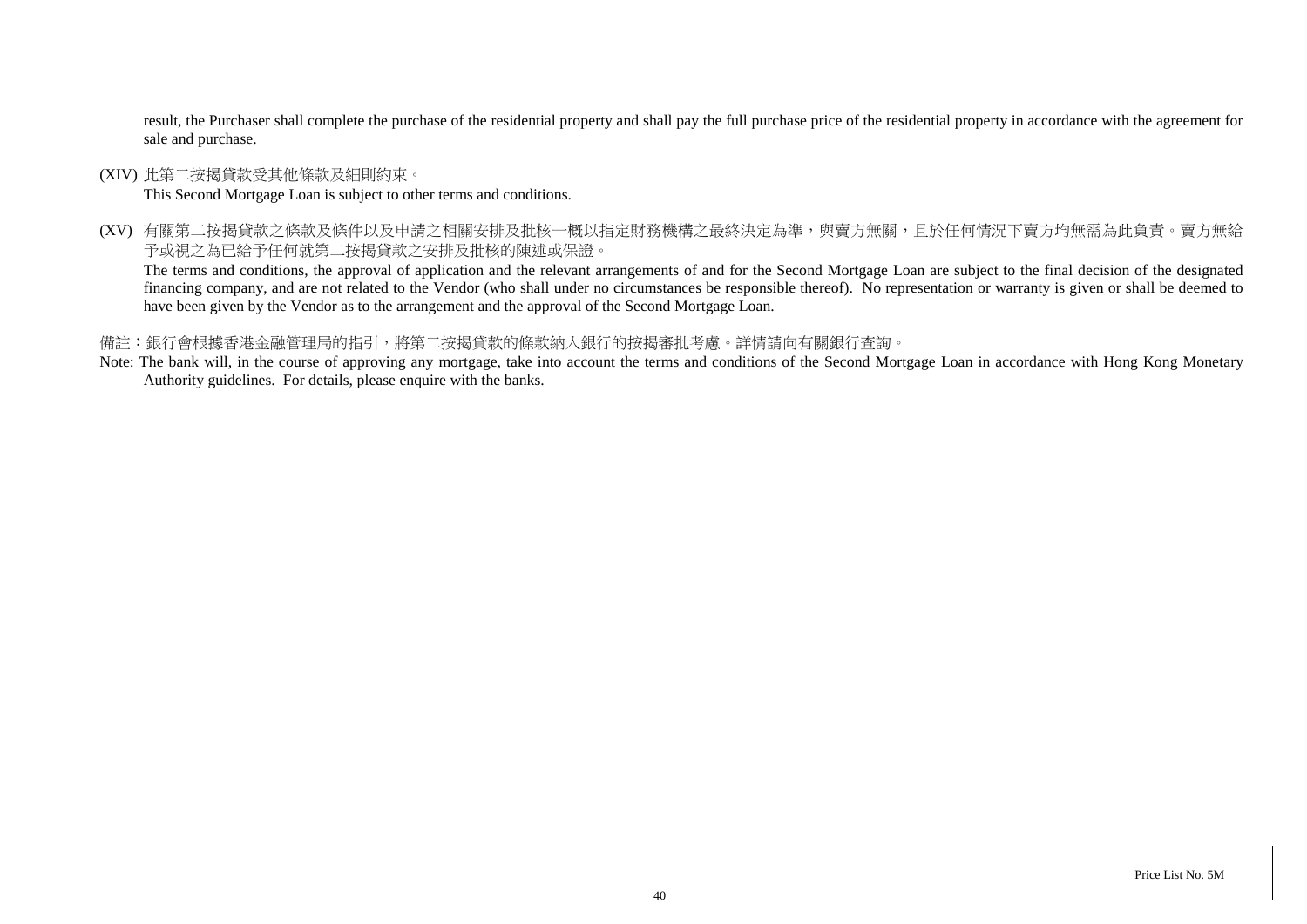result, the Purchaser shall complete the purchase of the residential property and shall pay the full purchase price of the residential property in accordance with the agreement for sale and purchase.

(XIV) 此第二按揭貸款受其他條款及細則約束。
This Second Mortgage Loan is subject to other terms and conditions.

(XV) 有關第二按揭貸款之條款及條件以及申請之相關安排及批核一概以指定財務機構之最終決定為準，與賣方無關，且於任何情況下賣方均無需為此負責。賣方無給予或視之為已給予任何就第二按揭貸款之安排及批核的陳述或保證。
The terms and conditions, the approval of application and the relevant arrangements of and for the Second Mortgage Loan are subject to the final decision of the designated financing company, and are not related to the Vendor (who shall under no circumstances be responsible thereof). No representation or warranty is given or shall be deemed to have been given by the Vendor as to the arrangement and the approval of the Second Mortgage Loan.

備註：銀行會根據香港金融管理局的指引，將第二按揭貸款的條款納入銀行的按揭審批考慮。詳情請向有關銀行查詢。

Note: The bank will, in the course of approving any mortgage, take into account the terms and conditions of the Second Mortgage Loan in accordance with Hong Kong Monetary Authority guidelines. For details, please enquire with the banks.

Price List No. 5M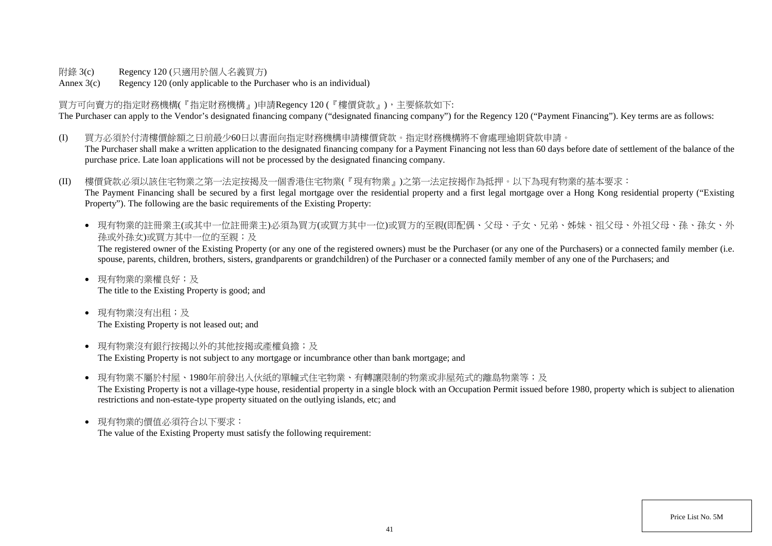附錄 3(c)　　Regency 120 (只適用於個人名義買方)

Annex 3(c)　　Regency 120 (only applicable to the Purchaser who is an individual)

買方可向賣方的指定財務機構(『指定財務機構』)申請Regency 120 (『樓價貸款』)，主要條款如下:

The Purchaser can apply to the Vendor's designated financing company ("designated financing company") for the Regency 120 ("Payment Financing"). Key terms are as follows:

(I) 買方必須於付清樓價餘額之日前最少60日以書面向指定財務機構申請樓價貸款。指定財務機構將不會處理逾期貸款申請。
The Purchaser shall make a written application to the designated financing company for a Payment Financing not less than 60 days before date of settlement of the balance of the purchase price. Late loan applications will not be processed by the designated financing company.

(II) 樓價貸款必須以該住宅物業之第一法定按揭及一個香港住宅物業(『現有物業』)之第一法定按揭作為抵押。以下為現有物業的基本要求：
The Payment Financing shall be secured by a first legal mortgage over the residential property and a first legal mortgage over a Hong Kong residential property ("Existing Property"). The following are the basic requirements of the Existing Property:

- 現有物業的註冊業主(或其中一位註冊業主)必須為買方(或買方其中一位)或買方的至親(即配偶、父母、子女、兄弟、姊妹、祖父母、外祖父母、孫、孫女、外孫或外孫女)或買方其中一位的至親；及
The registered owner of the Existing Property (or any one of the registered owners) must be the Purchaser (or any one of the Purchasers) or a connected family member (i.e. spouse, parents, children, brothers, sisters, grandparents or grandchildren) of the Purchaser or a connected family member of any one of the Purchasers; and

- 現有物業的業權良好；及
The title to the Existing Property is good; and

- 現有物業沒有出租；及
The Existing Property is not leased out; and

- 現有物業沒有銀行按揭以外的其他按揭或產權負擔；及
The Existing Property is not subject to any mortgage or incumbrance other than bank mortgage; and

- 現有物業不屬於村屋、1980年前發出入伙紙的單幢式住宅物業、有轉讓限制的物業或非屋苑式的離島物業等；及
The Existing Property is not a village-type house, residential property in a single block with an Occupation Permit issued before 1980, property which is subject to alienation restrictions and non-estate-type property situated on the outlying islands, etc; and

- 現有物業的價值必須符合以下要求：
The value of the Existing Property must satisfy the following requirement:

Price List No. 5M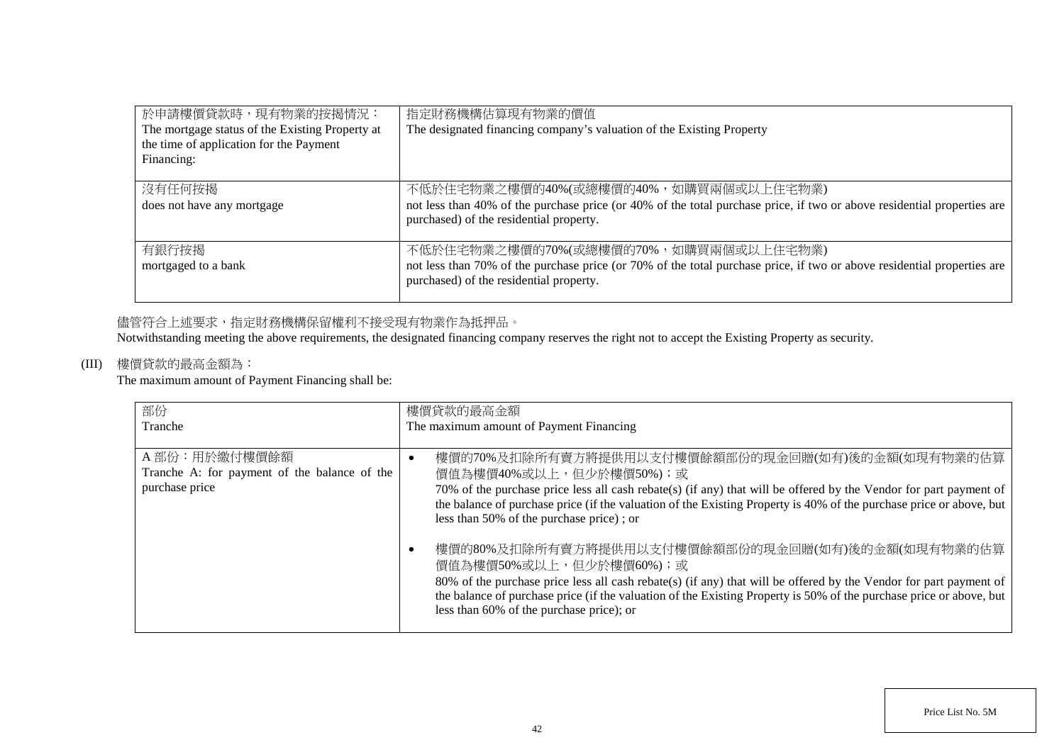| 於申請樓價貸款時，現有物業的按揭情況：<br>The mortgage status of the Existing Property at the time of application for the Payment Financing: | 指定財務機構估算現有物業的價值<br>The designated financing company's valuation of the Existing Property |
|---|---|
| 沒有任何按揭<br>does not have any mortgage | 不低於住宅物業之樓價的40%(或總樓價的40%，如購買兩個或以上住宅物業)<br>not less than 40% of the purchase price (or 40% of the total purchase price, if two or above residential properties are purchased) of the residential property. |
| 有銀行按揭<br>mortgaged to a bank | 不低於住宅物業之樓價的70%(或總樓價的70%，如購買兩個或以上住宅物業)<br>not less than 70% of the purchase price (or 70% of the total purchase price, if two or above residential properties are purchased) of the residential property. |

儘管符合上述要求，指定財務機構保留權利不接受現有物業作為抵押品。
Notwithstanding meeting the above requirements, the designated financing company reserves the right not to accept the Existing Property as security.

(III) 樓價貸款的最高金額為：
The maximum amount of Payment Financing shall be:

| 部份<br>Tranche | 樓價貸款的最高金額<br>The maximum amount of Payment Financing |
|---|---|
| A 部份：用於繳付樓價餘額<br>Tranche A: for payment of the balance of the purchase price | • 樓價的70%及扣除所有賣方將提供用以支付樓價餘額部份的現金回贈(如有)後的金額(如現有物業的估算價值為樓價40%或以上，但少於樓價50%)；或<br>70% of the purchase price less all cash rebate(s) (if any) that will be offered by the Vendor for part payment of the balance of purchase price (if the valuation of the Existing Property is 40% of the purchase price or above, but less than 50% of the purchase price) ; or<br><br>• 樓價的80%及扣除所有賣方將提供用以支付樓價餘額部份的現金回贈(如有)後的金額(如現有物業的估算價值為樓價50%或以上，但少於樓價60%)；或<br>80% of the purchase price less all cash rebate(s) (if any) that will be offered by the Vendor for part payment of the balance of purchase price (if the valuation of the Existing Property is 50% of the purchase price or above, but less than 60% of the purchase price); or |

Price List No. 5M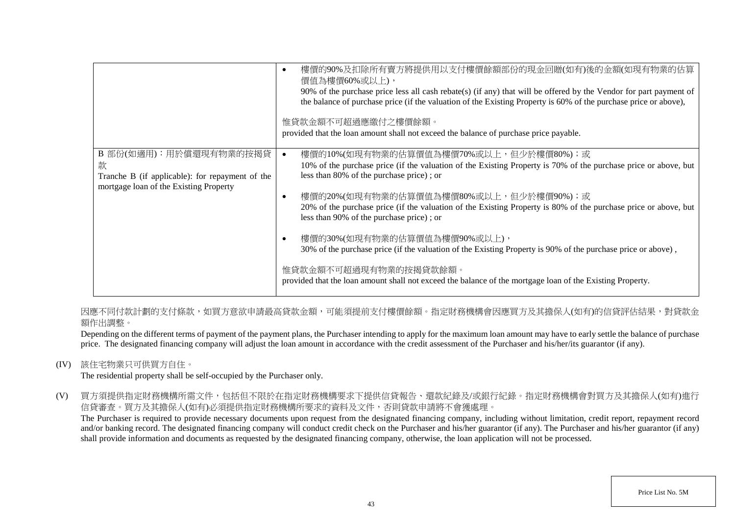| | |
|---|---|
| | • 樓價的90%及扣除所有賣方將提供用以支付樓價餘額部份的現金回贈(如有)後的金額(如現有物業的估算價值為樓價60%或以上)，<br>90% of the purchase price less all cash rebate(s) (if any) that will be offered by the Vendor for part payment of the balance of purchase price (if the valuation of the Existing Property is 60% of the purchase price or above),<br><br>惟貸款金額不可超過應繳付之樓價餘額。<br>provided that the loan amount shall not exceed the balance of purchase price payable. |
| B 部份(如適用)：用於償還現有物業的按揭貸款<br>Tranche B (if applicable): for repayment of the mortgage loan of the Existing Property | • 樓價的10%(如現有物業的估算價值為樓價70%或以上，但少於樓價80%)；或<br>10% of the purchase price (if the valuation of the Existing Property is 70% of the purchase price or above, but less than 80% of the purchase price) ; or<br><br>• 樓價的20%(如現有物業的估算價值為樓價80%或以上，但少於樓價90%)；或<br>20% of the purchase price (if the valuation of the Existing Property is 80% of the purchase price or above, but less than 90% of the purchase price) ; or<br><br>• 樓價的30%(如現有物業的估算價值為樓價90%或以上)，<br>30% of the purchase price (if the valuation of the Existing Property is 90% of the purchase price or above) ,<br><br>惟貸款金額不可超過現有物業的按揭貸款餘額。<br>provided that the loan amount shall not exceed the balance of the mortgage loan of the Existing Property. |

因應不同付款計劃的支付條款，如買方意欲申請最高貸款金額，可能須提前支付樓價餘額。指定財務機構會因應買方及其擔保人(如有)的信貸評估結果，對貸款金額作出調整。

Depending on the different terms of payment of the payment plans, the Purchaser intending to apply for the maximum loan amount may have to early settle the balance of purchase price. The designated financing company will adjust the loan amount in accordance with the credit assessment of the Purchaser and his/her/its guarantor (if any).

(IV) 該住宅物業只可供買方自住。
The residential property shall be self-occupied by the Purchaser only.

(V) 買方須提供指定財務機構所需文件，包括但不限於在指定財務機構要求下提供信貸報告、還款紀錄及/或銀行紀錄。指定財務機構會對買方及其擔保人(如有)進行信貸審查。買方及其擔保人(如有)必須提供指定財務機構所要求的資料及文件，否則貸款申請將不會獲處理。
The Purchaser is required to provide necessary documents upon request from the designated financing company, including without limitation, credit report, repayment record and/or banking record. The designated financing company will conduct credit check on the Purchaser and his/her guarantor (if any). The Purchaser and his/her guarantor (if any) shall provide information and documents as requested by the designated financing company, otherwise, the loan application will not be processed.

Price List No. 5M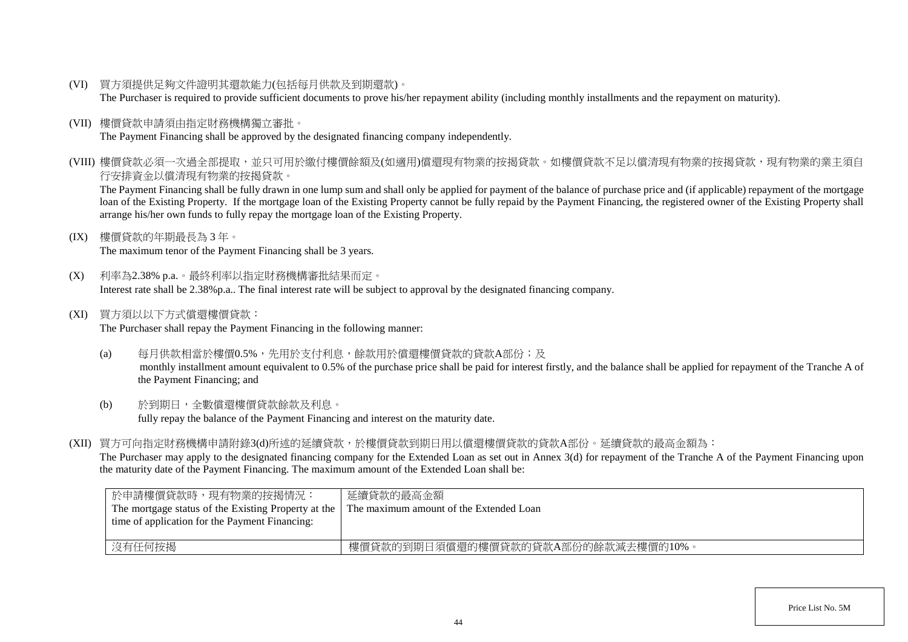(VI) 買方須提供足夠文件證明其還款能力(包括每月供款及到期還款)。
The Purchaser is required to provide sufficient documents to prove his/her repayment ability (including monthly installments and the repayment on maturity).

(VII) 樓價貸款申請須由指定財務機構獨立審批。
The Payment Financing shall be approved by the designated financing company independently.

(VIII) 樓價貸款必須一次過全部提取，並只可用於繳付樓價餘額及(如適用)償還現有物業的按揭貸款。如樓價貸款不足以償清現有物業的按揭貸款，現有物業的業主須自行安排資金以償清現有物業的按揭貸款。
The Payment Financing shall be fully drawn in one lump sum and shall only be applied for payment of the balance of purchase price and (if applicable) repayment of the mortgage loan of the Existing Property. If the mortgage loan of the Existing Property cannot be fully repaid by the Payment Financing, the registered owner of the Existing Property shall arrange his/her own funds to fully repay the mortgage loan of the Existing Property.

(IX) 樓價貸款的年期最長為 3 年。
The maximum tenor of the Payment Financing shall be 3 years.

(X) 利率為2.38% p.a.。最終利率以指定財務機構審批結果而定。
Interest rate shall be 2.38%p.a.. The final interest rate will be subject to approval by the designated financing company.

(XI) 買方須以以下方式償還樓價貸款：
The Purchaser shall repay the Payment Financing in the following manner:

(a) 每月供款相當於樓價0.5%，先用於支付利息，餘款用於償還樓價貸款的貸款A部份；及
monthly installment amount equivalent to 0.5% of the purchase price shall be paid for interest firstly, and the balance shall be applied for repayment of the Tranche A of the Payment Financing; and

(b) 於到期日，全數償還樓價貸款餘款及利息。
fully repay the balance of the Payment Financing and interest on the maturity date.

(XII) 買方可向指定財務機構申請附錄3(d)所述的延續貸款，於樓價貸款到期日用以償還樓價貸款的貸款A部份。延續貸款的最高金額為：
The Purchaser may apply to the designated financing company for the Extended Loan as set out in Annex 3(d) for repayment of the Tranche A of the Payment Financing upon the maturity date of the Payment Financing. The maximum amount of the Extended Loan shall be:

| 於申請樓價貸款時，現有物業的按揭情況：<br>The mortgage status of the Existing Property at the time of application for the Payment Financing: | 延續貸款的最高金額<br>The maximum amount of the Extended Loan |
|---|---|
| 沒有任何按揭 | 樓價貸款的到期日須償還的樓價貸款的貸款A部份的餘款減去樓價的10%。 |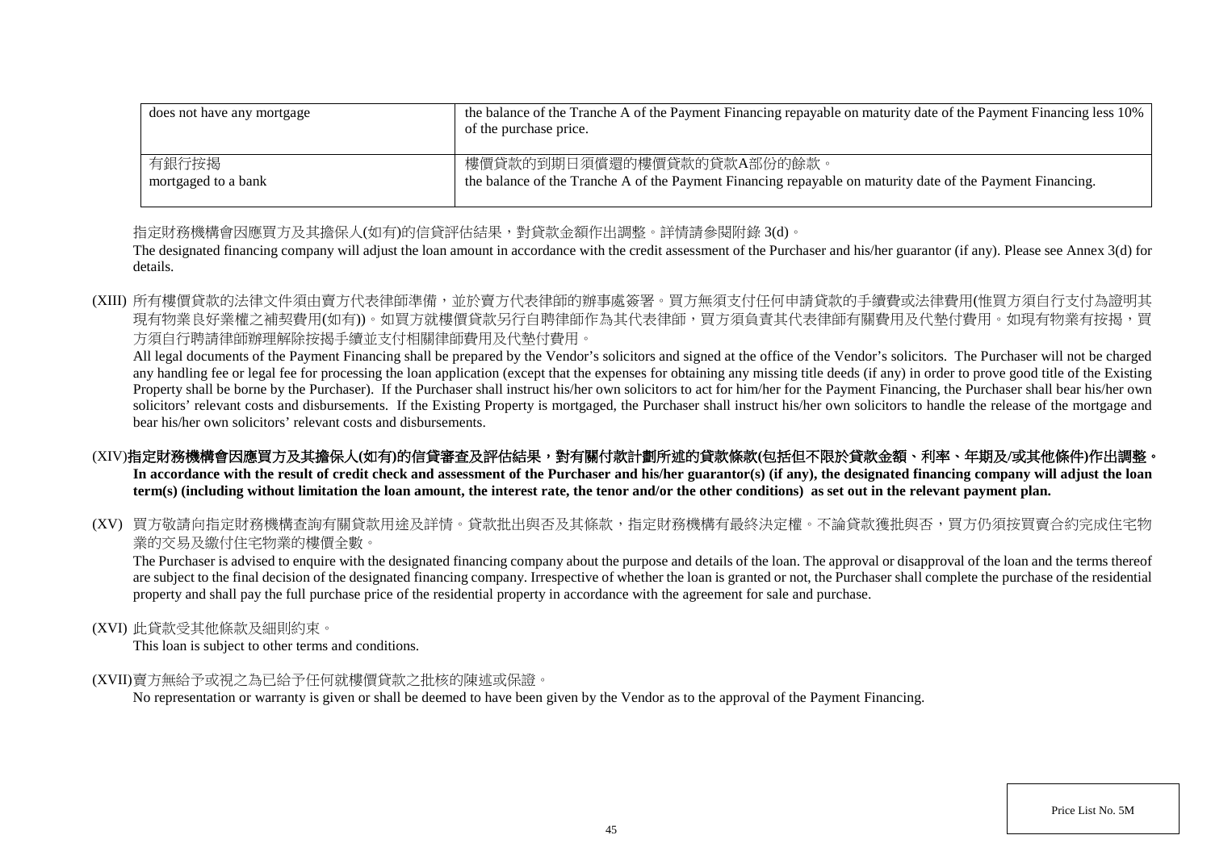| does not have any mortgage | the balance of the Tranche A of the Payment Financing repayable on maturity date of the Payment Financing less 10% of the purchase price. |
|---|---|
| 有銀行按揭<br>mortgaged to a bank | 樓價貸款的到期日須償還的樓價貸款的貸款A部份的餘款。<br>the balance of the Tranche A of the Payment Financing repayable on maturity date of the Payment Financing. |

指定財務機構會因應買方及其擔保人(如有)的信貸評估結果，對貸款金額作出調整。詳情請參閱附錄 3(d)。

The designated financing company will adjust the loan amount in accordance with the credit assessment of the Purchaser and his/her guarantor (if any). Please see Annex 3(d) for details.

(XIII) 所有樓價貸款的法律文件須由賣方代表律師準備，並於賣方代表律師的辦事處簽署。買方無須支付任何申請貸款的手續費或法律費用(惟買方須自行支付為證明其現有物業良好業權之補契費用(如有))。如買方就樓價貸款另行自聘律師作為其代表律師，買方須負責其代表律師有關費用及代墊付費用。如現有物業有按揭，買方須自行聘請律師辦理解除按揭手續並支付相關律師費用及代墊付費用。

All legal documents of the Payment Financing shall be prepared by the Vendor's solicitors and signed at the office of the Vendor's solicitors. The Purchaser will not be charged any handling fee or legal fee for processing the loan application (except that the expenses for obtaining any missing title deeds (if any) in order to prove good title of the Existing Property shall be borne by the Purchaser). If the Purchaser shall instruct his/her own solicitors to act for him/her for the Payment Financing, the Purchaser shall bear his/her own solicitors' relevant costs and disbursements. If the Existing Property is mortgaged, the Purchaser shall instruct his/her own solicitors to handle the release of the mortgage and bear his/her own solicitors' relevant costs and disbursements.

(XIV) **指定財務機構會因應買方及其擔保人(如有)的信貸審查及評估結果，對有關付款計劃所述的貸款條款(包括但不限於貸款金額、利率、年期及/或其他條件)作出調整。**
**In accordance with the result of credit check and assessment of the Purchaser and his/her guarantor(s) (if any), the designated financing company will adjust the loan term(s) (including without limitation the loan amount, the interest rate, the tenor and/or the other conditions) as set out in the relevant payment plan.**

(XV) 買方敬請向指定財務機構查詢有關貸款用途及詳情。貸款批出與否及其條款，指定財務機構有最終決定權。不論貸款獲批與否，買方仍須按買賣合約完成住宅物業的交易及繳付住宅物業的樓價全數。

The Purchaser is advised to enquire with the designated financing company about the purpose and details of the loan. The approval or disapproval of the loan and the terms thereof are subject to the final decision of the designated financing company. Irrespective of whether the loan is granted or not, the Purchaser shall complete the purchase of the residential property and shall pay the full purchase price of the residential property in accordance with the agreement for sale and purchase.

(XVI) 此貸款受其他條款及細則約束。

This loan is subject to other terms and conditions.

(XVII) 賣方無給予或視之為已給予任何就樓價貸款之批核的陳述或保證。

No representation or warranty is given or shall be deemed to have been given by the Vendor as to the approval of the Payment Financing.

Price List No. 5M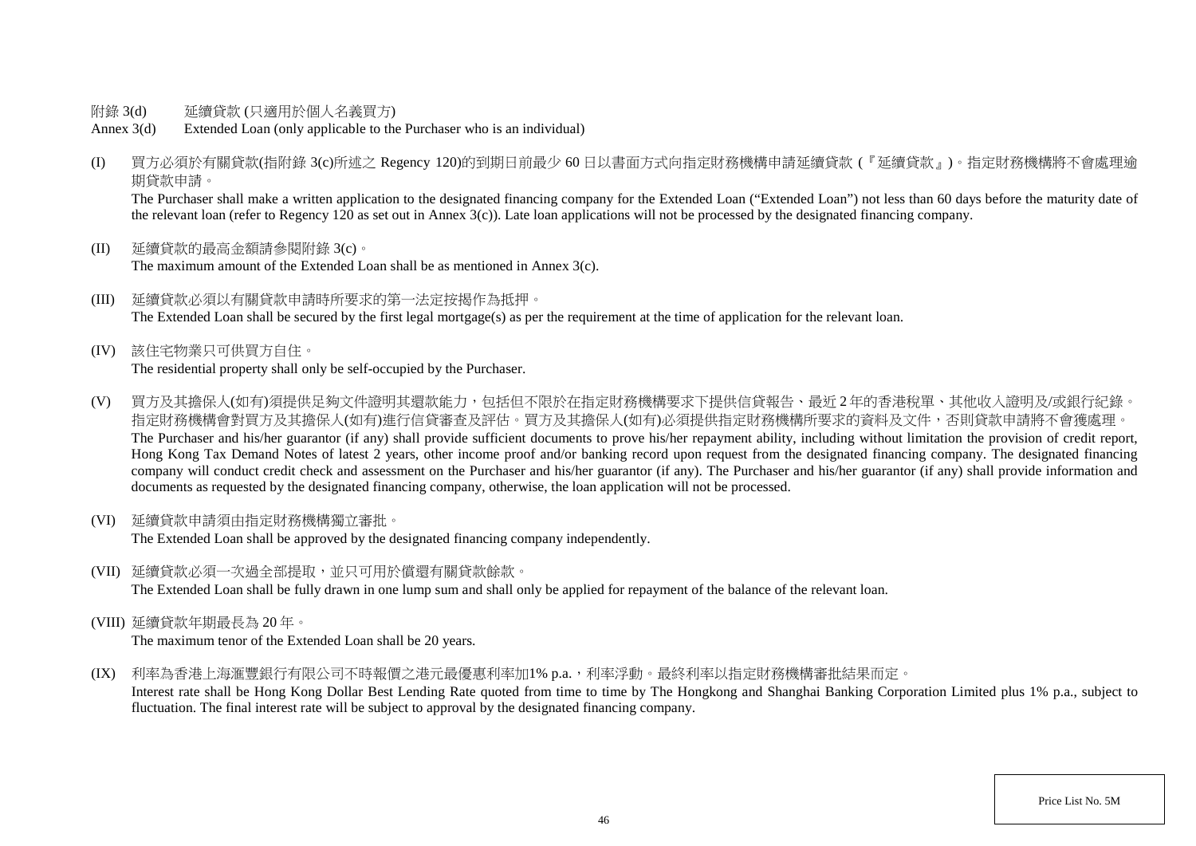附錄 3(d)　延續貸款 (只適用於個人名義買方)

Annex 3(d)　Extended Loan (only applicable to the Purchaser who is an individual)

(I) 買方必須於有關貸款(指附錄 3(c)所述之 Regency 120)的到期日前最少 60 日以書面方式向指定財務機構申請延續貸款 (『延續貸款』)。指定財務機構將不會處理逾期貸款申請。
The Purchaser shall make a written application to the designated financing company for the Extended Loan ("Extended Loan") not less than 60 days before the maturity date of the relevant loan (refer to Regency 120 as set out in Annex 3(c)). Late loan applications will not be processed by the designated financing company.

(II) 延續貸款的最高金額請參閱附錄 3(c)。
The maximum amount of the Extended Loan shall be as mentioned in Annex 3(c).

(III) 延續貸款必須以有關貸款申請時所要求的第一法定按揭作為抵押。
The Extended Loan shall be secured by the first legal mortgage(s) as per the requirement at the time of application for the relevant loan.

(IV) 該住宅物業只可供買方自住。
The residential property shall only be self-occupied by the Purchaser.

(V) 買方及其擔保人(如有)須提供足夠文件證明其還款能力，包括但不限於在指定財務機構要求下提供信貸報告、最近 2 年的香港稅單、其他收入證明及/或銀行紀錄。指定財務機構會對買方及其擔保人(如有)進行信貸審查及評估。買方及其擔保人(如有)必須提供指定財務機構所要求的資料及文件，否則貸款申請將不會獲處理。
The Purchaser and his/her guarantor (if any) shall provide sufficient documents to prove his/her repayment ability, including without limitation the provision of credit report, Hong Kong Tax Demand Notes of latest 2 years, other income proof and/or banking record upon request from the designated financing company. The designated financing company will conduct credit check and assessment on the Purchaser and his/her guarantor (if any). The Purchaser and his/her guarantor (if any) shall provide information and documents as requested by the designated financing company, otherwise, the loan application will not be processed.

(VI) 延續貸款申請須由指定財務機構獨立審批。
The Extended Loan shall be approved by the designated financing company independently.

(VII) 延續貸款必須一次過全部提取，並只可用於償還有關貸款餘款。
The Extended Loan shall be fully drawn in one lump sum and shall only be applied for repayment of the balance of the relevant loan.

(VIII) 延續貸款年期最長為 20 年。
The maximum tenor of the Extended Loan shall be 20 years.

(IX) 利率為香港上海滙豐銀行有限公司不時報價之港元最優惠利率加1% p.a.，利率浮動。最終利率以指定財務機構審批結果而定。
Interest rate shall be Hong Kong Dollar Best Lending Rate quoted from time to time by The Hongkong and Shanghai Banking Corporation Limited plus 1% p.a., subject to fluctuation. The final interest rate will be subject to approval by the designated financing company.

Price List No. 5M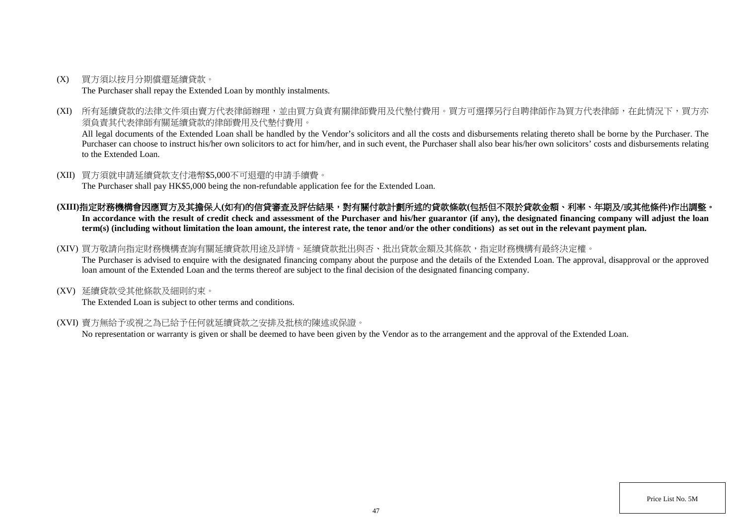(X) 買方須以按月分期償還延續貸款。

The Purchaser shall repay the Extended Loan by monthly instalments.

(XI) 所有延續貸款的法律文件須由賣方代表律師辦理，並由買方負責有關律師費用及代墊付費用。買方可選擇另行自聘律師作為買方代表律師，在此情況下，買方亦須負責其代表律師有關延續貸款的律師費用及代墊付費用。

All legal documents of the Extended Loan shall be handled by the Vendor's solicitors and all the costs and disbursements relating thereto shall be borne by the Purchaser. The Purchaser can choose to instruct his/her own solicitors to act for him/her, and in such event, the Purchaser shall also bear his/her own solicitors' costs and disbursements relating to the Extended Loan.

(XII) 買方須就申請延續貸款支付港幣$5,000不可退還的申請手續費。

The Purchaser shall pay HK$5,000 being the non-refundable application fee for the Extended Loan.

**(XIII)指定財務機構會因應買方及其擔保人(如有)的信貸審查及評估結果，對有關付款計劃所述的貸款條款(包括但不限於貸款金額、利率、年期及/或其他條件)作出調整。**

**In accordance with the result of credit check and assessment of the Purchaser and his/her guarantor (if any), the designated financing company will adjust the loan term(s) (including without limitation the loan amount, the interest rate, the tenor and/or the other conditions) as set out in the relevant payment plan.**

(XIV) 買方敬請向指定財務機構查詢有關延續貸款用途及詳情。延續貸款批出與否、批出貸款金額及其條款，指定財務機構有最終決定權。

The Purchaser is advised to enquire with the designated financing company about the purpose and the details of the Extended Loan. The approval, disapproval or the approved loan amount of the Extended Loan and the terms thereof are subject to the final decision of the designated financing company.

(XV) 延續貸款受其他條款及細則約束。

The Extended Loan is subject to other terms and conditions.

(XVI) 賣方無給予或視之為已給予任何就延續貸款之安排及批核的陳述或保證。

No representation or warranty is given or shall be deemed to have been given by the Vendor as to the arrangement and the approval of the Extended Loan.

Price List No. 5M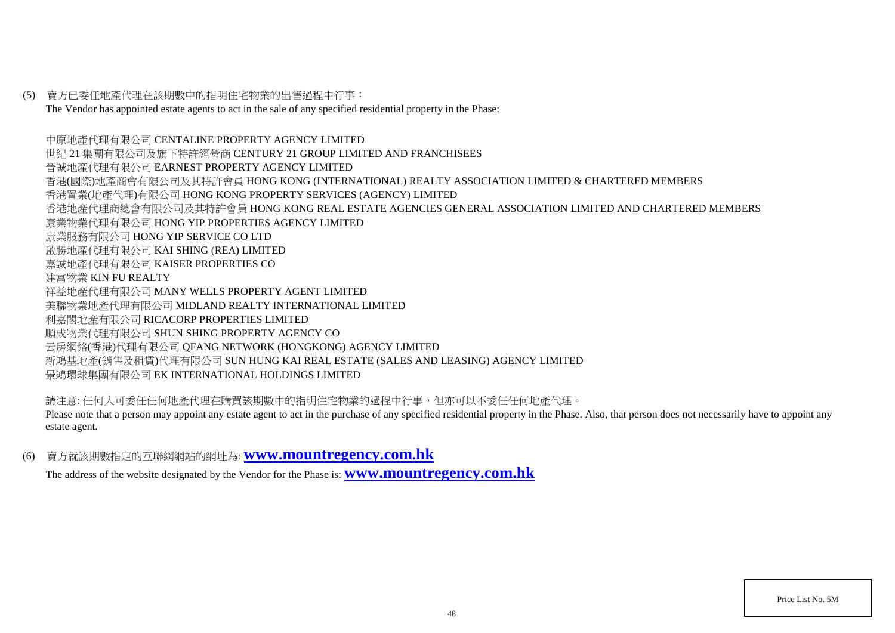(5) 賣方已委任地產代理在該期數中的指明住宅物業的出售過程中行事：
The Vendor has appointed estate agents to act in the sale of any specified residential property in the Phase:

中原地產代理有限公司 CENTALINE PROPERTY AGENCY LIMITED
世紀 21 集團有限公司及旗下特許經營商 CENTURY 21 GROUP LIMITED AND FRANCHISEES
晉誠地產代理有限公司 EARNEST PROPERTY AGENCY LIMITED
香港(國際)地產商會有限公司及其特許會員 HONG KONG (INTERNATIONAL) REALTY ASSOCIATION LIMITED & CHARTERED MEMBERS
香港置業(地產代理)有限公司 HONG KONG PROPERTY SERVICES (AGENCY) LIMITED
香港地產代理商總會有限公司及其特許會員 HONG KONG REAL ESTATE AGENCIES GENERAL ASSOCIATION LIMITED AND CHARTERED MEMBERS
康業物業代理有限公司 HONG YIP PROPERTIES AGENCY LIMITED
康業服務有限公司 HONG YIP SERVICE CO LTD
啟勝地產代理有限公司 KAI SHING (REA) LIMITED
嘉誠地產代理有限公司 KAISER PROPERTIES CO
建富物業 KIN FU REALTY
祥益地產代理有限公司 MANY WELLS PROPERTY AGENT LIMITED
美聯物業地產代理有限公司 MIDLAND REALTY INTERNATIONAL LIMITED
利嘉閣地產有限公司 RICACORP PROPERTIES LIMITED
順成物業代理有限公司 SHUN SHING PROPERTY AGENCY CO
云房網絡(香港)代理有限公司 QFANG NETWORK (HONGKONG) AGENCY LIMITED
新鴻基地產(銷售及租賃)代理有限公司 SUN HUNG KAI REAL ESTATE (SALES AND LEASING) AGENCY LIMITED
景鴻環球集團有限公司 EK INTERNATIONAL HOLDINGS LIMITED

請注意: 任何人可委任任何地產代理在購買該期數中的指明住宅物業的過程中行事，但亦可以不委任任何地產代理。
Please note that a person may appoint any estate agent to act in the purchase of any specified residential property in the Phase. Also, that person does not necessarily have to appoint any estate agent.

(6) 賣方就該期數指定的互聯網網站的網址為: **www.mountregency.com.hk**
The address of the website designated by the Vendor for the Phase is: **www.mountregency.com.hk**

Price List No. 5M